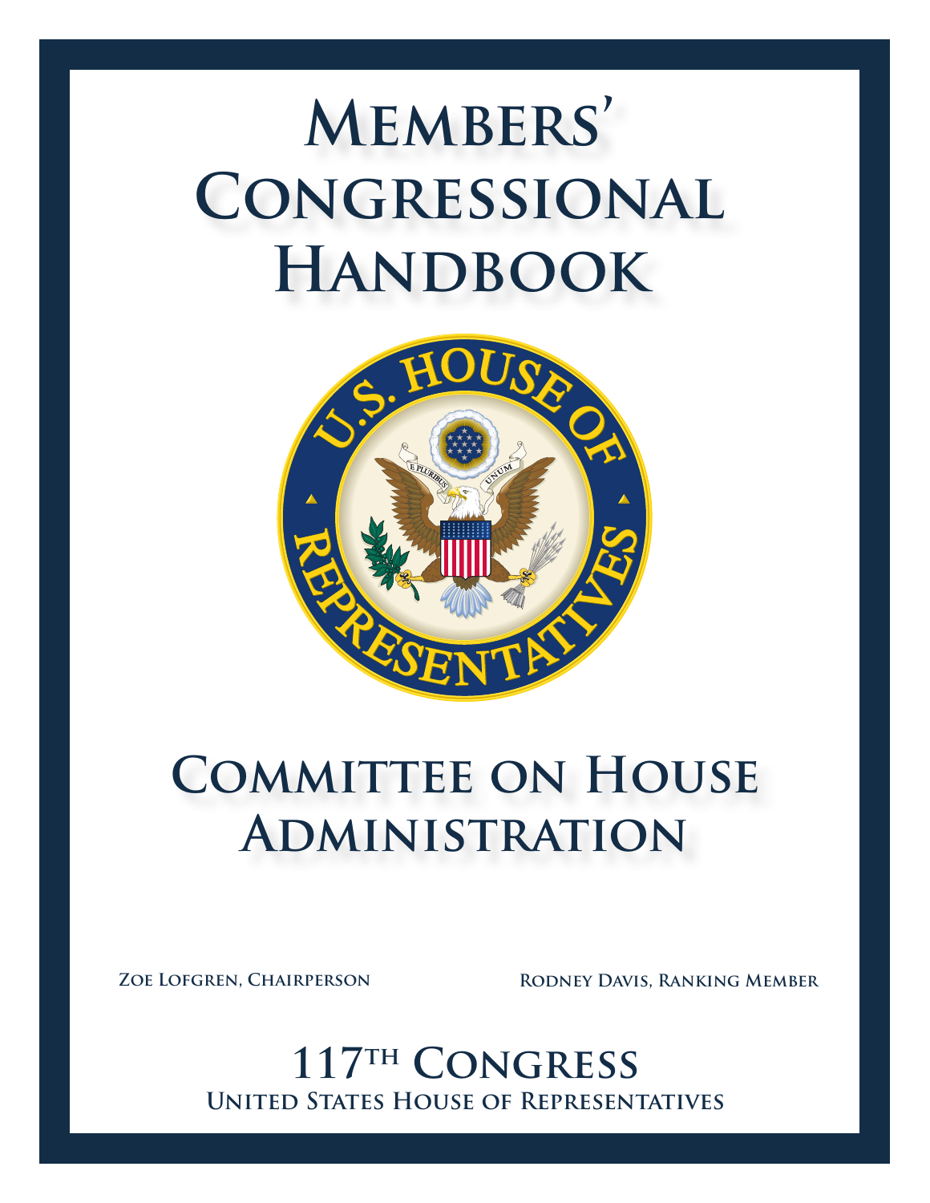# Members' Congressional Handbook

## Committee on House Administration

**Zoe Lofgren, Chairperson** **Rodney Davis, Ranking Member**

## 117th Congress

**United States House of Representatives**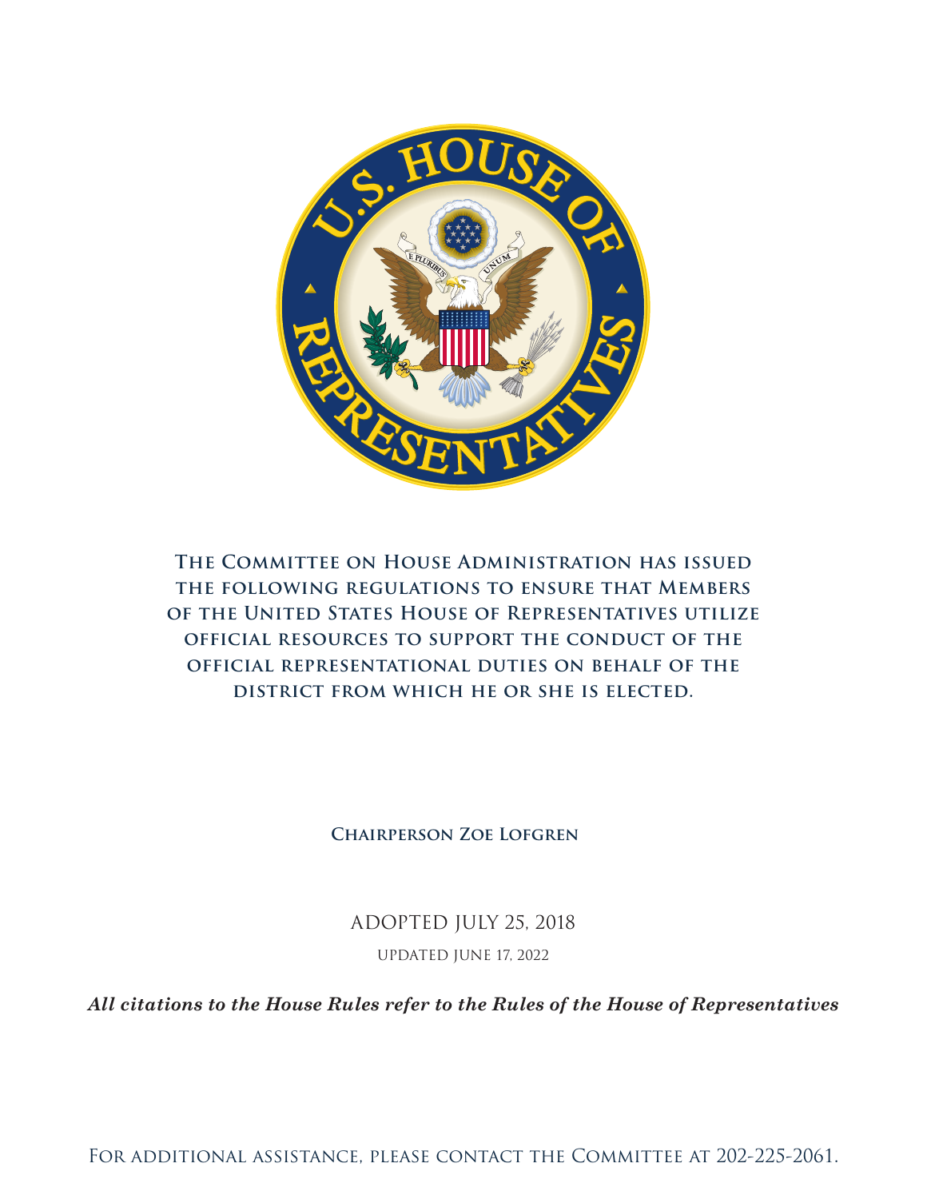**The Committee on House Administration has issued the following regulations to ensure that Members of the United States House of Representatives utilize official resources to support the conduct of the official representational duties on behalf of the district from which he or she is elected.**

**Chairperson Zoe Lofgren**

ADOPTED JULY 25, 2018

UPDATED JUNE 17, 2022

***All citations to the House Rules refer to the Rules of the House of Representatives***

For additional assistance, please contact the Committee at 202-225-2061.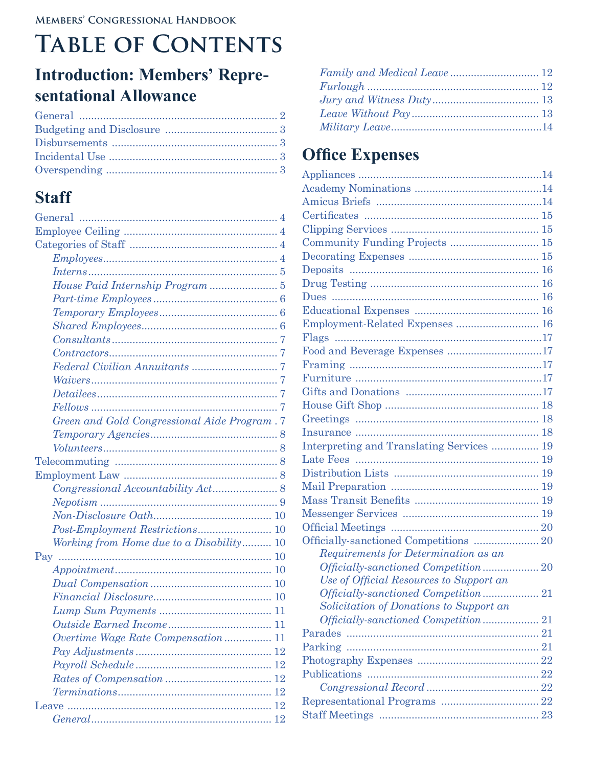# Table of Contents

## Introduction: Members' Representational Allowance

- General .......... 2
- Budgeting and Disclosure .......... 3
- Disbursements .......... 3
- Incidental Use .......... 3
- Overspending .......... 3

## Staff

- General .......... 4
- Employee Ceiling .......... 4
- Categories of Staff .......... 4
  - *Employees* .......... 4
  - *Interns* .......... 5
  - *House Paid Internship Program* .......... 5
  - *Part-time Employees* .......... 6
  - *Temporary Employees* .......... 6
  - *Shared Employees* .......... 6
  - *Consultants* .......... 7
  - *Contractors* .......... 7
  - *Federal Civilian Annuitants* .......... 7
  - *Waivers* .......... 7
  - *Detailees* .......... 7
  - *Fellows* .......... 7
  - *Green and Gold Congressional Aide Program* .......... 7
  - *Temporary Agencies* .......... 8
  - *Volunteers* .......... 8
- Telecommuting .......... 8
- Employment Law .......... 8
  - *Congressional Accountability Act* .......... 8
  - *Nepotism* .......... 9
  - *Non-Disclosure Oath* .......... 10
  - *Post-Employment Restrictions* .......... 10
  - *Working from Home due to a Disability* .......... 10
- Pay .......... 10
  - *Appointment* .......... 10
  - *Dual Compensation* .......... 10
  - *Financial Disclosure* .......... 10
  - *Lump Sum Payments* .......... 11
  - *Outside Earned Income* .......... 11
  - *Overtime Wage Rate Compensation* .......... 11
  - *Pay Adjustments* .......... 12
  - *Payroll Schedule* .......... 12
  - *Rates of Compensation* .......... 12
  - *Terminations* .......... 12
- Leave .......... 12
  - *General* .......... 12
  - *Family and Medical Leave* .......... 12
  - *Furlough* .......... 12
  - *Jury and Witness Duty* .......... 13
  - *Leave Without Pay* .......... 13
  - *Military Leave* .......... 14

## Office Expenses

- Appliances .......... 14
- Academy Nominations .......... 14
- Amicus Briefs .......... 14
- Certificates .......... 15
- Clipping Services .......... 15
- Community Funding Projects .......... 15
- Decorating Expenses .......... 15
- Deposits .......... 16
- Drug Testing .......... 16
- Dues .......... 16
- Educational Expenses .......... 16
- Employment-Related Expenses .......... 16
- Flags .......... 17
- Food and Beverage Expenses .......... 17
- Framing .......... 17
- Furniture .......... 17
- Gifts and Donations .......... 17
- House Gift Shop .......... 18
- Greetings .......... 18
- Insurance .......... 18
- Interpreting and Translating Services .......... 19
- Late Fees .......... 19
- Distribution Lists .......... 19
- Mail Preparation .......... 19
- Mass Transit Benefits .......... 19
- Messenger Services .......... 19
- Official Meetings .......... 20
- Officially-sanctioned Competitions .......... 20
  - *Requirements for Determination as an Officially-sanctioned Competition* .......... 20
  - *Use of Official Resources to Support an Officially-sanctioned Competition* .......... 21
  - *Solicitation of Donations to Support an Officially-sanctioned Competition* .......... 21
- Parades .......... 21
- Parking .......... 21
- Photography Expenses .......... 22
- Publications .......... 22
  - *Congressional Record* .......... 22
- Representational Programs .......... 22
- Staff Meetings .......... 23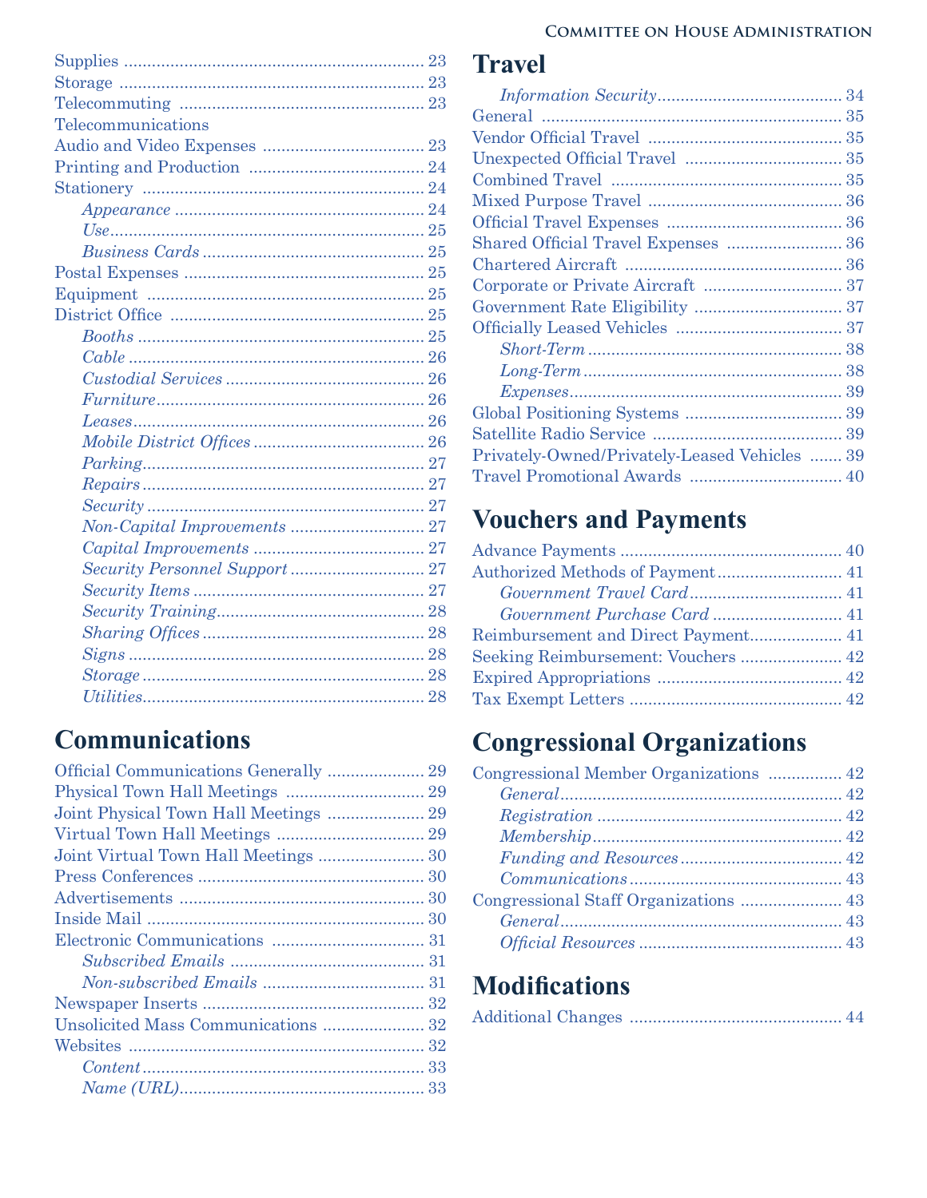Supplies ........ 23
Storage ........ 23
Telecommuting ........ 23
Telecommunications
Audio and Video Expenses ........ 23
Printing and Production ........ 24
Stationery ........ 24
- *Appearance* ........ 24
- *Use* ........ 25
- *Business Cards* ........ 25

Postal Expenses ........ 25
Equipment ........ 25
District Office ........ 25
- *Booths* ........ 25
- *Cable* ........ 26
- *Custodial Services* ........ 26
- *Furniture* ........ 26
- *Leases* ........ 26
- *Mobile District Offices* ........ 26
- *Parking* ........ 27
- *Repairs* ........ 27
- *Security* ........ 27
- *Non-Capital Improvements* ........ 27
- *Capital Improvements* ........ 27
- *Security Personnel Support* ........ 27
- *Security Items* ........ 27
- *Security Training* ........ 28
- *Sharing Offices* ........ 28
- *Signs* ........ 28
- *Storage* ........ 28
- *Utilities* ........ 28

## Communications

Official Communications Generally ........ 29
Physical Town Hall Meetings ........ 29
Joint Physical Town Hall Meetings ........ 29
Virtual Town Hall Meetings ........ 29
Joint Virtual Town Hall Meetings ........ 30
Press Conferences ........ 30
Advertisements ........ 30
Inside Mail ........ 30
Electronic Communications ........ 31
- *Subscribed Emails* ........ 31
- *Non-subscribed Emails* ........ 31

Newspaper Inserts ........ 32
Unsolicited Mass Communications ........ 32
Websites ........ 32
- *Content* ........ 33
- *Name (URL)* ........ 33

## Travel

- *Information Security* ........ 34

General ........ 35
Vendor Official Travel ........ 35
Unexpected Official Travel ........ 35
Combined Travel ........ 35
Mixed Purpose Travel ........ 36
Official Travel Expenses ........ 36
Shared Official Travel Expenses ........ 36
Chartered Aircraft ........ 36
Corporate or Private Aircraft ........ 37
Government Rate Eligibility ........ 37
Officially Leased Vehicles ........ 37
- *Short-Term* ........ 38
- *Long-Term* ........ 38
- *Expenses* ........ 39

Global Positioning Systems ........ 39
Satellite Radio Service ........ 39
Privately-Owned/Privately-Leased Vehicles ........ 39
Travel Promotional Awards ........ 40

## Vouchers and Payments

Advance Payments ........ 40
Authorized Methods of Payment ........ 41
- *Government Travel Card* ........ 41
- *Government Purchase Card* ........ 41

Reimbursement and Direct Payment ........ 41
Seeking Reimbursement: Vouchers ........ 42
Expired Appropriations ........ 42
Tax Exempt Letters ........ 42

## Congressional Organizations

Congressional Member Organizations ........ 42
- *General* ........ 42
- *Registration* ........ 42
- *Membership* ........ 42
- *Funding and Resources* ........ 42
- *Communications* ........ 43

Congressional Staff Organizations ........ 43
- *General* ........ 43
- *Official Resources* ........ 43

## Modifications

Additional Changes ........ 44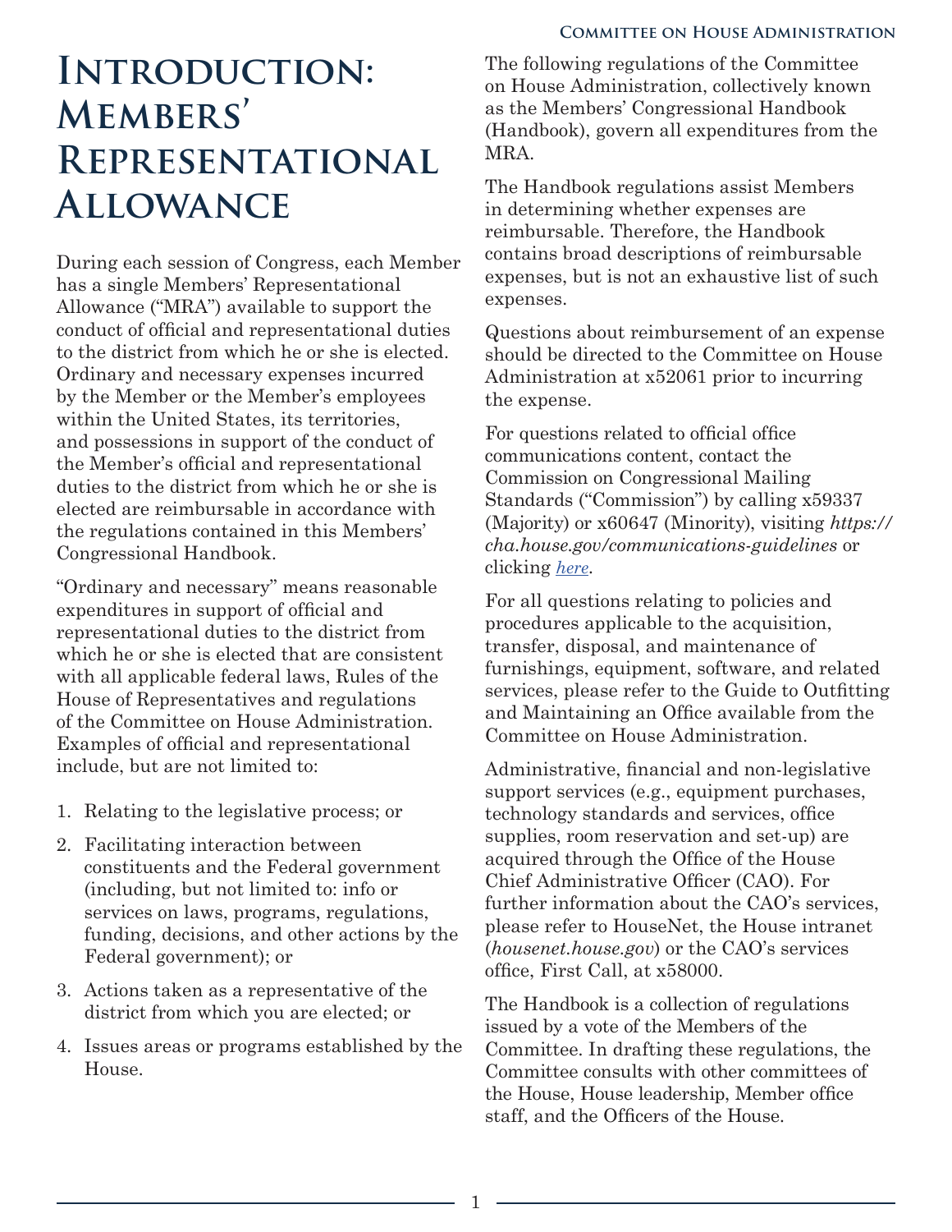# Introduction: Members' Representational Allowance

During each session of Congress, each Member has a single Members' Representational Allowance ("MRA") available to support the conduct of official and representational duties to the district from which he or she is elected. Ordinary and necessary expenses incurred by the Member or the Member's employees within the United States, its territories, and possessions in support of the conduct of the Member's official and representational duties to the district from which he or she is elected are reimbursable in accordance with the regulations contained in this Members' Congressional Handbook.

"Ordinary and necessary" means reasonable expenditures in support of official and representational duties to the district from which he or she is elected that are consistent with all applicable federal laws, Rules of the House of Representatives and regulations of the Committee on House Administration. Examples of official and representational include, but are not limited to:

1. Relating to the legislative process; or
2. Facilitating interaction between constituents and the Federal government (including, but not limited to: info or services on laws, programs, regulations, funding, decisions, and other actions by the Federal government); or
3. Actions taken as a representative of the district from which you are elected; or
4. Issues areas or programs established by the House.

The following regulations of the Committee on House Administration, collectively known as the Members' Congressional Handbook (Handbook), govern all expenditures from the MRA.

The Handbook regulations assist Members in determining whether expenses are reimbursable. Therefore, the Handbook contains broad descriptions of reimbursable expenses, but is not an exhaustive list of such expenses.

Questions about reimbursement of an expense should be directed to the Committee on House Administration at x52061 prior to incurring the expense.

For questions related to official office communications content, contact the Commission on Congressional Mailing Standards ("Commission") by calling x59337 (Majority) or x60647 (Minority), visiting *https://cha.house.gov/communications-guidelines* or clicking *here*.

For all questions relating to policies and procedures applicable to the acquisition, transfer, disposal, and maintenance of furnishings, equipment, software, and related services, please refer to the Guide to Outfitting and Maintaining an Office available from the Committee on House Administration.

Administrative, financial and non-legislative support services (e.g., equipment purchases, technology standards and services, office supplies, room reservation and set-up) are acquired through the Office of the House Chief Administrative Officer (CAO). For further information about the CAO's services, please refer to HouseNet, the House intranet (*housenet.house.gov*) or the CAO's services office, First Call, at x58000.

The Handbook is a collection of regulations issued by a vote of the Members of the Committee. In drafting these regulations, the Committee consults with other committees of the House, House leadership, Member office staff, and the Officers of the House.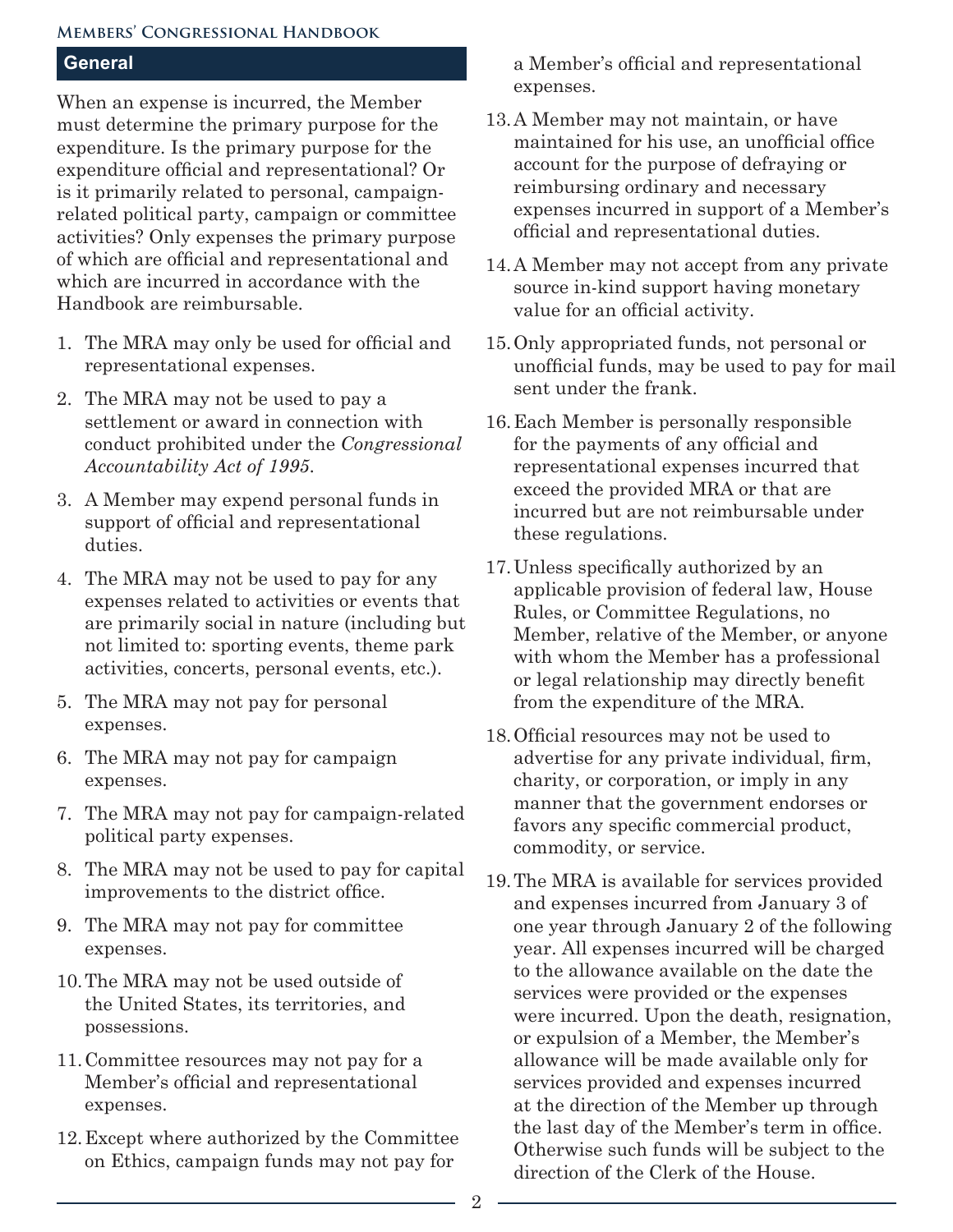## General

When an expense is incurred, the Member must determine the primary purpose for the expenditure. Is the primary purpose for the expenditure official and representational? Or is it primarily related to personal, campaign-related political party, campaign or committee activities? Only expenses the primary purpose of which are official and representational and which are incurred in accordance with the Handbook are reimbursable.

1. The MRA may only be used for official and representational expenses.
2. The MRA may not be used to pay a settlement or award in connection with conduct prohibited under the *Congressional Accountability Act of 1995*.
3. A Member may expend personal funds in support of official and representational duties.
4. The MRA may not be used to pay for any expenses related to activities or events that are primarily social in nature (including but not limited to: sporting events, theme park activities, concerts, personal events, etc.).
5. The MRA may not pay for personal expenses.
6. The MRA may not pay for campaign expenses.
7. The MRA may not pay for campaign-related political party expenses.
8. The MRA may not be used to pay for capital improvements to the district office.
9. The MRA may not pay for committee expenses.
10. The MRA may not be used outside of the United States, its territories, and possessions.
11. Committee resources may not pay for a Member's official and representational expenses.
12. Except where authorized by the Committee on Ethics, campaign funds may not pay for a Member's official and representational expenses.
13. A Member may not maintain, or have maintained for his use, an unofficial office account for the purpose of defraying or reimbursing ordinary and necessary expenses incurred in support of a Member's official and representational duties.
14. A Member may not accept from any private source in-kind support having monetary value for an official activity.
15. Only appropriated funds, not personal or unofficial funds, may be used to pay for mail sent under the frank.
16. Each Member is personally responsible for the payments of any official and representational expenses incurred that exceed the provided MRA or that are incurred but are not reimbursable under these regulations.
17. Unless specifically authorized by an applicable provision of federal law, House Rules, or Committee Regulations, no Member, relative of the Member, or anyone with whom the Member has a professional or legal relationship may directly benefit from the expenditure of the MRA.
18. Official resources may not be used to advertise for any private individual, firm, charity, or corporation, or imply in any manner that the government endorses or favors any specific commercial product, commodity, or service.
19. The MRA is available for services provided and expenses incurred from January 3 of one year through January 2 of the following year. All expenses incurred will be charged to the allowance available on the date the services were provided or the expenses were incurred. Upon the death, resignation, or expulsion of a Member, the Member's allowance will be made available only for services provided and expenses incurred at the direction of the Member up through the last day of the Member's term in office. Otherwise such funds will be subject to the direction of the Clerk of the House.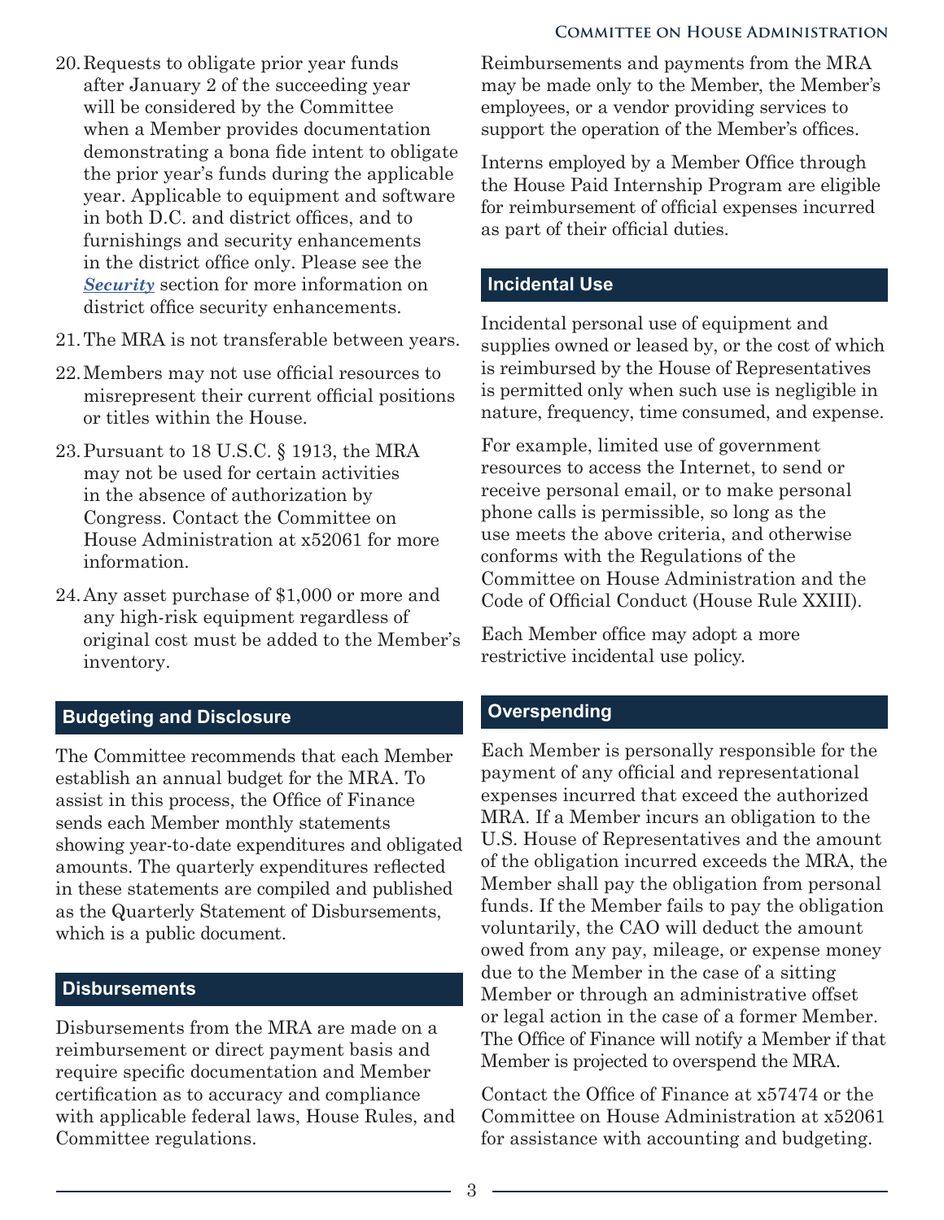20. Requests to obligate prior year funds after January 2 of the succeeding year will be considered by the Committee when a Member provides documentation demonstrating a bona fide intent to obligate the prior year's funds during the applicable year. Applicable to equipment and software in both D.C. and district offices, and to furnishings and security enhancements in the district office only. Please see the ***Security*** section for more information on district office security enhancements.
21. The MRA is not transferable between years.
22. Members may not use official resources to misrepresent their current official positions or titles within the House.
23. Pursuant to 18 U.S.C. § 1913, the MRA may not be used for certain activities in the absence of authorization by Congress. Contact the Committee on House Administration at x52061 for more information.
24. Any asset purchase of $1,000 or more and any high-risk equipment regardless of original cost must be added to the Member's inventory.

## Budgeting and Disclosure

The Committee recommends that each Member establish an annual budget for the MRA. To assist in this process, the Office of Finance sends each Member monthly statements showing year-to-date expenditures and obligated amounts. The quarterly expenditures reflected in these statements are compiled and published as the Quarterly Statement of Disbursements, which is a public document.

## Disbursements

Disbursements from the MRA are made on a reimbursement or direct payment basis and require specific documentation and Member certification as to accuracy and compliance with applicable federal laws, House Rules, and Committee regulations.

Reimbursements and payments from the MRA may be made only to the Member, the Member's employees, or a vendor providing services to support the operation of the Member's offices.

Interns employed by a Member Office through the House Paid Internship Program are eligible for reimbursement of official expenses incurred as part of their official duties.

## Incidental Use

Incidental personal use of equipment and supplies owned or leased by, or the cost of which is reimbursed by the House of Representatives is permitted only when such use is negligible in nature, frequency, time consumed, and expense.

For example, limited use of government resources to access the Internet, to send or receive personal email, or to make personal phone calls is permissible, so long as the use meets the above criteria, and otherwise conforms with the Regulations of the Committee on House Administration and the Code of Official Conduct (House Rule XXIII).

Each Member office may adopt a more restrictive incidental use policy.

## Overspending

Each Member is personally responsible for the payment of any official and representational expenses incurred that exceed the authorized MRA. If a Member incurs an obligation to the U.S. House of Representatives and the amount of the obligation incurred exceeds the MRA, the Member shall pay the obligation from personal funds. If the Member fails to pay the obligation voluntarily, the CAO will deduct the amount owed from any pay, mileage, or expense money due to the Member in the case of a sitting Member or through an administrative offset or legal action in the case of a former Member. The Office of Finance will notify a Member if that Member is projected to overspend the MRA.

Contact the Office of Finance at x57474 or the Committee on House Administration at x52061 for assistance with accounting and budgeting.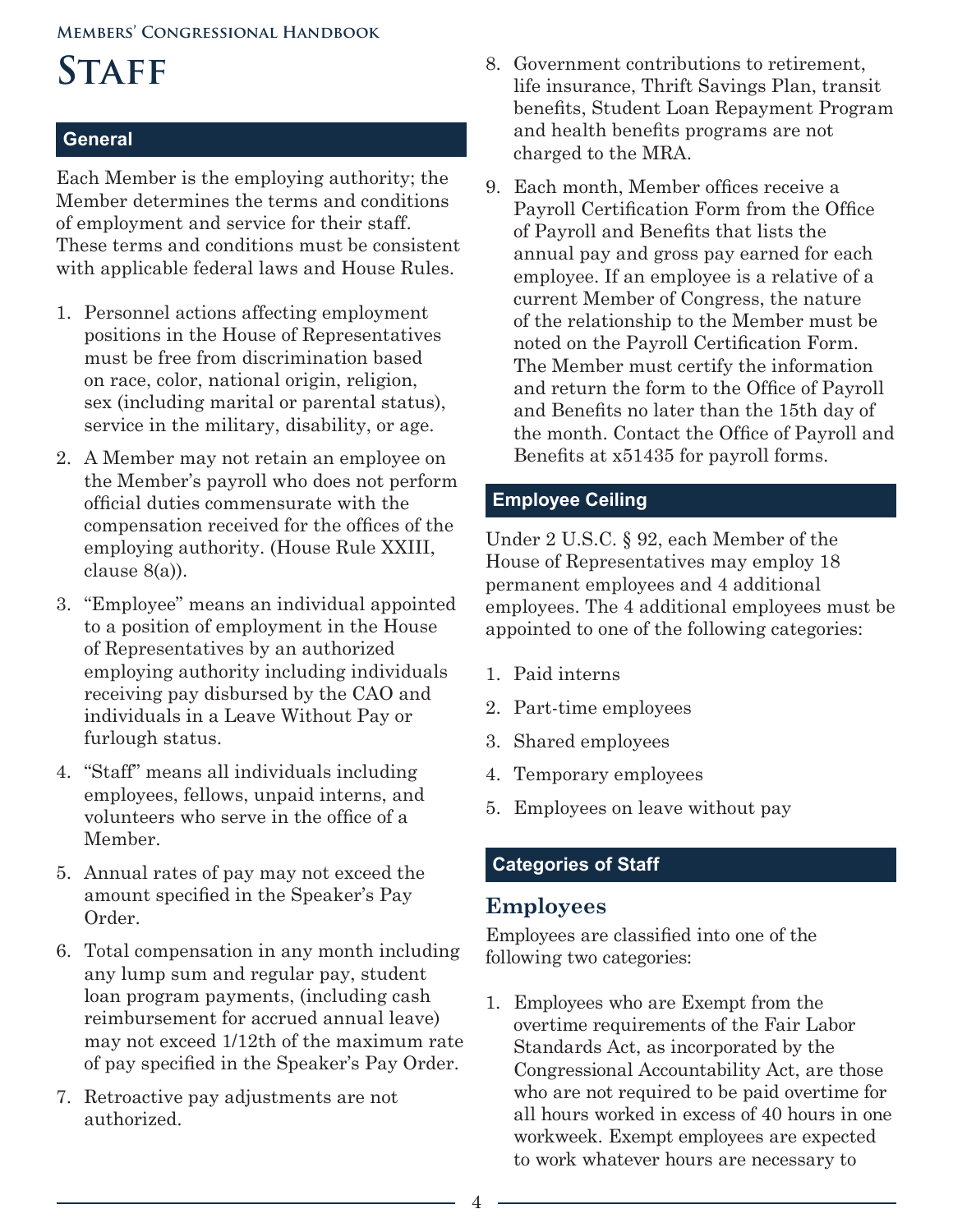# Staff

## General

Each Member is the employing authority; the Member determines the terms and conditions of employment and service for their staff. These terms and conditions must be consistent with applicable federal laws and House Rules.

1. Personnel actions affecting employment positions in the House of Representatives must be free from discrimination based on race, color, national origin, religion, sex (including marital or parental status), service in the military, disability, or age.
2. A Member may not retain an employee on the Member's payroll who does not perform official duties commensurate with the compensation received for the offices of the employing authority. (House Rule XXIII, clause 8(a)).
3. "Employee" means an individual appointed to a position of employment in the House of Representatives by an authorized employing authority including individuals receiving pay disbursed by the CAO and individuals in a Leave Without Pay or furlough status.
4. "Staff" means all individuals including employees, fellows, unpaid interns, and volunteers who serve in the office of a Member.
5. Annual rates of pay may not exceed the amount specified in the Speaker's Pay Order.
6. Total compensation in any month including any lump sum and regular pay, student loan program payments, (including cash reimbursement for accrued annual leave) may not exceed 1/12th of the maximum rate of pay specified in the Speaker's Pay Order.
7. Retroactive pay adjustments are not authorized.
8. Government contributions to retirement, life insurance, Thrift Savings Plan, transit benefits, Student Loan Repayment Program and health benefits programs are not charged to the MRA.
9. Each month, Member offices receive a Payroll Certification Form from the Office of Payroll and Benefits that lists the annual pay and gross pay earned for each employee. If an employee is a relative of a current Member of Congress, the nature of the relationship to the Member must be noted on the Payroll Certification Form. The Member must certify the information and return the form to the Office of Payroll and Benefits no later than the 15th day of the month. Contact the Office of Payroll and Benefits at x51435 for payroll forms.

## Employee Ceiling

Under 2 U.S.C. § 92, each Member of the House of Representatives may employ 18 permanent employees and 4 additional employees. The 4 additional employees must be appointed to one of the following categories:

1. Paid interns
2. Part-time employees
3. Shared employees
4. Temporary employees
5. Employees on leave without pay

## Categories of Staff

### Employees

Employees are classified into one of the following two categories:

1. Employees who are Exempt from the overtime requirements of the Fair Labor Standards Act, as incorporated by the Congressional Accountability Act, are those who are not required to be paid overtime for all hours worked in excess of 40 hours in one workweek. Exempt employees are expected to work whatever hours are necessary to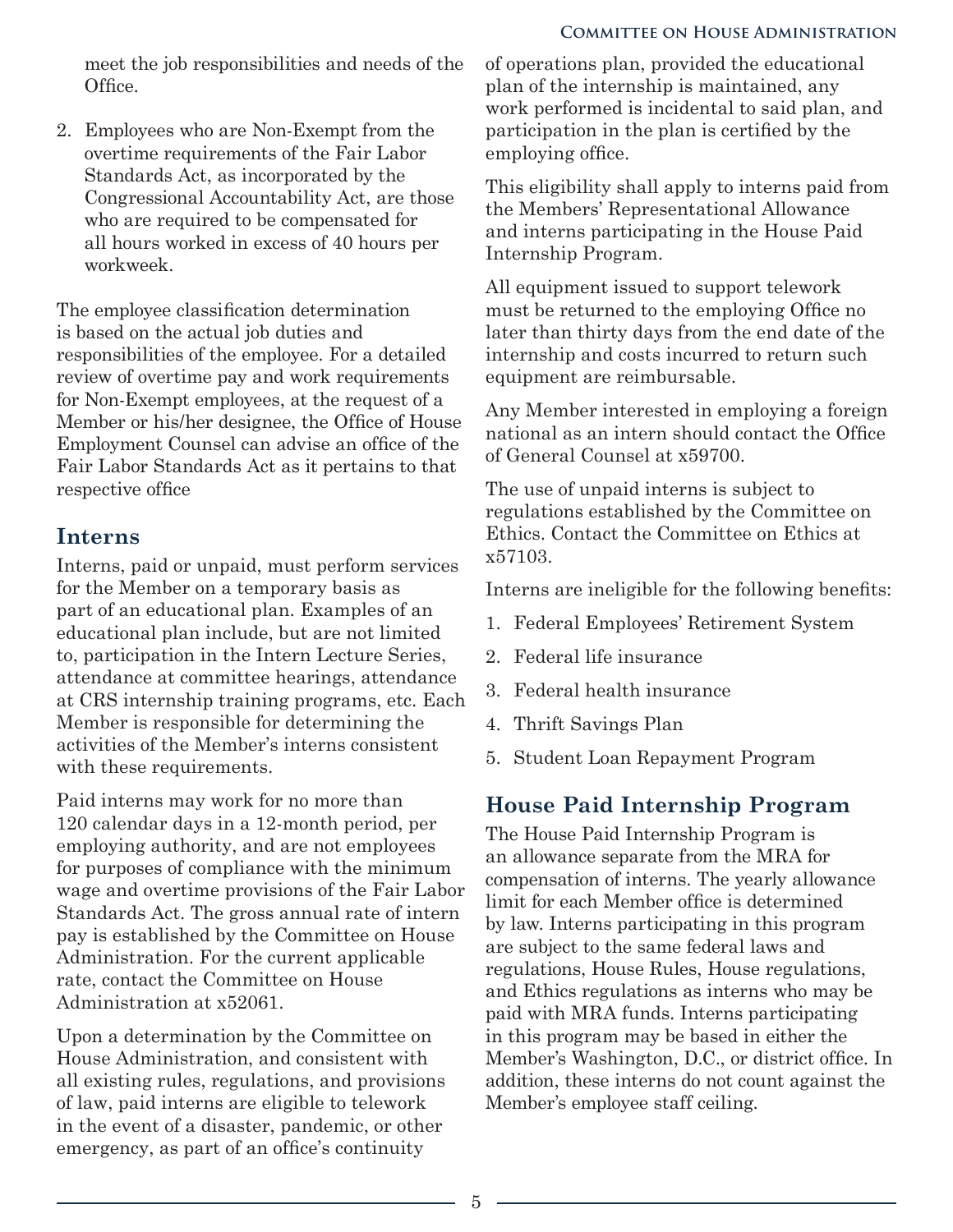meet the job responsibilities and needs of the Office.

2. Employees who are Non-Exempt from the overtime requirements of the Fair Labor Standards Act, as incorporated by the Congressional Accountability Act, are those who are required to be compensated for all hours worked in excess of 40 hours per workweek.

The employee classification determination is based on the actual job duties and responsibilities of the employee. For a detailed review of overtime pay and work requirements for Non-Exempt employees, at the request of a Member or his/her designee, the Office of House Employment Counsel can advise an office of the Fair Labor Standards Act as it pertains to that respective office

## Interns

Interns, paid or unpaid, must perform services for the Member on a temporary basis as part of an educational plan. Examples of an educational plan include, but are not limited to, participation in the Intern Lecture Series, attendance at committee hearings, attendance at CRS internship training programs, etc. Each Member is responsible for determining the activities of the Member's interns consistent with these requirements.

Paid interns may work for no more than 120 calendar days in a 12-month period, per employing authority, and are not employees for purposes of compliance with the minimum wage and overtime provisions of the Fair Labor Standards Act. The gross annual rate of intern pay is established by the Committee on House Administration. For the current applicable rate, contact the Committee on House Administration at x52061.

Upon a determination by the Committee on House Administration, and consistent with all existing rules, regulations, and provisions of law, paid interns are eligible to telework in the event of a disaster, pandemic, or other emergency, as part of an office's continuity of operations plan, provided the educational plan of the internship is maintained, any work performed is incidental to said plan, and participation in the plan is certified by the employing office.

This eligibility shall apply to interns paid from the Members' Representational Allowance and interns participating in the House Paid Internship Program.

All equipment issued to support telework must be returned to the employing Office no later than thirty days from the end date of the internship and costs incurred to return such equipment are reimbursable.

Any Member interested in employing a foreign national as an intern should contact the Office of General Counsel at x59700.

The use of unpaid interns is subject to regulations established by the Committee on Ethics. Contact the Committee on Ethics at x57103.

Interns are ineligible for the following benefits:

1. Federal Employees' Retirement System
2. Federal life insurance
3. Federal health insurance
4. Thrift Savings Plan
5. Student Loan Repayment Program

## House Paid Internship Program

The House Paid Internship Program is an allowance separate from the MRA for compensation of interns. The yearly allowance limit for each Member office is determined by law. Interns participating in this program are subject to the same federal laws and regulations, House Rules, House regulations, and Ethics regulations as interns who may be paid with MRA funds. Interns participating in this program may be based in either the Member's Washington, D.C., or district office. In addition, these interns do not count against the Member's employee staff ceiling.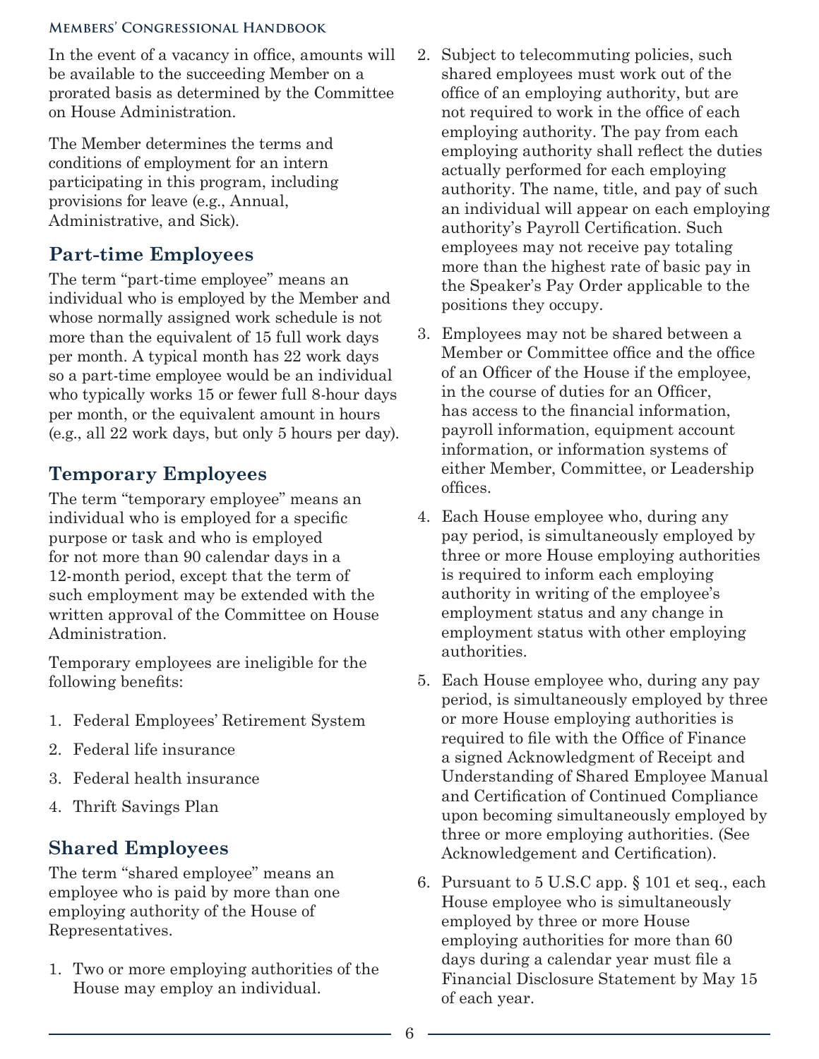In the event of a vacancy in office, amounts will be available to the succeeding Member on a prorated basis as determined by the Committee on House Administration.

The Member determines the terms and conditions of employment for an intern participating in this program, including provisions for leave (e.g., Annual, Administrative, and Sick).

## Part-time Employees

The term "part-time employee" means an individual who is employed by the Member and whose normally assigned work schedule is not more than the equivalent of 15 full work days per month. A typical month has 22 work days so a part-time employee would be an individual who typically works 15 or fewer full 8-hour days per month, or the equivalent amount in hours (e.g., all 22 work days, but only 5 hours per day).

## Temporary Employees

The term "temporary employee" means an individual who is employed for a specific purpose or task and who is employed for not more than 90 calendar days in a 12-month period, except that the term of such employment may be extended with the written approval of the Committee on House Administration.

Temporary employees are ineligible for the following benefits:

1. Federal Employees' Retirement System
2. Federal life insurance
3. Federal health insurance
4. Thrift Savings Plan

## Shared Employees

The term "shared employee" means an employee who is paid by more than one employing authority of the House of Representatives.

1. Two or more employing authorities of the House may employ an individual.
2. Subject to telecommuting policies, such shared employees must work out of the office of an employing authority, but are not required to work in the office of each employing authority. The pay from each employing authority shall reflect the duties actually performed for each employing authority. The name, title, and pay of such an individual will appear on each employing authority's Payroll Certification. Such employees may not receive pay totaling more than the highest rate of basic pay in the Speaker's Pay Order applicable to the positions they occupy.
3. Employees may not be shared between a Member or Committee office and the office of an Officer of the House if the employee, in the course of duties for an Officer, has access to the financial information, payroll information, equipment account information, or information systems of either Member, Committee, or Leadership offices.
4. Each House employee who, during any pay period, is simultaneously employed by three or more House employing authorities is required to inform each employing authority in writing of the employee's employment status and any change in employment status with other employing authorities.
5. Each House employee who, during any pay period, is simultaneously employed by three or more House employing authorities is required to file with the Office of Finance a signed Acknowledgment of Receipt and Understanding of Shared Employee Manual and Certification of Continued Compliance upon becoming simultaneously employed by three or more employing authorities. (See Acknowledgement and Certification).
6. Pursuant to 5 U.S.C app. § 101 et seq., each House employee who is simultaneously employed by three or more House employing authorities for more than 60 days during a calendar year must file a Financial Disclosure Statement by May 15 of each year.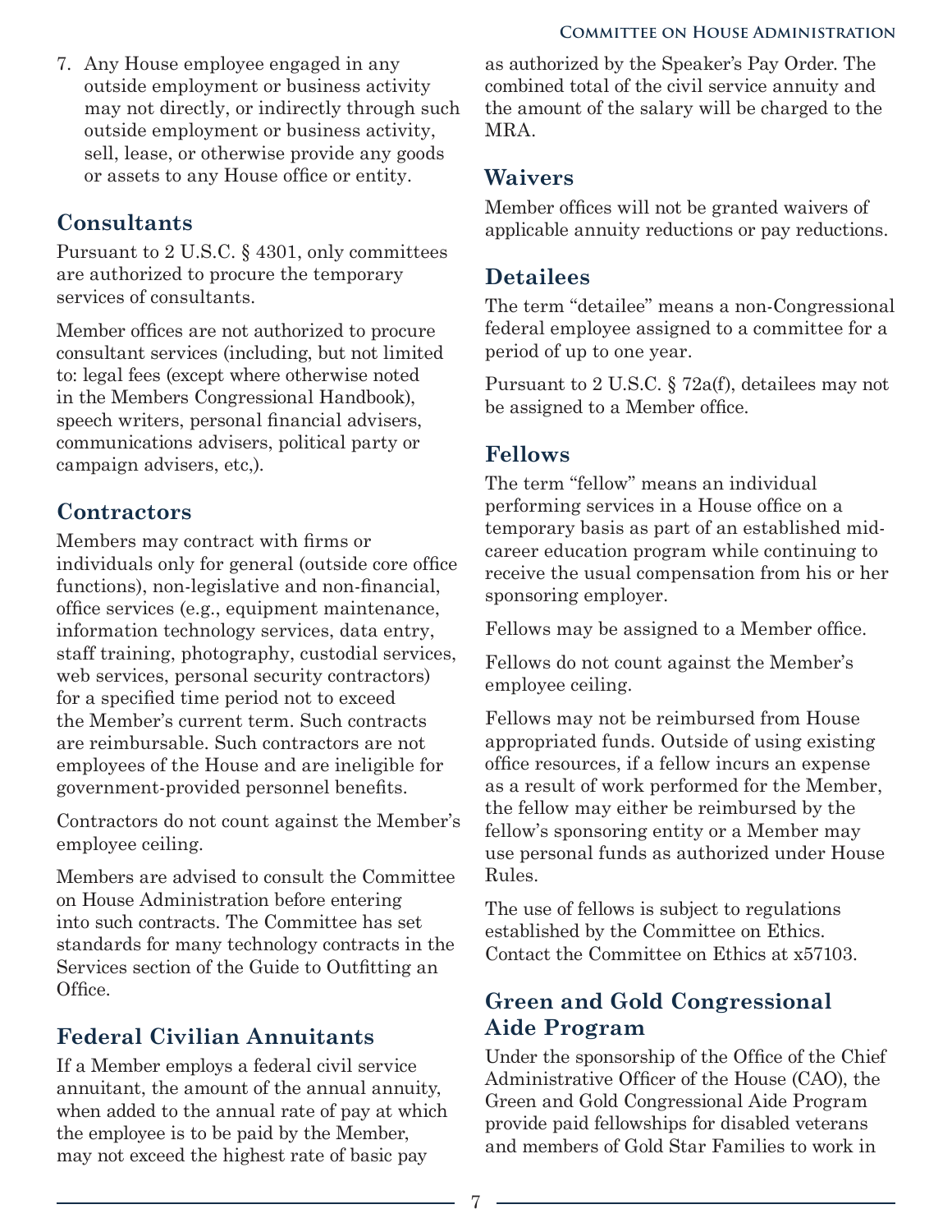7. Any House employee engaged in any outside employment or business activity may not directly, or indirectly through such outside employment or business activity, sell, lease, or otherwise provide any goods or assets to any House office or entity.

## Consultants

Pursuant to 2 U.S.C. § 4301, only committees are authorized to procure the temporary services of consultants.

Member offices are not authorized to procure consultant services (including, but not limited to: legal fees (except where otherwise noted in the Members Congressional Handbook), speech writers, personal financial advisers, communications advisers, political party or campaign advisers, etc,).

## Contractors

Members may contract with firms or individuals only for general (outside core office functions), non-legislative and non-financial, office services (e.g., equipment maintenance, information technology services, data entry, staff training, photography, custodial services, web services, personal security contractors) for a specified time period not to exceed the Member's current term. Such contracts are reimbursable. Such contractors are not employees of the House and are ineligible for government-provided personnel benefits.

Contractors do not count against the Member's employee ceiling.

Members are advised to consult the Committee on House Administration before entering into such contracts. The Committee has set standards for many technology contracts in the Services section of the Guide to Outfitting an Office.

## Federal Civilian Annuitants

If a Member employs a federal civil service annuitant, the amount of the annual annuity, when added to the annual rate of pay at which the employee is to be paid by the Member, may not exceed the highest rate of basic pay as authorized by the Speaker's Pay Order. The combined total of the civil service annuity and the amount of the salary will be charged to the MRA.

## Waivers

Member offices will not be granted waivers of applicable annuity reductions or pay reductions.

## Detailees

The term "detailee" means a non-Congressional federal employee assigned to a committee for a period of up to one year.

Pursuant to 2 U.S.C. § 72a(f), detailees may not be assigned to a Member office.

## Fellows

The term "fellow" means an individual performing services in a House office on a temporary basis as part of an established mid-career education program while continuing to receive the usual compensation from his or her sponsoring employer.

Fellows may be assigned to a Member office.

Fellows do not count against the Member's employee ceiling.

Fellows may not be reimbursed from House appropriated funds. Outside of using existing office resources, if a fellow incurs an expense as a result of work performed for the Member, the fellow may either be reimbursed by the fellow's sponsoring entity or a Member may use personal funds as authorized under House Rules.

The use of fellows is subject to regulations established by the Committee on Ethics. Contact the Committee on Ethics at x57103.

## Green and Gold Congressional Aide Program

Under the sponsorship of the Office of the Chief Administrative Officer of the House (CAO), the Green and Gold Congressional Aide Program provide paid fellowships for disabled veterans and members of Gold Star Families to work in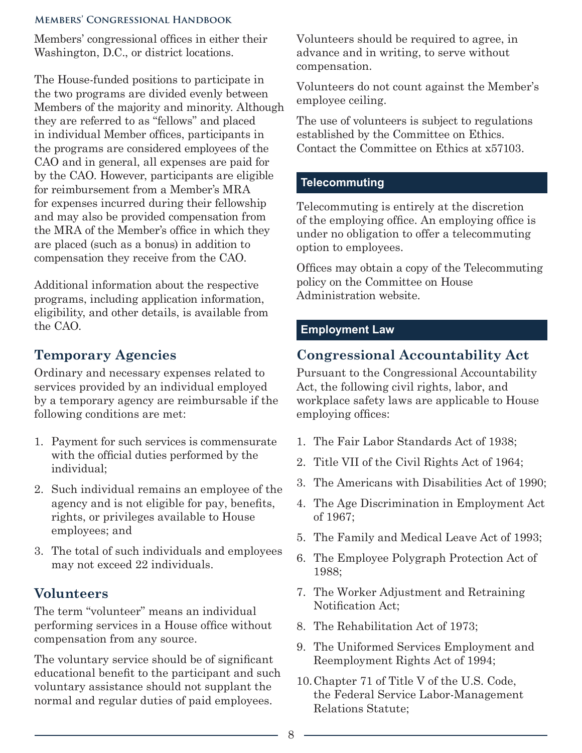Members' congressional offices in either their Washington, D.C., or district locations.

The House-funded positions to participate in the two programs are divided evenly between Members of the majority and minority. Although they are referred to as "fellows" and placed in individual Member offices, participants in the programs are considered employees of the CAO and in general, all expenses are paid for by the CAO. However, participants are eligible for reimbursement from a Member's MRA for expenses incurred during their fellowship and may also be provided compensation from the MRA of the Member's office in which they are placed (such as a bonus) in addition to compensation they receive from the CAO.

Additional information about the respective programs, including application information, eligibility, and other details, is available from the CAO.

### Temporary Agencies

Ordinary and necessary expenses related to services provided by an individual employed by a temporary agency are reimbursable if the following conditions are met:

1. Payment for such services is commensurate with the official duties performed by the individual;
2. Such individual remains an employee of the agency and is not eligible for pay, benefits, rights, or privileges available to House employees; and
3. The total of such individuals and employees may not exceed 22 individuals.

### Volunteers

The term "volunteer" means an individual performing services in a House office without compensation from any source.

The voluntary service should be of significant educational benefit to the participant and such voluntary assistance should not supplant the normal and regular duties of paid employees.

Volunteers should be required to agree, in advance and in writing, to serve without compensation.

Volunteers do not count against the Member's employee ceiling.

The use of volunteers is subject to regulations established by the Committee on Ethics. Contact the Committee on Ethics at x57103.

## Telecommuting

Telecommuting is entirely at the discretion of the employing office. An employing office is under no obligation to offer a telecommuting option to employees.

Offices may obtain a copy of the Telecommuting policy on the Committee on House Administration website.

## Employment Law

### Congressional Accountability Act

Pursuant to the Congressional Accountability Act, the following civil rights, labor, and workplace safety laws are applicable to House employing offices:

1. The Fair Labor Standards Act of 1938;
2. Title VII of the Civil Rights Act of 1964;
3. The Americans with Disabilities Act of 1990;
4. The Age Discrimination in Employment Act of 1967;
5. The Family and Medical Leave Act of 1993;
6. The Employee Polygraph Protection Act of 1988;
7. The Worker Adjustment and Retraining Notification Act;
8. The Rehabilitation Act of 1973;
9. The Uniformed Services Employment and Reemployment Rights Act of 1994;
10. Chapter 71 of Title V of the U.S. Code, the Federal Service Labor-Management Relations Statute;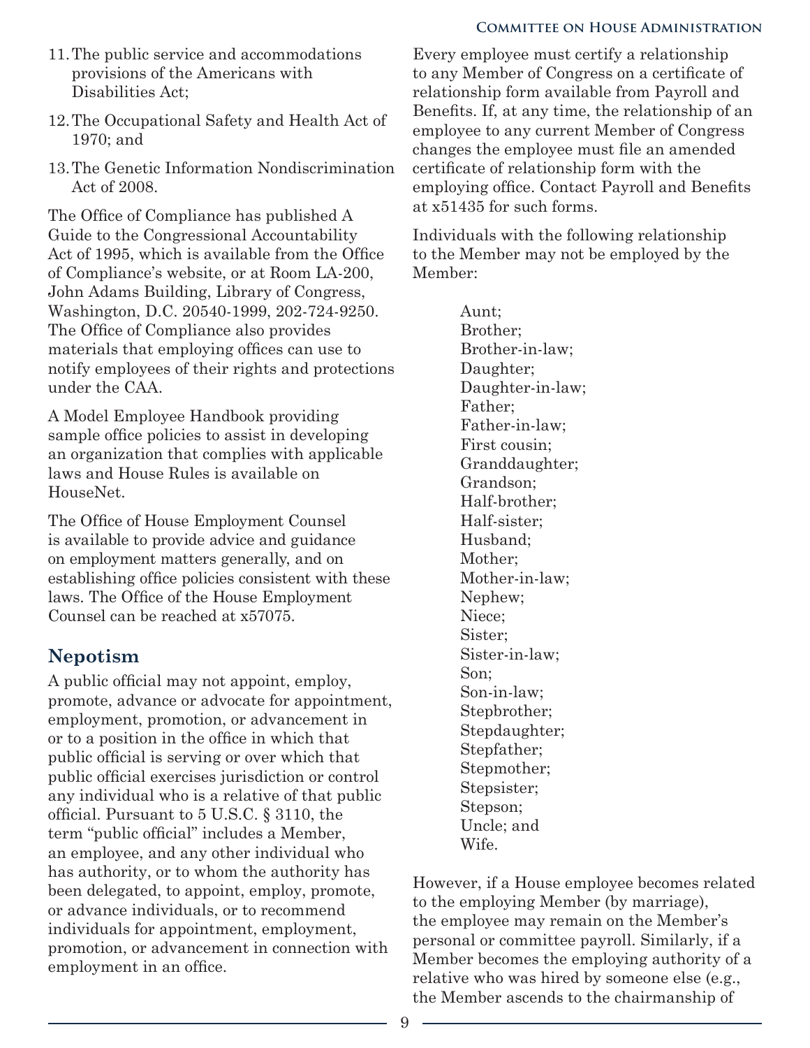11. The public service and accommodations provisions of the Americans with Disabilities Act;
12. The Occupational Safety and Health Act of 1970; and
13. The Genetic Information Nondiscrimination Act of 2008.

The Office of Compliance has published A Guide to the Congressional Accountability Act of 1995, which is available from the Office of Compliance's website, or at Room LA-200, John Adams Building, Library of Congress, Washington, D.C. 20540-1999, 202-724-9250. The Office of Compliance also provides materials that employing offices can use to notify employees of their rights and protections under the CAA.

A Model Employee Handbook providing sample office policies to assist in developing an organization that complies with applicable laws and House Rules is available on HouseNet.

The Office of House Employment Counsel is available to provide advice and guidance on employment matters generally, and on establishing office policies consistent with these laws. The Office of the House Employment Counsel can be reached at x57075.

## Nepotism

A public official may not appoint, employ, promote, advance or advocate for appointment, employment, promotion, or advancement in or to a position in the office in which that public official is serving or over which that public official exercises jurisdiction or control any individual who is a relative of that public official. Pursuant to 5 U.S.C. § 3110, the term "public official" includes a Member, an employee, and any other individual who has authority, or to whom the authority has been delegated, to appoint, employ, promote, or advance individuals, or to recommend individuals for appointment, employment, promotion, or advancement in connection with employment in an office.

Every employee must certify a relationship to any Member of Congress on a certificate of relationship form available from Payroll and Benefits. If, at any time, the relationship of an employee to any current Member of Congress changes the employee must file an amended certificate of relationship form with the employing office. Contact Payroll and Benefits at x51435 for such forms.

Individuals with the following relationship to the Member may not be employed by the Member:

Aunt;
Brother;
Brother-in-law;
Daughter;
Daughter-in-law;
Father;
Father-in-law;
First cousin;
Granddaughter;
Grandson;
Half-brother;
Half-sister;
Husband;
Mother;
Mother-in-law;
Nephew;
Niece;
Sister;
Sister-in-law;
Son;
Son-in-law;
Stepbrother;
Stepdaughter;
Stepfather;
Stepmother;
Stepsister;
Stepson;
Uncle; and
Wife.

However, if a House employee becomes related to the employing Member (by marriage), the employee may remain on the Member's personal or committee payroll. Similarly, if a Member becomes the employing authority of a relative who was hired by someone else (e.g., the Member ascends to the chairmanship of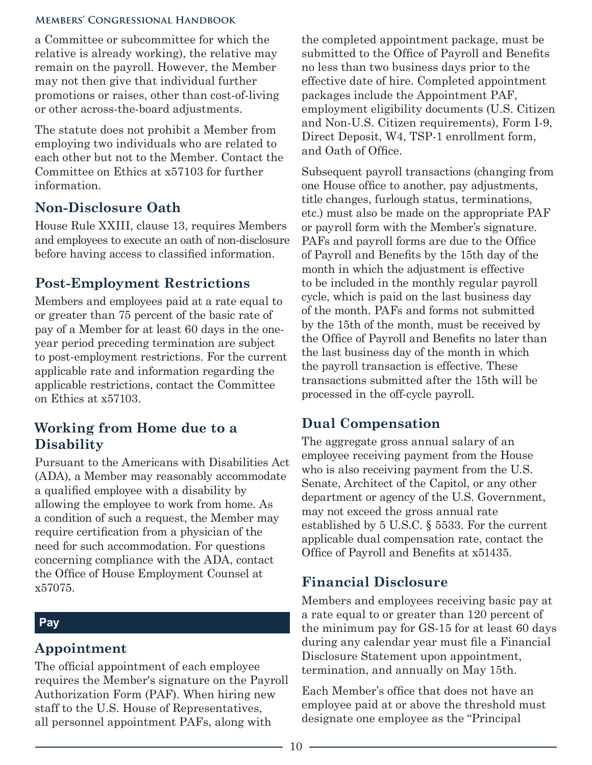a Committee or subcommittee for which the relative is already working), the relative may remain on the payroll. However, the Member may not then give that individual further promotions or raises, other than cost-of-living or other across-the-board adjustments.

The statute does not prohibit a Member from employing two individuals who are related to each other but not to the Member. Contact the Committee on Ethics at x57103 for further information.

### Non-Disclosure Oath

House Rule XXIII, clause 13, requires Members and employees to execute an oath of non-disclosure before having access to classified information.

### Post-Employment Restrictions

Members and employees paid at a rate equal to or greater than 75 percent of the basic rate of pay of a Member for at least 60 days in the one-year period preceding termination are subject to post-employment restrictions. For the current applicable rate and information regarding the applicable restrictions, contact the Committee on Ethics at x57103.

### Working from Home due to a Disability

Pursuant to the Americans with Disabilities Act (ADA), a Member may reasonably accommodate a qualified employee with a disability by allowing the employee to work from home. As a condition of such a request, the Member may require certification from a physician of the need for such accommodation. For questions concerning compliance with the ADA, contact the Office of House Employment Counsel at x57075.

## Pay

### Appointment

The official appointment of each employee requires the Member's signature on the Payroll Authorization Form (PAF). When hiring new staff to the U.S. House of Representatives, all personnel appointment PAFs, along with the completed appointment package, must be submitted to the Office of Payroll and Benefits no less than two business days prior to the effective date of hire. Completed appointment packages include the Appointment PAF, employment eligibility documents (U.S. Citizen and Non-U.S. Citizen requirements), Form I-9, Direct Deposit, W4, TSP-1 enrollment form, and Oath of Office.

Subsequent payroll transactions (changing from one House office to another, pay adjustments, title changes, furlough status, terminations, etc.) must also be made on the appropriate PAF or payroll form with the Member's signature. PAFs and payroll forms are due to the Office of Payroll and Benefits by the 15th day of the month in which the adjustment is effective to be included in the monthly regular payroll cycle, which is paid on the last business day of the month. PAFs and forms not submitted by the 15th of the month, must be received by the Office of Payroll and Benefits no later than the last business day of the month in which the payroll transaction is effective. These transactions submitted after the 15th will be processed in the off-cycle payroll.

### Dual Compensation

The aggregate gross annual salary of an employee receiving payment from the House who is also receiving payment from the U.S. Senate, Architect of the Capitol, or any other department or agency of the U.S. Government, may not exceed the gross annual rate established by 5 U.S.C. § 5533. For the current applicable dual compensation rate, contact the Office of Payroll and Benefits at x51435.

### Financial Disclosure

Members and employees receiving basic pay at a rate equal to or greater than 120 percent of the minimum pay for GS-15 for at least 60 days during any calendar year must file a Financial Disclosure Statement upon appointment, termination, and annually on May 15th.

Each Member's office that does not have an employee paid at or above the threshold must designate one employee as the "Principal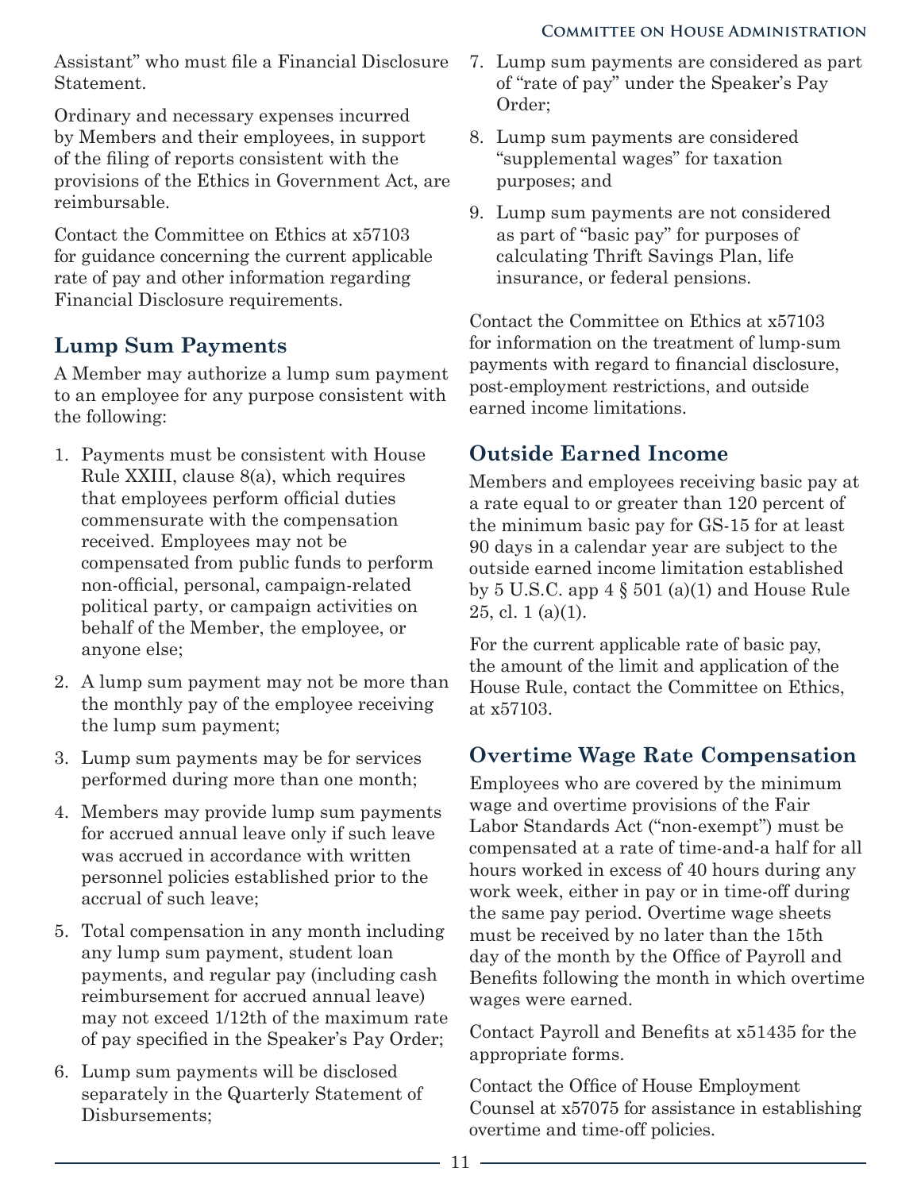Assistant" who must file a Financial Disclosure Statement.

Ordinary and necessary expenses incurred by Members and their employees, in support of the filing of reports consistent with the provisions of the Ethics in Government Act, are reimbursable.

Contact the Committee on Ethics at x57103 for guidance concerning the current applicable rate of pay and other information regarding Financial Disclosure requirements.

## Lump Sum Payments

A Member may authorize a lump sum payment to an employee for any purpose consistent with the following:

1. Payments must be consistent with House Rule XXIII, clause 8(a), which requires that employees perform official duties commensurate with the compensation received. Employees may not be compensated from public funds to perform non-official, personal, campaign-related political party, or campaign activities on behalf of the Member, the employee, or anyone else;
2. A lump sum payment may not be more than the monthly pay of the employee receiving the lump sum payment;
3. Lump sum payments may be for services performed during more than one month;
4. Members may provide lump sum payments for accrued annual leave only if such leave was accrued in accordance with written personnel policies established prior to the accrual of such leave;
5. Total compensation in any month including any lump sum payment, student loan payments, and regular pay (including cash reimbursement for accrued annual leave) may not exceed 1/12th of the maximum rate of pay specified in the Speaker's Pay Order;
6. Lump sum payments will be disclosed separately in the Quarterly Statement of Disbursements;
7. Lump sum payments are considered as part of "rate of pay" under the Speaker's Pay Order;
8. Lump sum payments are considered "supplemental wages" for taxation purposes; and
9. Lump sum payments are not considered as part of "basic pay" for purposes of calculating Thrift Savings Plan, life insurance, or federal pensions.

Contact the Committee on Ethics at x57103 for information on the treatment of lump-sum payments with regard to financial disclosure, post-employment restrictions, and outside earned income limitations.

## Outside Earned Income

Members and employees receiving basic pay at a rate equal to or greater than 120 percent of the minimum basic pay for GS-15 for at least 90 days in a calendar year are subject to the outside earned income limitation established by 5 U.S.C. app 4 § 501 (a)(1) and House Rule 25, cl. 1 (a)(1).

For the current applicable rate of basic pay, the amount of the limit and application of the House Rule, contact the Committee on Ethics, at x57103.

## Overtime Wage Rate Compensation

Employees who are covered by the minimum wage and overtime provisions of the Fair Labor Standards Act ("non-exempt") must be compensated at a rate of time-and-a half for all hours worked in excess of 40 hours during any work week, either in pay or in time-off during the same pay period. Overtime wage sheets must be received by no later than the 15th day of the month by the Office of Payroll and Benefits following the month in which overtime wages were earned.

Contact Payroll and Benefits at x51435 for the appropriate forms.

Contact the Office of House Employment Counsel at x57075 for assistance in establishing overtime and time-off policies.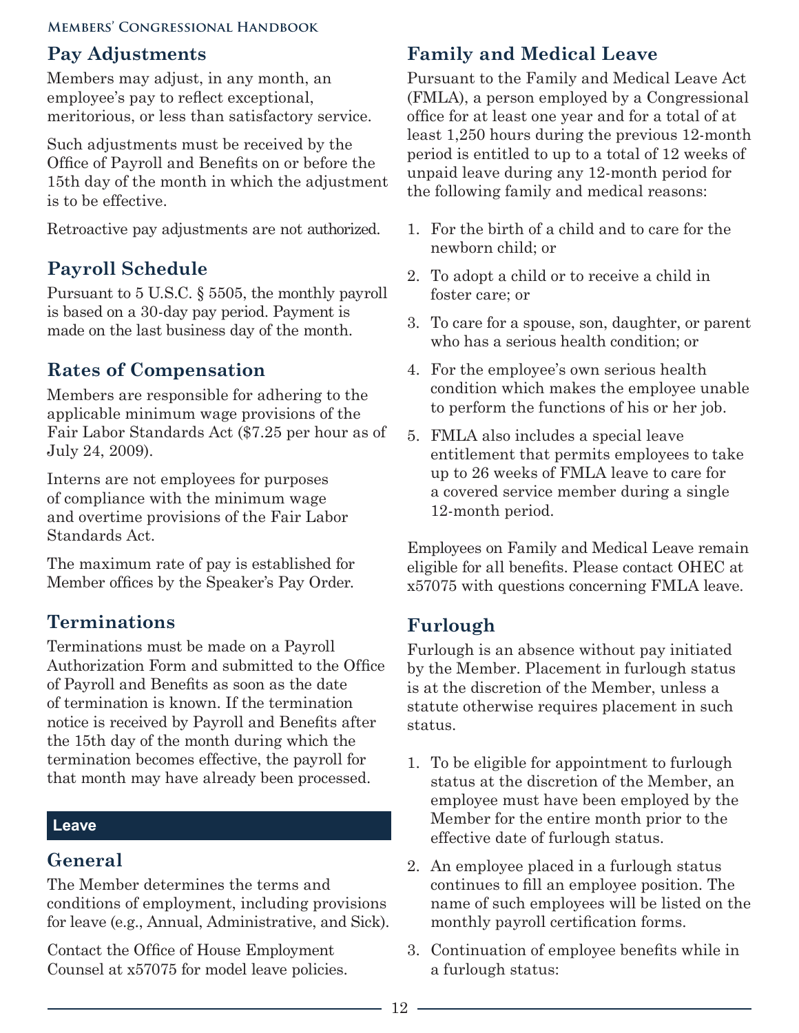## Pay Adjustments

Members may adjust, in any month, an employee's pay to reflect exceptional, meritorious, or less than satisfactory service.

Such adjustments must be received by the Office of Payroll and Benefits on or before the 15th day of the month in which the adjustment is to be effective.

Retroactive pay adjustments are not authorized.

## Payroll Schedule

Pursuant to 5 U.S.C. § 5505, the monthly payroll is based on a 30-day pay period. Payment is made on the last business day of the month.

## Rates of Compensation

Members are responsible for adhering to the applicable minimum wage provisions of the Fair Labor Standards Act ($7.25 per hour as of July 24, 2009).

Interns are not employees for purposes of compliance with the minimum wage and overtime provisions of the Fair Labor Standards Act.

The maximum rate of pay is established for Member offices by the Speaker's Pay Order.

## Terminations

Terminations must be made on a Payroll Authorization Form and submitted to the Office of Payroll and Benefits as soon as the date of termination is known. If the termination notice is received by Payroll and Benefits after the 15th day of the month during which the termination becomes effective, the payroll for that month may have already been processed.

# Leave

## General

The Member determines the terms and conditions of employment, including provisions for leave (e.g., Annual, Administrative, and Sick).

Contact the Office of House Employment Counsel at x57075 for model leave policies.

## Family and Medical Leave

Pursuant to the Family and Medical Leave Act (FMLA), a person employed by a Congressional office for at least one year and for a total of at least 1,250 hours during the previous 12-month period is entitled to up to a total of 12 weeks of unpaid leave during any 12-month period for the following family and medical reasons:

1. For the birth of a child and to care for the newborn child; or
2. To adopt a child or to receive a child in foster care; or
3. To care for a spouse, son, daughter, or parent who has a serious health condition; or
4. For the employee's own serious health condition which makes the employee unable to perform the functions of his or her job.
5. FMLA also includes a special leave entitlement that permits employees to take up to 26 weeks of FMLA leave to care for a covered service member during a single 12-month period.

Employees on Family and Medical Leave remain eligible for all benefits. Please contact OHEC at x57075 with questions concerning FMLA leave.

## Furlough

Furlough is an absence without pay initiated by the Member. Placement in furlough status is at the discretion of the Member, unless a statute otherwise requires placement in such status.

1. To be eligible for appointment to furlough status at the discretion of the Member, an employee must have been employed by the Member for the entire month prior to the effective date of furlough status.
2. An employee placed in a furlough status continues to fill an employee position. The name of such employees will be listed on the monthly payroll certification forms.
3. Continuation of employee benefits while in a furlough status: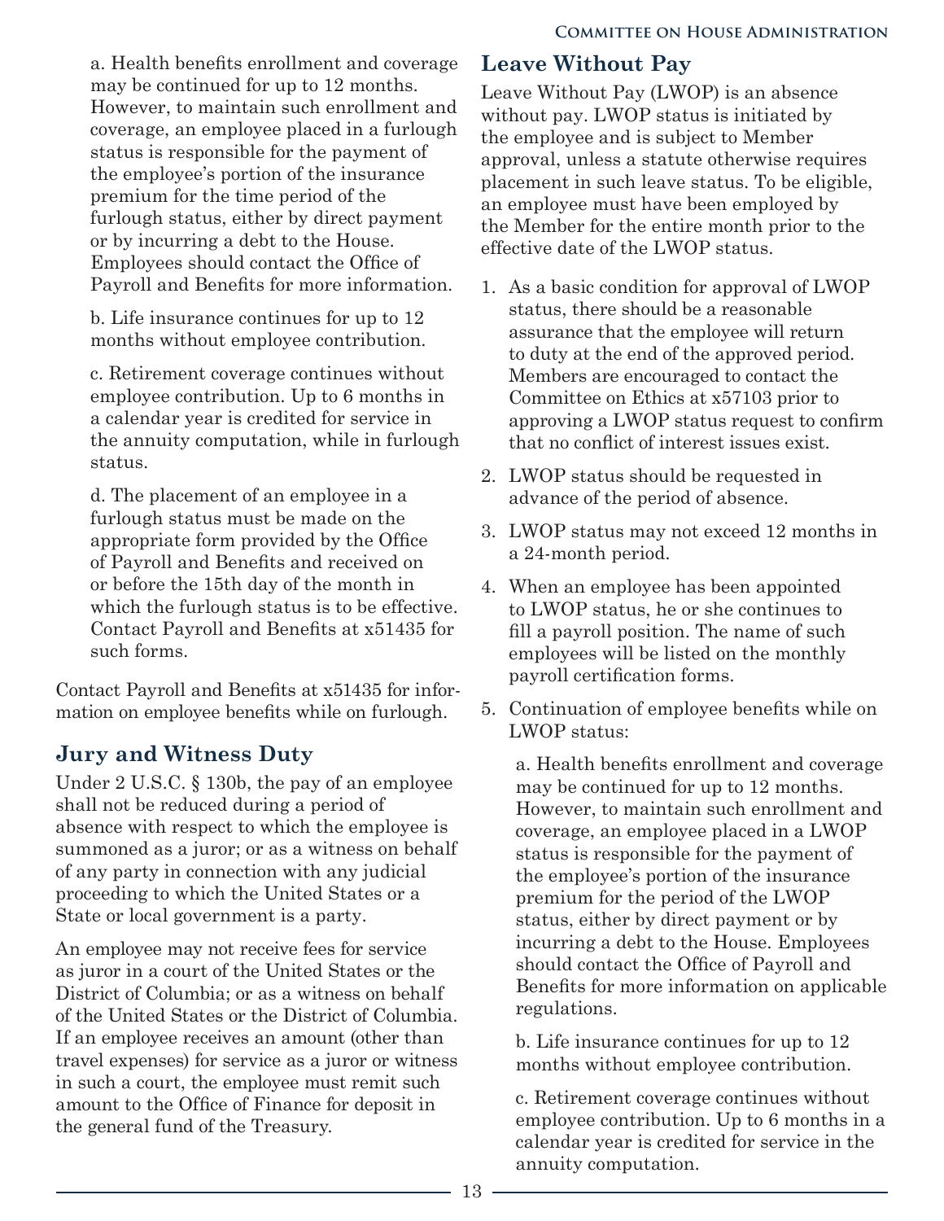a. Health benefits enrollment and coverage may be continued for up to 12 months. However, to maintain such enrollment and coverage, an employee placed in a furlough status is responsible for the payment of the employee's portion of the insurance premium for the time period of the furlough status, either by direct payment or by incurring a debt to the House. Employees should contact the Office of Payroll and Benefits for more information.

b. Life insurance continues for up to 12 months without employee contribution.

c. Retirement coverage continues without employee contribution. Up to 6 months in a calendar year is credited for service in the annuity computation, while in furlough status.

d. The placement of an employee in a furlough status must be made on the appropriate form provided by the Office of Payroll and Benefits and received on or before the 15th day of the month in which the furlough status is to be effective. Contact Payroll and Benefits at x51435 for such forms.

Contact Payroll and Benefits at x51435 for information on employee benefits while on furlough.

## Jury and Witness Duty

Under 2 U.S.C. § 130b, the pay of an employee shall not be reduced during a period of absence with respect to which the employee is summoned as a juror; or as a witness on behalf of any party in connection with any judicial proceeding to which the United States or a State or local government is a party.

An employee may not receive fees for service as juror in a court of the United States or the District of Columbia; or as a witness on behalf of the United States or the District of Columbia. If an employee receives an amount (other than travel expenses) for service as a juror or witness in such a court, the employee must remit such amount to the Office of Finance for deposit in the general fund of the Treasury.

## Leave Without Pay

Leave Without Pay (LWOP) is an absence without pay. LWOP status is initiated by the employee and is subject to Member approval, unless a statute otherwise requires placement in such leave status. To be eligible, an employee must have been employed by the Member for the entire month prior to the effective date of the LWOP status.

1. As a basic condition for approval of LWOP status, there should be a reasonable assurance that the employee will return to duty at the end of the approved period. Members are encouraged to contact the Committee on Ethics at x57103 prior to approving a LWOP status request to confirm that no conflict of interest issues exist.
2. LWOP status should be requested in advance of the period of absence.
3. LWOP status may not exceed 12 months in a 24-month period.
4. When an employee has been appointed to LWOP status, he or she continues to fill a payroll position. The name of such employees will be listed on the monthly payroll certification forms.
5. Continuation of employee benefits while on LWOP status:

   a. Health benefits enrollment and coverage may be continued for up to 12 months. However, to maintain such enrollment and coverage, an employee placed in a LWOP status is responsible for the payment of the employee's portion of the insurance premium for the period of the LWOP status, either by direct payment or by incurring a debt to the House. Employees should contact the Office of Payroll and Benefits for more information on applicable regulations.

   b. Life insurance continues for up to 12 months without employee contribution.

   c. Retirement coverage continues without employee contribution. Up to 6 months in a calendar year is credited for service in the annuity computation.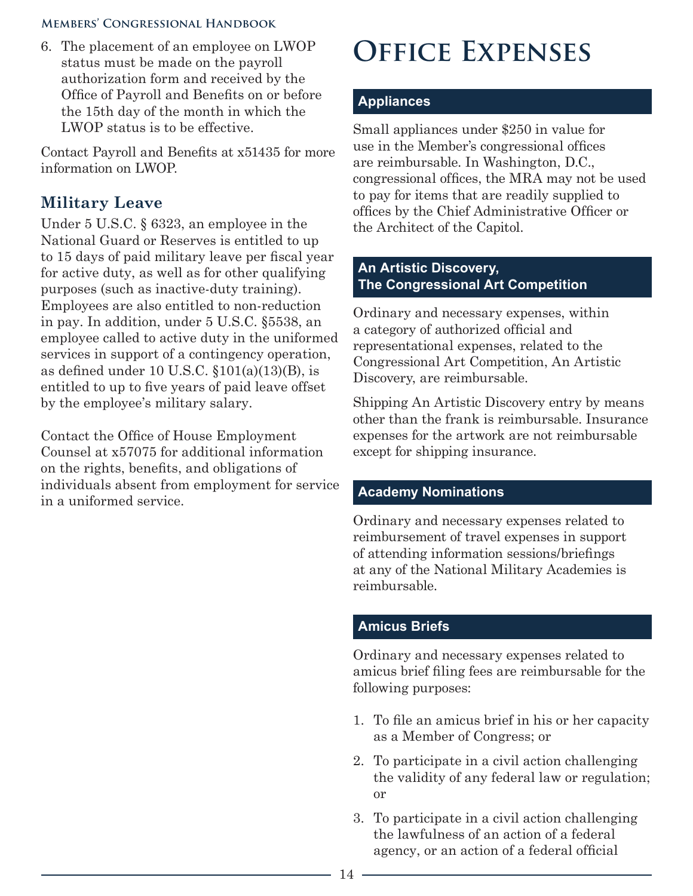6. The placement of an employee on LWOP status must be made on the payroll authorization form and received by the Office of Payroll and Benefits on or before the 15th day of the month in which the LWOP status is to be effective.

Contact Payroll and Benefits at x51435 for more information on LWOP.

## Military Leave

Under 5 U.S.C. § 6323, an employee in the National Guard or Reserves is entitled to up to 15 days of paid military leave per fiscal year for active duty, as well as for other qualifying purposes (such as inactive-duty training). Employees are also entitled to non-reduction in pay. In addition, under 5 U.S.C. §5538, an employee called to active duty in the uniformed services in support of a contingency operation, as defined under 10 U.S.C. §101(a)(13)(B), is entitled to up to five years of paid leave offset by the employee's military salary.

Contact the Office of House Employment Counsel at x57075 for additional information on the rights, benefits, and obligations of individuals absent from employment for service in a uniformed service.

# Office Expenses

### Appliances

Small appliances under $250 in value for use in the Member's congressional offices are reimbursable. In Washington, D.C., congressional offices, the MRA may not be used to pay for items that are readily supplied to offices by the Chief Administrative Officer or the Architect of the Capitol.

### An Artistic Discovery, The Congressional Art Competition

Ordinary and necessary expenses, within a category of authorized official and representational expenses, related to the Congressional Art Competition, An Artistic Discovery, are reimbursable.

Shipping An Artistic Discovery entry by means other than the frank is reimbursable. Insurance expenses for the artwork are not reimbursable except for shipping insurance.

### Academy Nominations

Ordinary and necessary expenses related to reimbursement of travel expenses in support of attending information sessions/briefings at any of the National Military Academies is reimbursable.

### Amicus Briefs

Ordinary and necessary expenses related to amicus brief filing fees are reimbursable for the following purposes:

1. To file an amicus brief in his or her capacity as a Member of Congress; or
2. To participate in a civil action challenging the validity of any federal law or regulation; or
3. To participate in a civil action challenging the lawfulness of an action of a federal agency, or an action of a federal official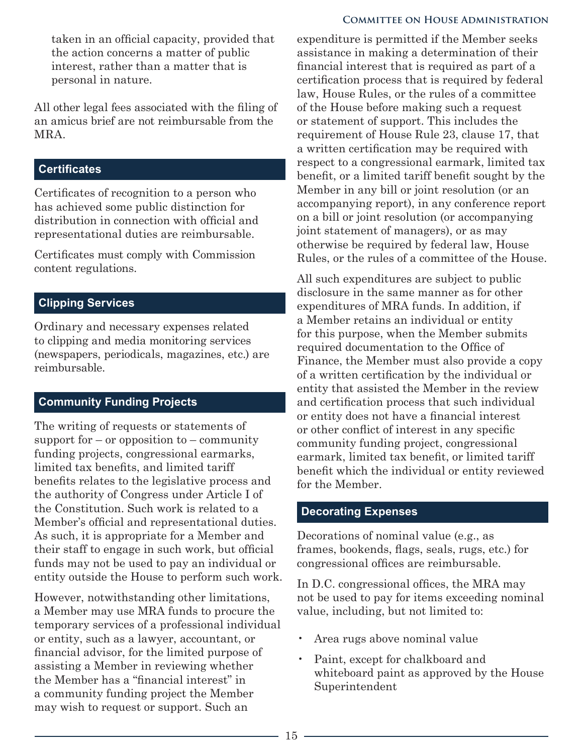taken in an official capacity, provided that the action concerns a matter of public interest, rather than a matter that is personal in nature.

All other legal fees associated with the filing of an amicus brief are not reimbursable from the MRA.

## Certificates

Certificates of recognition to a person who has achieved some public distinction for distribution in connection with official and representational duties are reimbursable.

Certificates must comply with Commission content regulations.

## Clipping Services

Ordinary and necessary expenses related to clipping and media monitoring services (newspapers, periodicals, magazines, etc.) are reimbursable.

## Community Funding Projects

The writing of requests or statements of support for – or opposition to – community funding projects, congressional earmarks, limited tax benefits, and limited tariff benefits relates to the legislative process and the authority of Congress under Article I of the Constitution. Such work is related to a Member's official and representational duties. As such, it is appropriate for a Member and their staff to engage in such work, but official funds may not be used to pay an individual or entity outside the House to perform such work.

However, notwithstanding other limitations, a Member may use MRA funds to procure the temporary services of a professional individual or entity, such as a lawyer, accountant, or financial advisor, for the limited purpose of assisting a Member in reviewing whether the Member has a "financial interest" in a community funding project the Member may wish to request or support. Such an expenditure is permitted if the Member seeks assistance in making a determination of their financial interest that is required as part of a certification process that is required by federal law, House Rules, or the rules of a committee of the House before making such a request or statement of support. This includes the requirement of House Rule 23, clause 17, that a written certification may be required with respect to a congressional earmark, limited tax benefit, or a limited tariff benefit sought by the Member in any bill or joint resolution (or an accompanying report), in any conference report on a bill or joint resolution (or accompanying joint statement of managers), or as may otherwise be required by federal law, House Rules, or the rules of a committee of the House.

All such expenditures are subject to public disclosure in the same manner as for other expenditures of MRA funds. In addition, if a Member retains an individual or entity for this purpose, when the Member submits required documentation to the Office of Finance, the Member must also provide a copy of a written certification by the individual or entity that assisted the Member in the review and certification process that such individual or entity does not have a financial interest or other conflict of interest in any specific community funding project, congressional earmark, limited tax benefit, or limited tariff benefit which the individual or entity reviewed for the Member.

## Decorating Expenses

Decorations of nominal value (e.g., as frames, bookends, flags, seals, rugs, etc.) for congressional offices are reimbursable.

In D.C. congressional offices, the MRA may not be used to pay for items exceeding nominal value, including, but not limited to:

- Area rugs above nominal value
- Paint, except for chalkboard and whiteboard paint as approved by the House Superintendent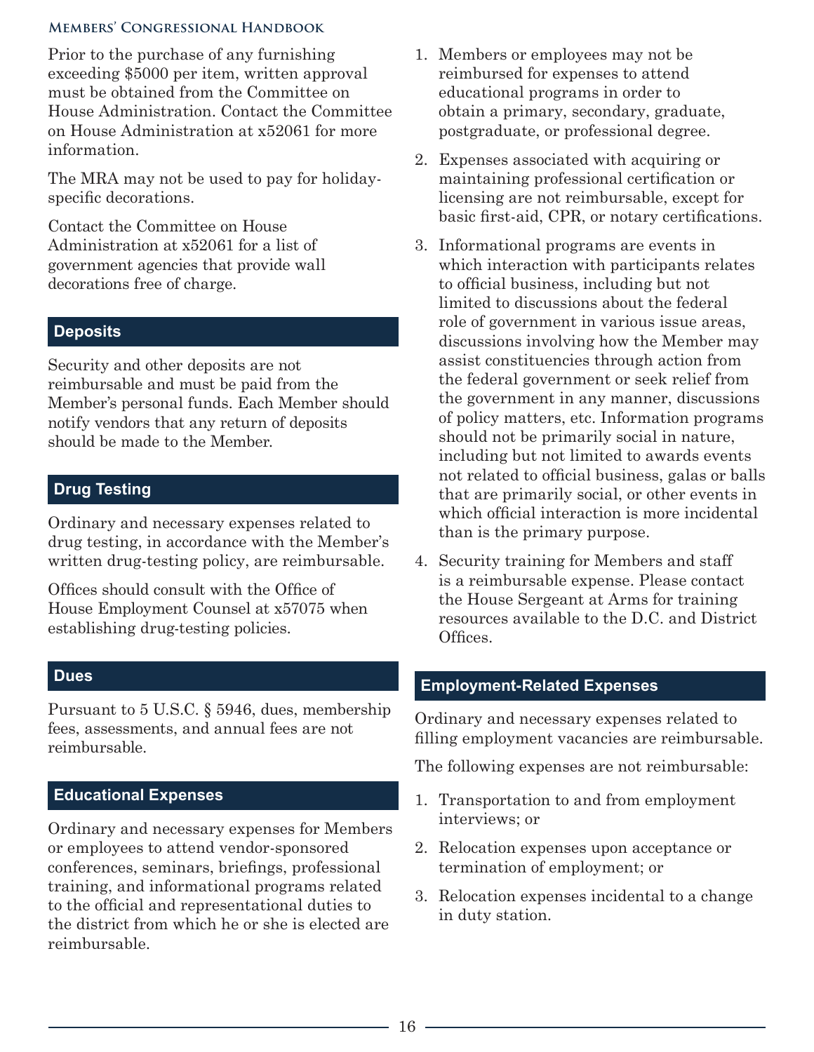Prior to the purchase of any furnishing exceeding $5000 per item, written approval must be obtained from the Committee on House Administration. Contact the Committee on House Administration at x52061 for more information.

The MRA may not be used to pay for holiday-specific decorations.

Contact the Committee on House Administration at x52061 for a list of government agencies that provide wall decorations free of charge.

## Deposits

Security and other deposits are not reimbursable and must be paid from the Member's personal funds. Each Member should notify vendors that any return of deposits should be made to the Member.

## Drug Testing

Ordinary and necessary expenses related to drug testing, in accordance with the Member's written drug-testing policy, are reimbursable.

Offices should consult with the Office of House Employment Counsel at x57075 when establishing drug-testing policies.

## Dues

Pursuant to 5 U.S.C. § 5946, dues, membership fees, assessments, and annual fees are not reimbursable.

## Educational Expenses

Ordinary and necessary expenses for Members or employees to attend vendor-sponsored conferences, seminars, briefings, professional training, and informational programs related to the official and representational duties to the district from which he or she is elected are reimbursable.

1. Members or employees may not be reimbursed for expenses to attend educational programs in order to obtain a primary, secondary, graduate, postgraduate, or professional degree.
2. Expenses associated with acquiring or maintaining professional certification or licensing are not reimbursable, except for basic first-aid, CPR, or notary certifications.
3. Informational programs are events in which interaction with participants relates to official business, including but not limited to discussions about the federal role of government in various issue areas, discussions involving how the Member may assist constituencies through action from the federal government or seek relief from the government in any manner, discussions of policy matters, etc. Information programs should not be primarily social in nature, including but not limited to awards events not related to official business, galas or balls that are primarily social, or other events in which official interaction is more incidental than is the primary purpose.
4. Security training for Members and staff is a reimbursable expense. Please contact the House Sergeant at Arms for training resources available to the D.C. and District Offices.

## Employment-Related Expenses

Ordinary and necessary expenses related to filling employment vacancies are reimbursable.

The following expenses are not reimbursable:

1. Transportation to and from employment interviews; or
2. Relocation expenses upon acceptance or termination of employment; or
3. Relocation expenses incidental to a change in duty station.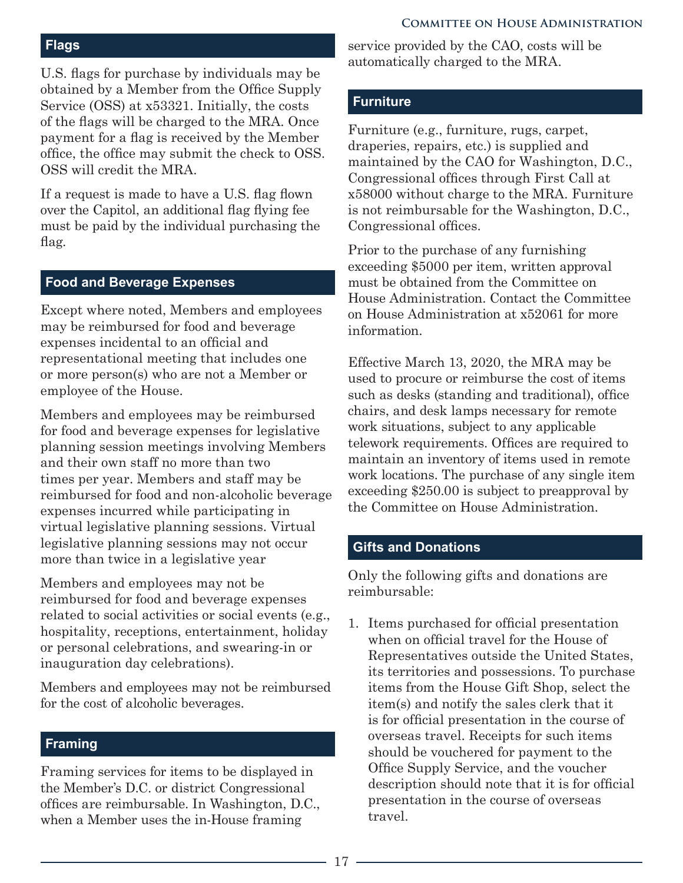## Flags

U.S. flags for purchase by individuals may be obtained by a Member from the Office Supply Service (OSS) at x53321. Initially, the costs of the flags will be charged to the MRA. Once payment for a flag is received by the Member office, the office may submit the check to OSS. OSS will credit the MRA.

If a request is made to have a U.S. flag flown over the Capitol, an additional flag flying fee must be paid by the individual purchasing the flag.

## Food and Beverage Expenses

Except where noted, Members and employees may be reimbursed for food and beverage expenses incidental to an official and representational meeting that includes one or more person(s) who are not a Member or employee of the House.

Members and employees may be reimbursed for food and beverage expenses for legislative planning session meetings involving Members and their own staff no more than two times per year. Members and staff may be reimbursed for food and non-alcoholic beverage expenses incurred while participating in virtual legislative planning sessions. Virtual legislative planning sessions may not occur more than twice in a legislative year

Members and employees may not be reimbursed for food and beverage expenses related to social activities or social events (e.g., hospitality, receptions, entertainment, holiday or personal celebrations, and swearing-in or inauguration day celebrations).

Members and employees may not be reimbursed for the cost of alcoholic beverages.

## Framing

Framing services for items to be displayed in the Member's D.C. or district Congressional offices are reimbursable. In Washington, D.C., when a Member uses the in-House framing service provided by the CAO, costs will be automatically charged to the MRA.

## Furniture

Furniture (e.g., furniture, rugs, carpet, draperies, repairs, etc.) is supplied and maintained by the CAO for Washington, D.C., Congressional offices through First Call at x58000 without charge to the MRA. Furniture is not reimbursable for the Washington, D.C., Congressional offices.

Prior to the purchase of any furnishing exceeding $5000 per item, written approval must be obtained from the Committee on House Administration. Contact the Committee on House Administration at x52061 for more information.

Effective March 13, 2020, the MRA may be used to procure or reimburse the cost of items such as desks (standing and traditional), office chairs, and desk lamps necessary for remote work situations, subject to any applicable telework requirements. Offices are required to maintain an inventory of items used in remote work locations. The purchase of any single item exceeding $250.00 is subject to preapproval by the Committee on House Administration.

## Gifts and Donations

Only the following gifts and donations are reimbursable:

1. Items purchased for official presentation when on official travel for the House of Representatives outside the United States, its territories and possessions. To purchase items from the House Gift Shop, select the item(s) and notify the sales clerk that it is for official presentation in the course of overseas travel. Receipts for such items should be vouchered for payment to the Office Supply Service, and the voucher description should note that it is for official presentation in the course of overseas travel.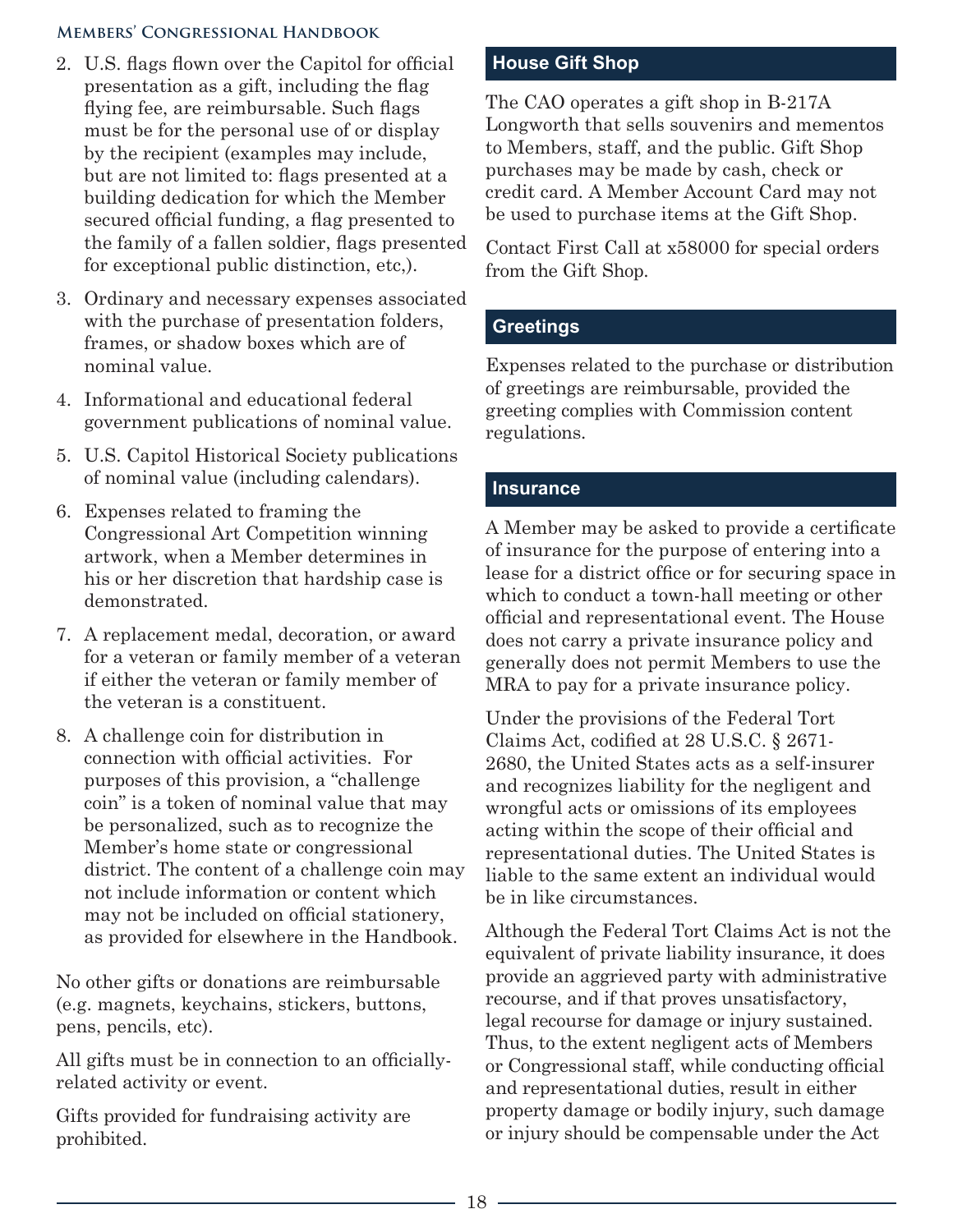2. U.S. flags flown over the Capitol for official presentation as a gift, including the flag flying fee, are reimbursable. Such flags must be for the personal use of or display by the recipient (examples may include, but are not limited to: flags presented at a building dedication for which the Member secured official funding, a flag presented to the family of a fallen soldier, flags presented for exceptional public distinction, etc,).
3. Ordinary and necessary expenses associated with the purchase of presentation folders, frames, or shadow boxes which are of nominal value.
4. Informational and educational federal government publications of nominal value.
5. U.S. Capitol Historical Society publications of nominal value (including calendars).
6. Expenses related to framing the Congressional Art Competition winning artwork, when a Member determines in his or her discretion that hardship case is demonstrated.
7. A replacement medal, decoration, or award for a veteran or family member of a veteran if either the veteran or family member of the veteran is a constituent.
8. A challenge coin for distribution in connection with official activities. For purposes of this provision, a "challenge coin" is a token of nominal value that may be personalized, such as to recognize the Member's home state or congressional district. The content of a challenge coin may not include information or content which may not be included on official stationery, as provided for elsewhere in the Handbook.

No other gifts or donations are reimbursable (e.g. magnets, keychains, stickers, buttons, pens, pencils, etc).

All gifts must be in connection to an officially-related activity or event.

Gifts provided for fundraising activity are prohibited.

## House Gift Shop

The CAO operates a gift shop in B-217A Longworth that sells souvenirs and mementos to Members, staff, and the public. Gift Shop purchases may be made by cash, check or credit card. A Member Account Card may not be used to purchase items at the Gift Shop.

Contact First Call at x58000 for special orders from the Gift Shop.

## Greetings

Expenses related to the purchase or distribution of greetings are reimbursable, provided the greeting complies with Commission content regulations.

## Insurance

A Member may be asked to provide a certificate of insurance for the purpose of entering into a lease for a district office or for securing space in which to conduct a town-hall meeting or other official and representational event. The House does not carry a private insurance policy and generally does not permit Members to use the MRA to pay for a private insurance policy.

Under the provisions of the Federal Tort Claims Act, codified at 28 U.S.C. § 2671-2680, the United States acts as a self-insurer and recognizes liability for the negligent and wrongful acts or omissions of its employees acting within the scope of their official and representational duties. The United States is liable to the same extent an individual would be in like circumstances.

Although the Federal Tort Claims Act is not the equivalent of private liability insurance, it does provide an aggrieved party with administrative recourse, and if that proves unsatisfactory, legal recourse for damage or injury sustained. Thus, to the extent negligent acts of Members or Congressional staff, while conducting official and representational duties, result in either property damage or bodily injury, such damage or injury should be compensable under the Act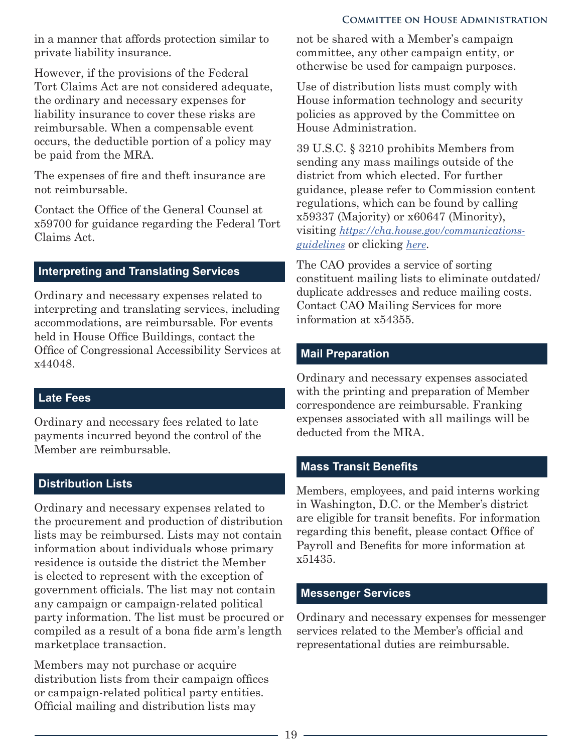in a manner that affords protection similar to private liability insurance.

However, if the provisions of the Federal Tort Claims Act are not considered adequate, the ordinary and necessary expenses for liability insurance to cover these risks are reimbursable. When a compensable event occurs, the deductible portion of a policy may be paid from the MRA.

The expenses of fire and theft insurance are not reimbursable.

Contact the Office of the General Counsel at x59700 for guidance regarding the Federal Tort Claims Act.

## Interpreting and Translating Services

Ordinary and necessary expenses related to interpreting and translating services, including accommodations, are reimbursable. For events held in House Office Buildings, contact the Office of Congressional Accessibility Services at x44048.

## Late Fees

Ordinary and necessary fees related to late payments incurred beyond the control of the Member are reimbursable.

## Distribution Lists

Ordinary and necessary expenses related to the procurement and production of distribution lists may be reimbursed. Lists may not contain information about individuals whose primary residence is outside the district the Member is elected to represent with the exception of government officials. The list may not contain any campaign or campaign-related political party information. The list must be procured or compiled as a result of a bona fide arm's length marketplace transaction.

Members may not purchase or acquire distribution lists from their campaign offices or campaign-related political party entities. Official mailing and distribution lists may not be shared with a Member's campaign committee, any other campaign entity, or otherwise be used for campaign purposes.

Use of distribution lists must comply with House information technology and security policies as approved by the Committee on House Administration.

39 U.S.C. § 3210 prohibits Members from sending any mass mailings outside of the district from which elected. For further guidance, please refer to Commission content regulations, which can be found by calling x59337 (Majority) or x60647 (Minority), visiting *https://cha.house.gov/communications-guidelines* or clicking *here*.

The CAO provides a service of sorting constituent mailing lists to eliminate outdated/duplicate addresses and reduce mailing costs. Contact CAO Mailing Services for more information at x54355.

## Mail Preparation

Ordinary and necessary expenses associated with the printing and preparation of Member correspondence are reimbursable. Franking expenses associated with all mailings will be deducted from the MRA.

## Mass Transit Benefits

Members, employees, and paid interns working in Washington, D.C. or the Member's district are eligible for transit benefits. For information regarding this benefit, please contact Office of Payroll and Benefits for more information at x51435.

## Messenger Services

Ordinary and necessary expenses for messenger services related to the Member's official and representational duties are reimbursable.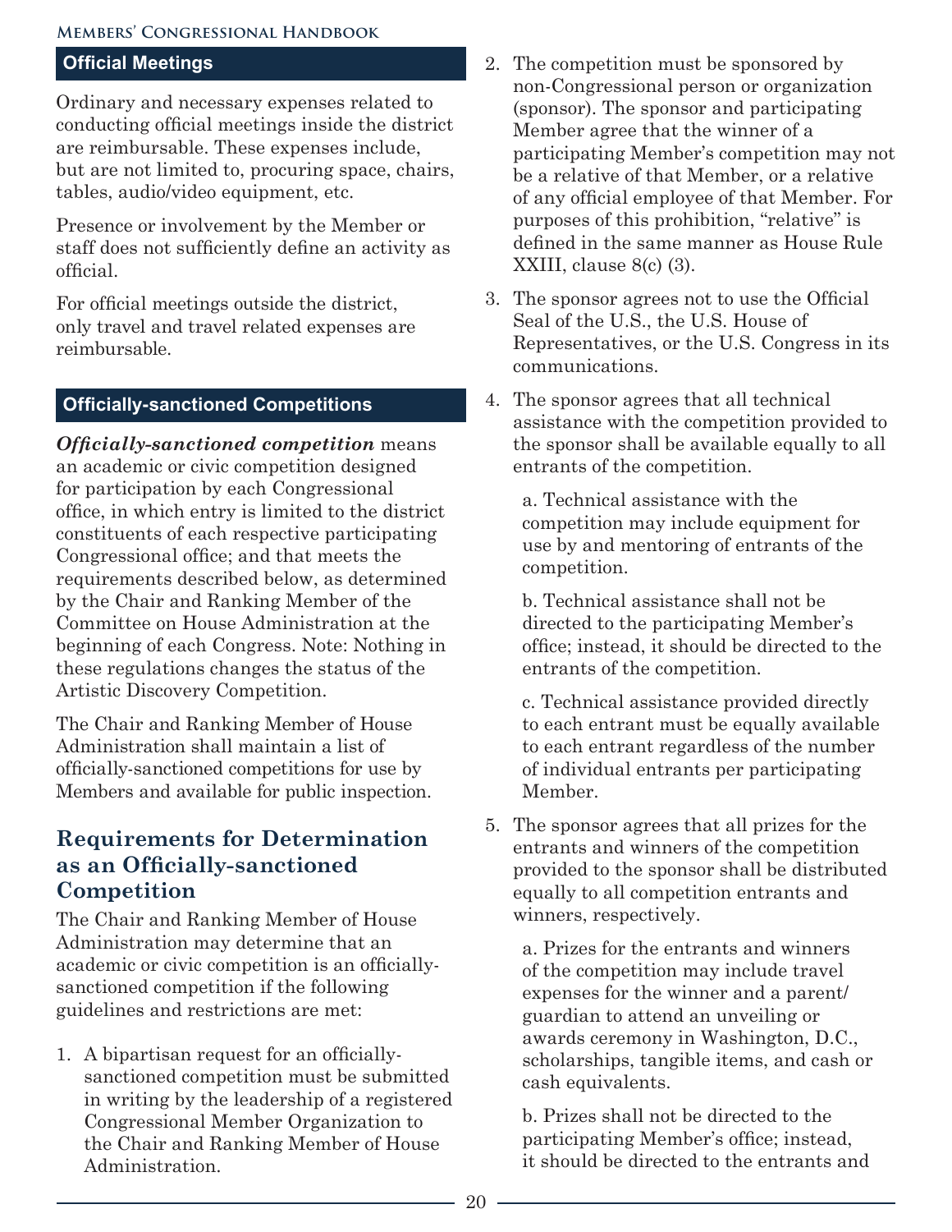## Official Meetings

Ordinary and necessary expenses related to conducting official meetings inside the district are reimbursable. These expenses include, but are not limited to, procuring space, chairs, tables, audio/video equipment, etc.

Presence or involvement by the Member or staff does not sufficiently define an activity as official.

For official meetings outside the district, only travel and travel related expenses are reimbursable.

## Officially-sanctioned Competitions

***Officially-sanctioned competition*** means an academic or civic competition designed for participation by each Congressional office, in which entry is limited to the district constituents of each respective participating Congressional office; and that meets the requirements described below, as determined by the Chair and Ranking Member of the Committee on House Administration at the beginning of each Congress. Note: Nothing in these regulations changes the status of the Artistic Discovery Competition.

The Chair and Ranking Member of House Administration shall maintain a list of officially-sanctioned competitions for use by Members and available for public inspection.

## Requirements for Determination as an Officially-sanctioned Competition

The Chair and Ranking Member of House Administration may determine that an academic or civic competition is an officially-sanctioned competition if the following guidelines and restrictions are met:

1. A bipartisan request for an officially-sanctioned competition must be submitted in writing by the leadership of a registered Congressional Member Organization to the Chair and Ranking Member of House Administration.
2. The competition must be sponsored by non-Congressional person or organization (sponsor). The sponsor and participating Member agree that the winner of a participating Member's competition may not be a relative of that Member, or a relative of any official employee of that Member. For purposes of this prohibition, "relative" is defined in the same manner as House Rule XXIII, clause 8(c) (3).
3. The sponsor agrees not to use the Official Seal of the U.S., the U.S. House of Representatives, or the U.S. Congress in its communications.
4. The sponsor agrees that all technical assistance with the competition provided to the sponsor shall be available equally to all entrants of the competition.

   a. Technical assistance with the competition may include equipment for use by and mentoring of entrants of the competition.

   b. Technical assistance shall not be directed to the participating Member's office; instead, it should be directed to the entrants of the competition.

   c. Technical assistance provided directly to each entrant must be equally available to each entrant regardless of the number of individual entrants per participating Member.
5. The sponsor agrees that all prizes for the entrants and winners of the competition provided to the sponsor shall be distributed equally to all competition entrants and winners, respectively.

   a. Prizes for the entrants and winners of the competition may include travel expenses for the winner and a parent/guardian to attend an unveiling or awards ceremony in Washington, D.C., scholarships, tangible items, and cash or cash equivalents.

   b. Prizes shall not be directed to the participating Member's office; instead, it should be directed to the entrants and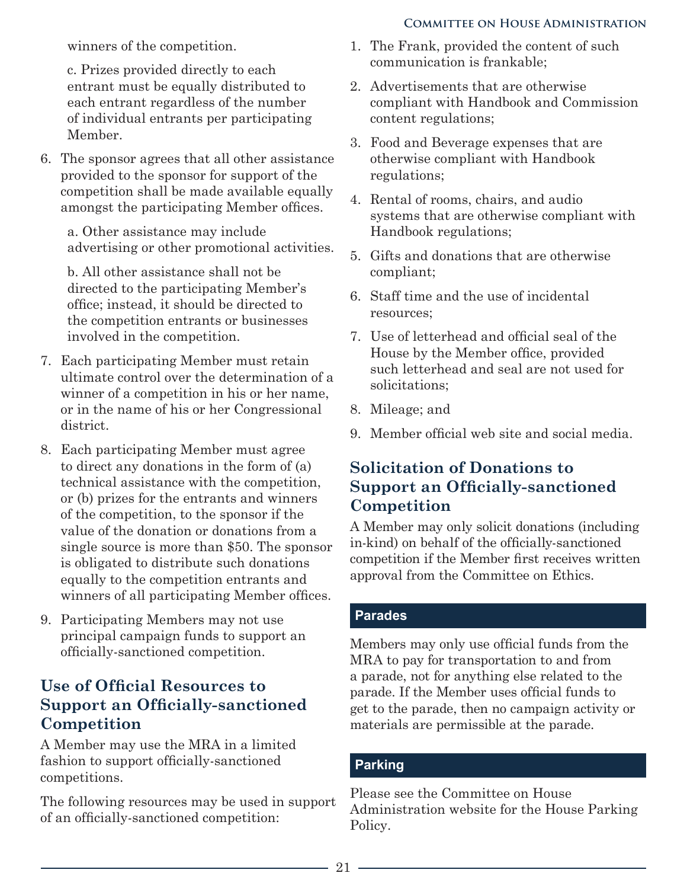winners of the competition.

c. Prizes provided directly to each entrant must be equally distributed to each entrant regardless of the number of individual entrants per participating Member.

6. The sponsor agrees that all other assistance provided to the sponsor for support of the competition shall be made available equally amongst the participating Member offices.

   a. Other assistance may include advertising or other promotional activities.

   b. All other assistance shall not be directed to the participating Member's office; instead, it should be directed to the competition entrants or businesses involved in the competition.

7. Each participating Member must retain ultimate control over the determination of a winner of a competition in his or her name, or in the name of his or her Congressional district.

8. Each participating Member must agree to direct any donations in the form of (a) technical assistance with the competition, or (b) prizes for the entrants and winners of the competition, to the sponsor if the value of the donation or donations from a single source is more than $50. The sponsor is obligated to distribute such donations equally to the competition entrants and winners of all participating Member offices.

9. Participating Members may not use principal campaign funds to support an officially-sanctioned competition.

## Use of Official Resources to Support an Officially-sanctioned Competition

A Member may use the MRA in a limited fashion to support officially-sanctioned competitions.

The following resources may be used in support of an officially-sanctioned competition:

1. The Frank, provided the content of such communication is frankable;
2. Advertisements that are otherwise compliant with Handbook and Commission content regulations;
3. Food and Beverage expenses that are otherwise compliant with Handbook regulations;
4. Rental of rooms, chairs, and audio systems that are otherwise compliant with Handbook regulations;
5. Gifts and donations that are otherwise compliant;
6. Staff time and the use of incidental resources;
7. Use of letterhead and official seal of the House by the Member office, provided such letterhead and seal are not used for solicitations;
8. Mileage; and
9. Member official web site and social media.

## Solicitation of Donations to Support an Officially-sanctioned Competition

A Member may only solicit donations (including in-kind) on behalf of the officially-sanctioned competition if the Member first receives written approval from the Committee on Ethics.

## Parades

Members may only use official funds from the MRA to pay for transportation to and from a parade, not for anything else related to the parade. If the Member uses official funds to get to the parade, then no campaign activity or materials are permissible at the parade.

## Parking

Please see the Committee on House Administration website for the House Parking Policy.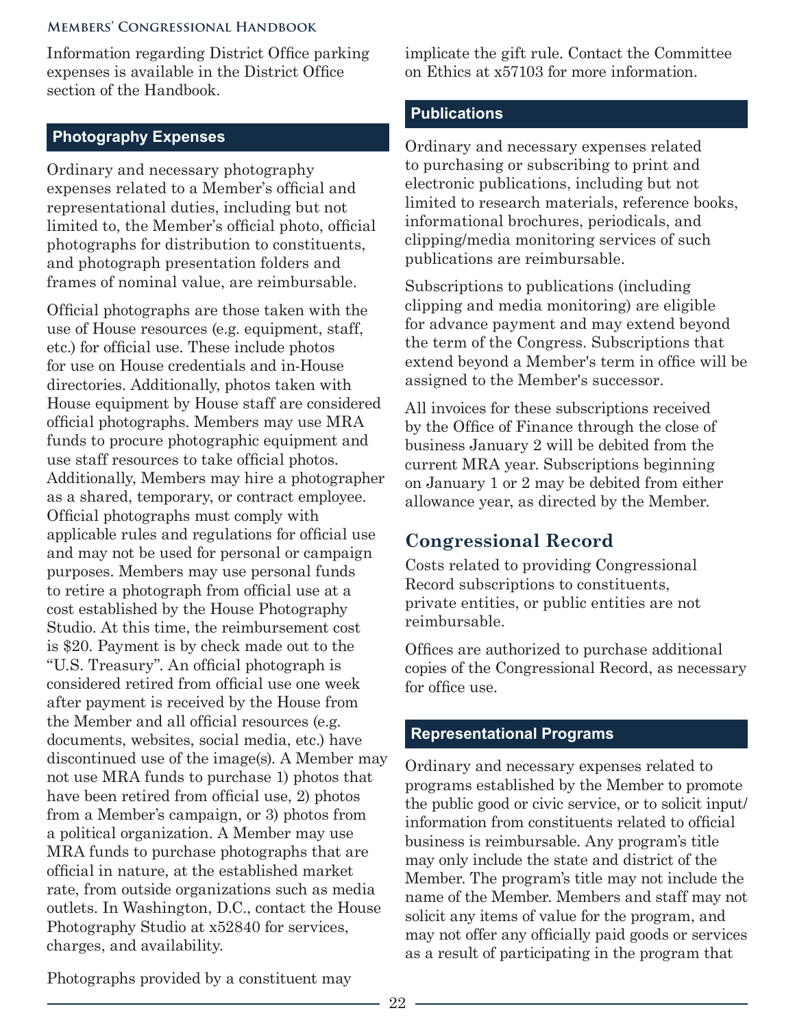Information regarding District Office parking expenses is available in the District Office section of the Handbook.

## Photography Expenses

Ordinary and necessary photography expenses related to a Member's official and representational duties, including but not limited to, the Member's official photo, official photographs for distribution to constituents, and photograph presentation folders and frames of nominal value, are reimbursable.

Official photographs are those taken with the use of House resources (e.g. equipment, staff, etc.) for official use. These include photos for use on House credentials and in-House directories. Additionally, photos taken with House equipment by House staff are considered official photographs. Members may use MRA funds to procure photographic equipment and use staff resources to take official photos. Additionally, Members may hire a photographer as a shared, temporary, or contract employee. Official photographs must comply with applicable rules and regulations for official use and may not be used for personal or campaign purposes. Members may use personal funds to retire a photograph from official use at a cost established by the House Photography Studio. At this time, the reimbursement cost is $20. Payment is by check made out to the "U.S. Treasury". An official photograph is considered retired from official use one week after payment is received by the House from the Member and all official resources (e.g. documents, websites, social media, etc.) have discontinued use of the image(s). A Member may not use MRA funds to purchase 1) photos that have been retired from official use, 2) photos from a Member's campaign, or 3) photos from a political organization. A Member may use MRA funds to purchase photographs that are official in nature, at the established market rate, from outside organizations such as media outlets. In Washington, D.C., contact the House Photography Studio at x52840 for services, charges, and availability.

Photographs provided by a constituent may implicate the gift rule. Contact the Committee on Ethics at x57103 for more information.

## Publications

Ordinary and necessary expenses related to purchasing or subscribing to print and electronic publications, including but not limited to research materials, reference books, informational brochures, periodicals, and clipping/media monitoring services of such publications are reimbursable.

Subscriptions to publications (including clipping and media monitoring) are eligible for advance payment and may extend beyond the term of the Congress. Subscriptions that extend beyond a Member's term in office will be assigned to the Member's successor.

All invoices for these subscriptions received by the Office of Finance through the close of business January 2 will be debited from the current MRA year. Subscriptions beginning on January 1 or 2 may be debited from either allowance year, as directed by the Member.

### Congressional Record

Costs related to providing Congressional Record subscriptions to constituents, private entities, or public entities are not reimbursable.

Offices are authorized to purchase additional copies of the Congressional Record, as necessary for office use.

## Representational Programs

Ordinary and necessary expenses related to programs established by the Member to promote the public good or civic service, or to solicit input/information from constituents related to official business is reimbursable. Any program's title may only include the state and district of the Member. The program's title may not include the name of the Member. Members and staff may not solicit any items of value for the program, and may not offer any officially paid goods or services as a result of participating in the program that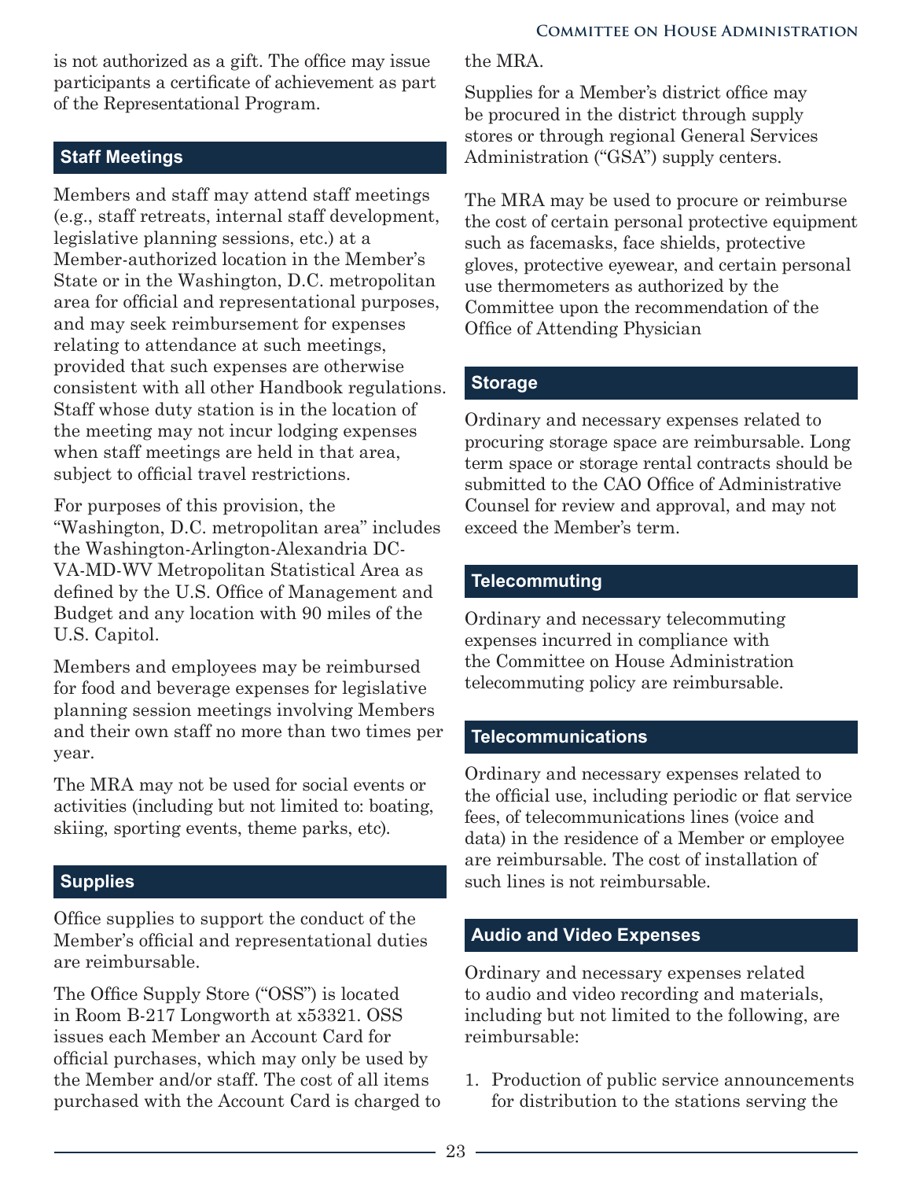is not authorized as a gift. The office may issue participants a certificate of achievement as part of the Representational Program.

## Staff Meetings

Members and staff may attend staff meetings (e.g., staff retreats, internal staff development, legislative planning sessions, etc.) at a Member-authorized location in the Member's State or in the Washington, D.C. metropolitan area for official and representational purposes, and may seek reimbursement for expenses relating to attendance at such meetings, provided that such expenses are otherwise consistent with all other Handbook regulations. Staff whose duty station is in the location of the meeting may not incur lodging expenses when staff meetings are held in that area, subject to official travel restrictions.

For purposes of this provision, the "Washington, D.C. metropolitan area" includes the Washington-Arlington-Alexandria DC-VA-MD-WV Metropolitan Statistical Area as defined by the U.S. Office of Management and Budget and any location with 90 miles of the U.S. Capitol.

Members and employees may be reimbursed for food and beverage expenses for legislative planning session meetings involving Members and their own staff no more than two times per year.

The MRA may not be used for social events or activities (including but not limited to: boating, skiing, sporting events, theme parks, etc).

## Supplies

Office supplies to support the conduct of the Member's official and representational duties are reimbursable.

The Office Supply Store ("OSS") is located in Room B-217 Longworth at x53321. OSS issues each Member an Account Card for official purchases, which may only be used by the Member and/or staff. The cost of all items purchased with the Account Card is charged to the MRA.

Supplies for a Member's district office may be procured in the district through supply stores or through regional General Services Administration ("GSA") supply centers.

The MRA may be used to procure or reimburse the cost of certain personal protective equipment such as facemasks, face shields, protective gloves, protective eyewear, and certain personal use thermometers as authorized by the Committee upon the recommendation of the Office of Attending Physician

## Storage

Ordinary and necessary expenses related to procuring storage space are reimbursable. Long term space or storage rental contracts should be submitted to the CAO Office of Administrative Counsel for review and approval, and may not exceed the Member's term.

## Telecommuting

Ordinary and necessary telecommuting expenses incurred in compliance with the Committee on House Administration telecommuting policy are reimbursable.

## Telecommunications

Ordinary and necessary expenses related to the official use, including periodic or flat service fees, of telecommunications lines (voice and data) in the residence of a Member or employee are reimbursable. The cost of installation of such lines is not reimbursable.

## Audio and Video Expenses

Ordinary and necessary expenses related to audio and video recording and materials, including but not limited to the following, are reimbursable:

1. Production of public service announcements for distribution to the stations serving the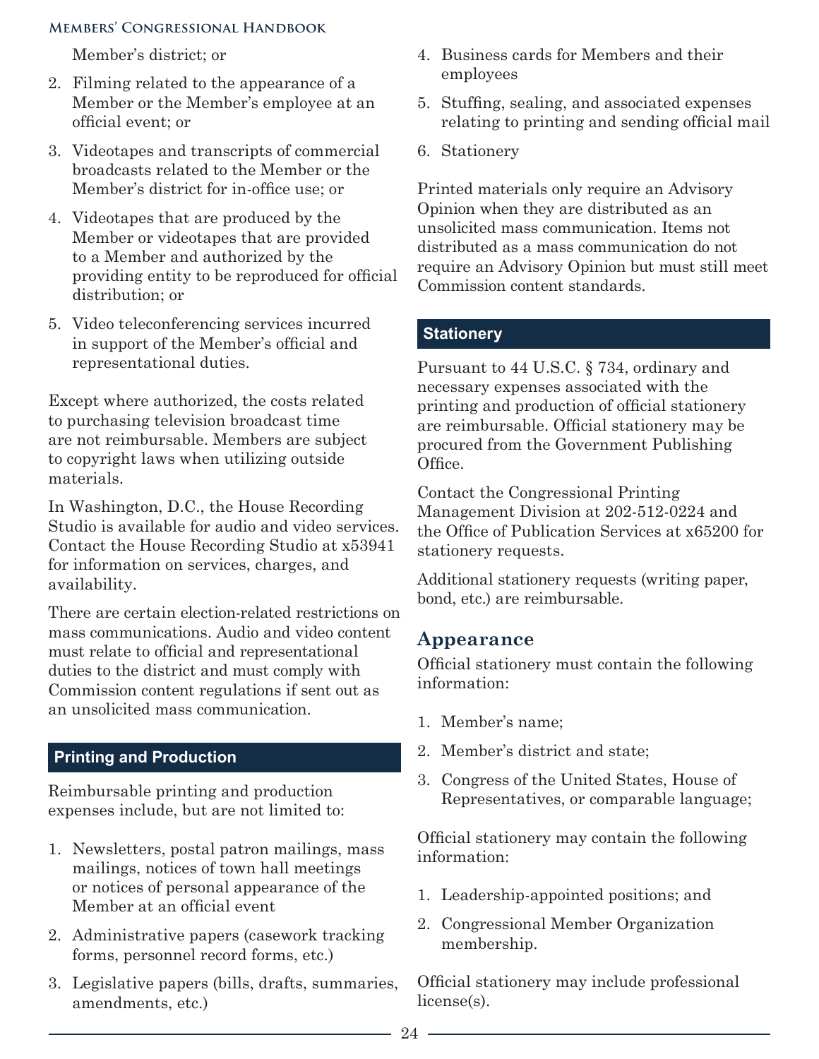Member's district; or

2. Filming related to the appearance of a Member or the Member's employee at an official event; or
3. Videotapes and transcripts of commercial broadcasts related to the Member or the Member's district for in-office use; or
4. Videotapes that are produced by the Member or videotapes that are provided to a Member and authorized by the providing entity to be reproduced for official distribution; or
5. Video teleconferencing services incurred in support of the Member's official and representational duties.

Except where authorized, the costs related to purchasing television broadcast time are not reimbursable. Members are subject to copyright laws when utilizing outside materials.

In Washington, D.C., the House Recording Studio is available for audio and video services. Contact the House Recording Studio at x53941 for information on services, charges, and availability.

There are certain election-related restrictions on mass communications. Audio and video content must relate to official and representational duties to the district and must comply with Commission content regulations if sent out as an unsolicited mass communication.

### Printing and Production

Reimbursable printing and production expenses include, but are not limited to:

1. Newsletters, postal patron mailings, mass mailings, notices of town hall meetings or notices of personal appearance of the Member at an official event
2. Administrative papers (casework tracking forms, personnel record forms, etc.)
3. Legislative papers (bills, drafts, summaries, amendments, etc.)
4. Business cards for Members and their employees
5. Stuffing, sealing, and associated expenses relating to printing and sending official mail
6. Stationery

Printed materials only require an Advisory Opinion when they are distributed as an unsolicited mass communication. Items not distributed as a mass communication do not require an Advisory Opinion but must still meet Commission content standards.

### Stationery

Pursuant to 44 U.S.C. § 734, ordinary and necessary expenses associated with the printing and production of official stationery are reimbursable. Official stationery may be procured from the Government Publishing Office.

Contact the Congressional Printing Management Division at 202-512-0224 and the Office of Publication Services at x65200 for stationery requests.

Additional stationery requests (writing paper, bond, etc.) are reimbursable.

## Appearance

Official stationery must contain the following information:

1. Member's name;
2. Member's district and state;
3. Congress of the United States, House of Representatives, or comparable language;

Official stationery may contain the following information:

1. Leadership-appointed positions; and
2. Congressional Member Organization membership.

Official stationery may include professional license(s).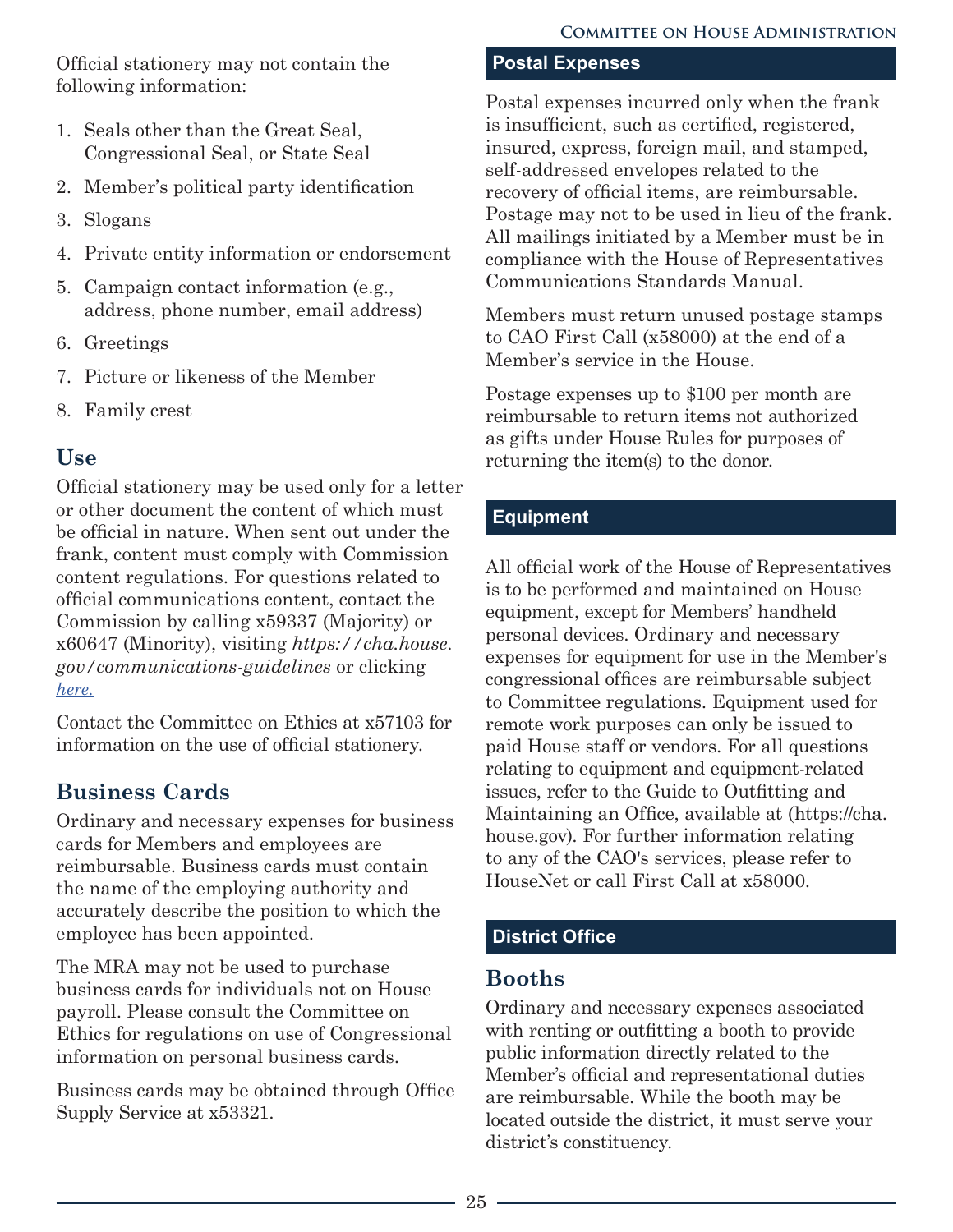Official stationery may not contain the following information:

1. Seals other than the Great Seal, Congressional Seal, or State Seal
2. Member's political party identification
3. Slogans
4. Private entity information or endorsement
5. Campaign contact information (e.g., address, phone number, email address)
6. Greetings
7. Picture or likeness of the Member
8. Family crest

### Use

Official stationery may be used only for a letter or other document the content of which must be official in nature. When sent out under the frank, content must comply with Commission content regulations. For questions related to official communications content, contact the Commission by calling x59337 (Majority) or x60647 (Minority), visiting *https://cha.house.gov/communications-guidelines* or clicking *here.*

Contact the Committee on Ethics at x57103 for information on the use of official stationery.

### Business Cards

Ordinary and necessary expenses for business cards for Members and employees are reimbursable. Business cards must contain the name of the employing authority and accurately describe the position to which the employee has been appointed.

The MRA may not be used to purchase business cards for individuals not on House payroll. Please consult the Committee on Ethics for regulations on use of Congressional information on personal business cards.

Business cards may be obtained through Office Supply Service at x53321.

## Postal Expenses

Postal expenses incurred only when the frank is insufficient, such as certified, registered, insured, express, foreign mail, and stamped, self-addressed envelopes related to the recovery of official items, are reimbursable. Postage may not to be used in lieu of the frank. All mailings initiated by a Member must be in compliance with the House of Representatives Communications Standards Manual.

Members must return unused postage stamps to CAO First Call (x58000) at the end of a Member's service in the House.

Postage expenses up to $100 per month are reimbursable to return items not authorized as gifts under House Rules for purposes of returning the item(s) to the donor.

## Equipment

All official work of the House of Representatives is to be performed and maintained on House equipment, except for Members' handheld personal devices. Ordinary and necessary expenses for equipment for use in the Member's congressional offices are reimbursable subject to Committee regulations. Equipment used for remote work purposes can only be issued to paid House staff or vendors. For all questions relating to equipment and equipment-related issues, refer to the Guide to Outfitting and Maintaining an Office, available at (https://cha.house.gov). For further information relating to any of the CAO's services, please refer to HouseNet or call First Call at x58000.

## District Office

### Booths

Ordinary and necessary expenses associated with renting or outfitting a booth to provide public information directly related to the Member's official and representational duties are reimbursable. While the booth may be located outside the district, it must serve your district's constituency.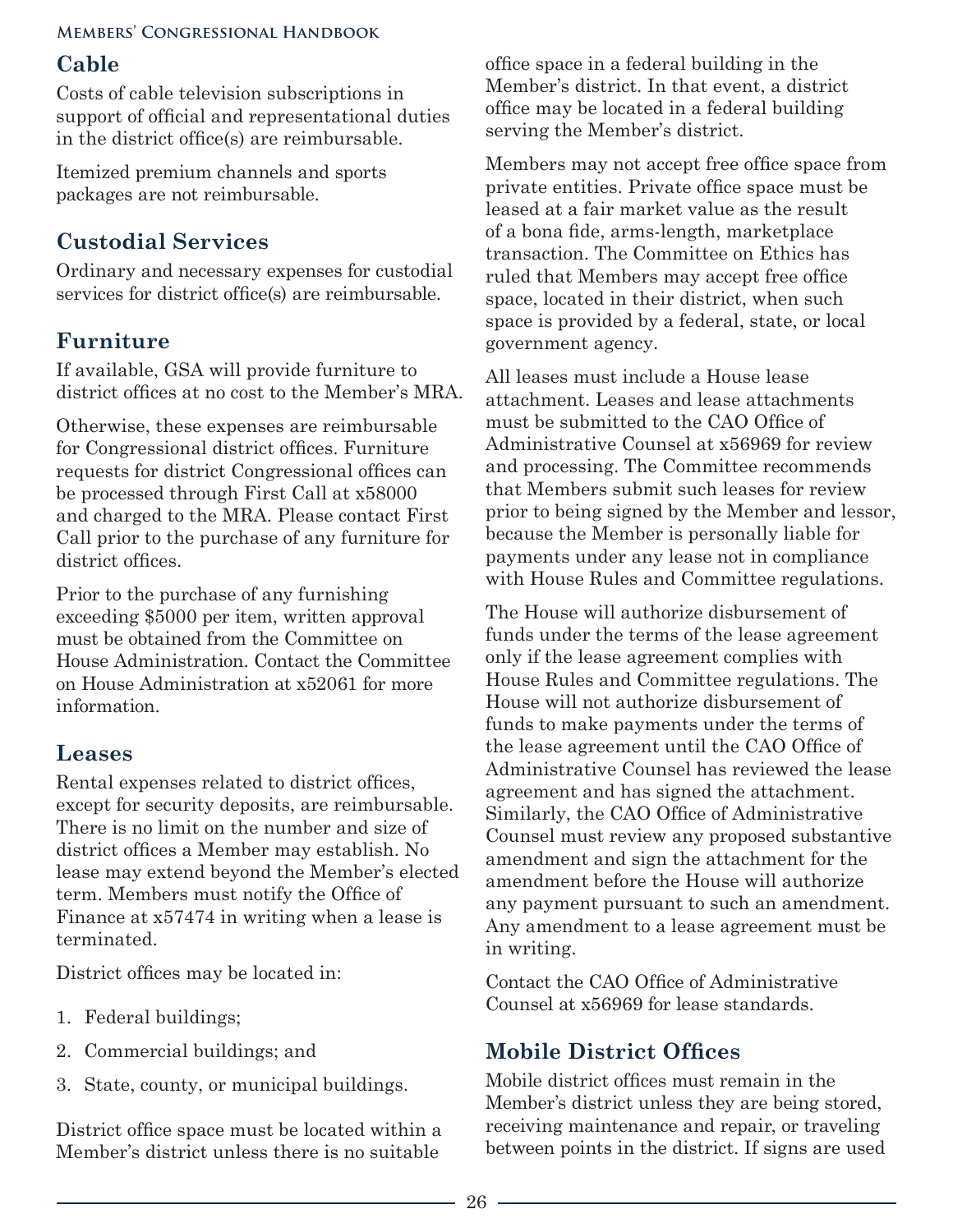## Cable

Costs of cable television subscriptions in support of official and representational duties in the district office(s) are reimbursable.

Itemized premium channels and sports packages are not reimbursable.

## Custodial Services

Ordinary and necessary expenses for custodial services for district office(s) are reimbursable.

## Furniture

If available, GSA will provide furniture to district offices at no cost to the Member's MRA.

Otherwise, these expenses are reimbursable for Congressional district offices. Furniture requests for district Congressional offices can be processed through First Call at x58000 and charged to the MRA. Please contact First Call prior to the purchase of any furniture for district offices.

Prior to the purchase of any furnishing exceeding $5000 per item, written approval must be obtained from the Committee on House Administration. Contact the Committee on House Administration at x52061 for more information.

## Leases

Rental expenses related to district offices, except for security deposits, are reimbursable. There is no limit on the number and size of district offices a Member may establish. No lease may extend beyond the Member's elected term. Members must notify the Office of Finance at x57474 in writing when a lease is terminated.

District offices may be located in:

1. Federal buildings;
2. Commercial buildings; and
3. State, county, or municipal buildings.

District office space must be located within a Member's district unless there is no suitable office space in a federal building in the Member's district. In that event, a district office may be located in a federal building serving the Member's district.

Members may not accept free office space from private entities. Private office space must be leased at a fair market value as the result of a bona fide, arms-length, marketplace transaction. The Committee on Ethics has ruled that Members may accept free office space, located in their district, when such space is provided by a federal, state, or local government agency.

All leases must include a House lease attachment. Leases and lease attachments must be submitted to the CAO Office of Administrative Counsel at x56969 for review and processing. The Committee recommends that Members submit such leases for review prior to being signed by the Member and lessor, because the Member is personally liable for payments under any lease not in compliance with House Rules and Committee regulations.

The House will authorize disbursement of funds under the terms of the lease agreement only if the lease agreement complies with House Rules and Committee regulations. The House will not authorize disbursement of funds to make payments under the terms of the lease agreement until the CAO Office of Administrative Counsel has reviewed the lease agreement and has signed the attachment. Similarly, the CAO Office of Administrative Counsel must review any proposed substantive amendment and sign the attachment for the amendment before the House will authorize any payment pursuant to such an amendment. Any amendment to a lease agreement must be in writing.

Contact the CAO Office of Administrative Counsel at x56969 for lease standards.

## Mobile District Offices

Mobile district offices must remain in the Member's district unless they are being stored, receiving maintenance and repair, or traveling between points in the district. If signs are used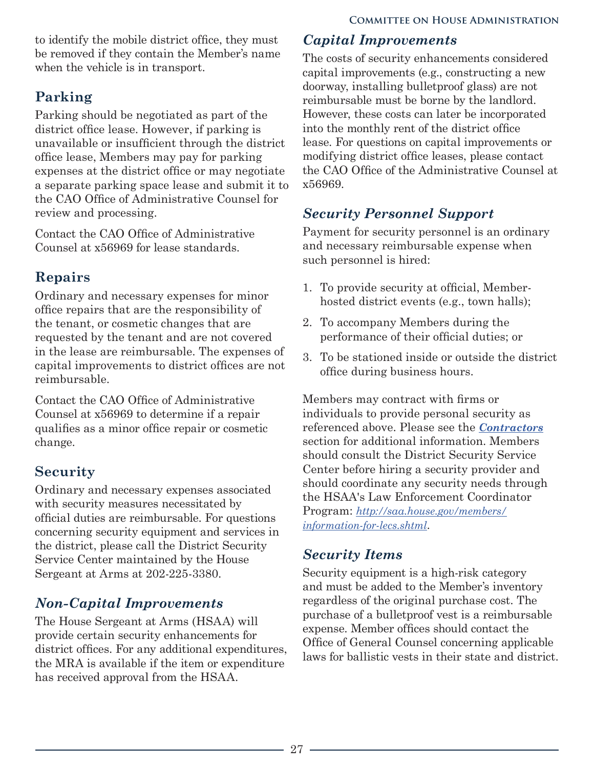to identify the mobile district office, they must be removed if they contain the Member's name when the vehicle is in transport.

## Parking

Parking should be negotiated as part of the district office lease. However, if parking is unavailable or insufficient through the district office lease, Members may pay for parking expenses at the district office or may negotiate a separate parking space lease and submit it to the CAO Office of Administrative Counsel for review and processing.

Contact the CAO Office of Administrative Counsel at x56969 for lease standards.

## Repairs

Ordinary and necessary expenses for minor office repairs that are the responsibility of the tenant, or cosmetic changes that are requested by the tenant and are not covered in the lease are reimbursable. The expenses of capital improvements to district offices are not reimbursable.

Contact the CAO Office of Administrative Counsel at x56969 to determine if a repair qualifies as a minor office repair or cosmetic change.

## Security

Ordinary and necessary expenses associated with security measures necessitated by official duties are reimbursable. For questions concerning security equipment and services in the district, please call the District Security Service Center maintained by the House Sergeant at Arms at 202-225-3380.

### *Non-Capital Improvements*

The House Sergeant at Arms (HSAA) will provide certain security enhancements for district offices. For any additional expenditures, the MRA is available if the item or expenditure has received approval from the HSAA.

### *Capital Improvements*

The costs of security enhancements considered capital improvements (e.g., constructing a new doorway, installing bulletproof glass) are not reimbursable must be borne by the landlord. However, these costs can later be incorporated into the monthly rent of the district office lease. For questions on capital improvements or modifying district office leases, please contact the CAO Office of the Administrative Counsel at x56969.

### *Security Personnel Support*

Payment for security personnel is an ordinary and necessary reimbursable expense when such personnel is hired:

1. To provide security at official, Member-hosted district events (e.g., town halls);
2. To accompany Members during the performance of their official duties; or
3. To be stationed inside or outside the district office during business hours.

Members may contract with firms or individuals to provide personal security as referenced above. Please see the ***Contractors*** section for additional information. Members should consult the District Security Service Center before hiring a security provider and should coordinate any security needs through the HSAA's Law Enforcement Coordinator Program: *http://saa.house.gov/members/information-for-lecs.shtml*.

### *Security Items*

Security equipment is a high-risk category and must be added to the Member's inventory regardless of the original purchase cost. The purchase of a bulletproof vest is a reimbursable expense. Member offices should contact the Office of General Counsel concerning applicable laws for ballistic vests in their state and district.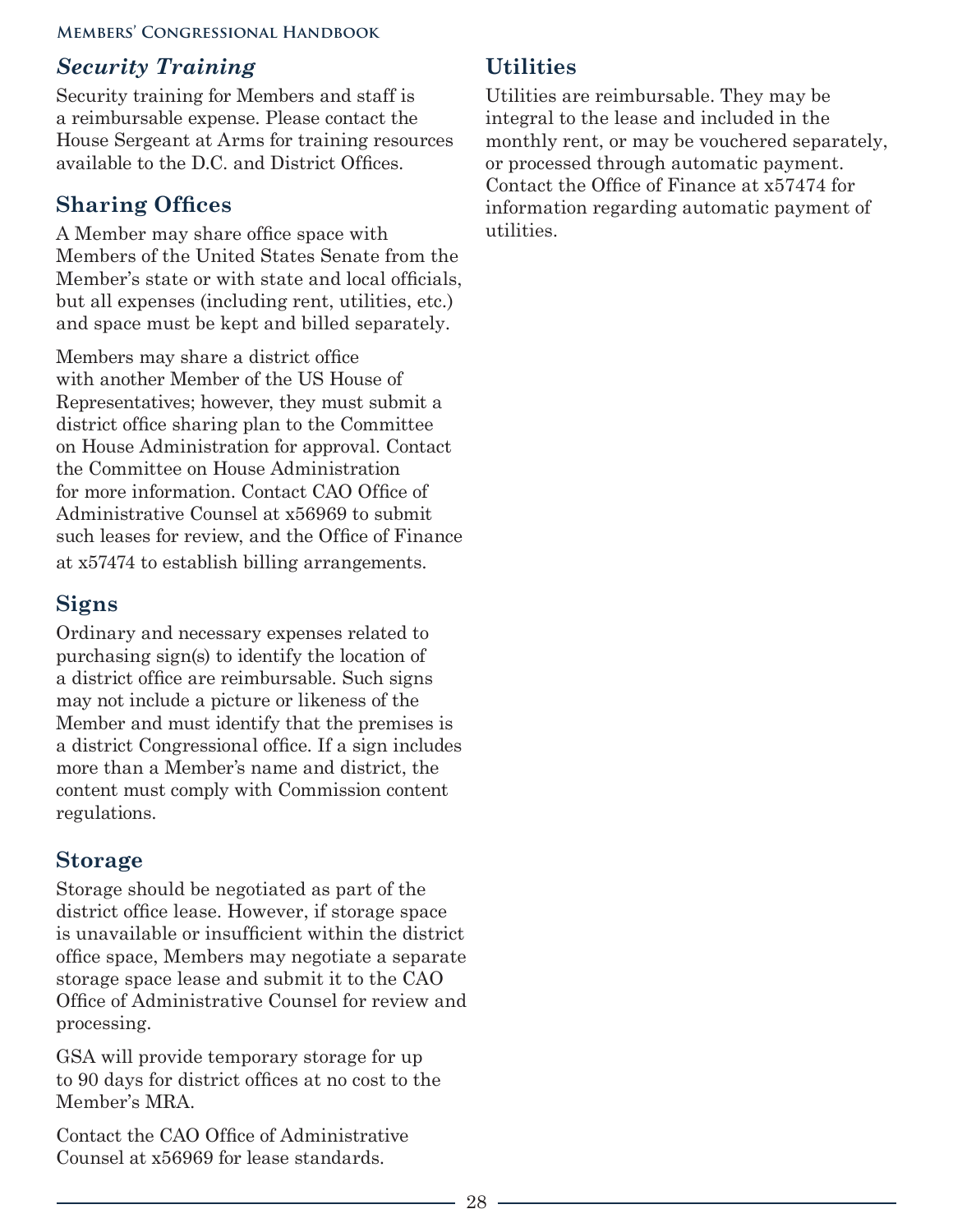### *Security Training*

Security training for Members and staff is a reimbursable expense. Please contact the House Sergeant at Arms for training resources available to the D.C. and District Offices.

## Sharing Offices

A Member may share office space with Members of the United States Senate from the Member's state or with state and local officials, but all expenses (including rent, utilities, etc.) and space must be kept and billed separately.

Members may share a district office with another Member of the US House of Representatives; however, they must submit a district office sharing plan to the Committee on House Administration for approval. Contact the Committee on House Administration for more information. Contact CAO Office of Administrative Counsel at x56969 to submit such leases for review, and the Office of Finance at x57474 to establish billing arrangements.

## Signs

Ordinary and necessary expenses related to purchasing sign(s) to identify the location of a district office are reimbursable. Such signs may not include a picture or likeness of the Member and must identify that the premises is a district Congressional office. If a sign includes more than a Member's name and district, the content must comply with Commission content regulations.

## Storage

Storage should be negotiated as part of the district office lease. However, if storage space is unavailable or insufficient within the district office space, Members may negotiate a separate storage space lease and submit it to the CAO Office of Administrative Counsel for review and processing.

GSA will provide temporary storage for up to 90 days for district offices at no cost to the Member's MRA.

Contact the CAO Office of Administrative Counsel at x56969 for lease standards.

## Utilities

Utilities are reimbursable. They may be integral to the lease and included in the monthly rent, or may be vouchered separately, or processed through automatic payment. Contact the Office of Finance at x57474 for information regarding automatic payment of utilities.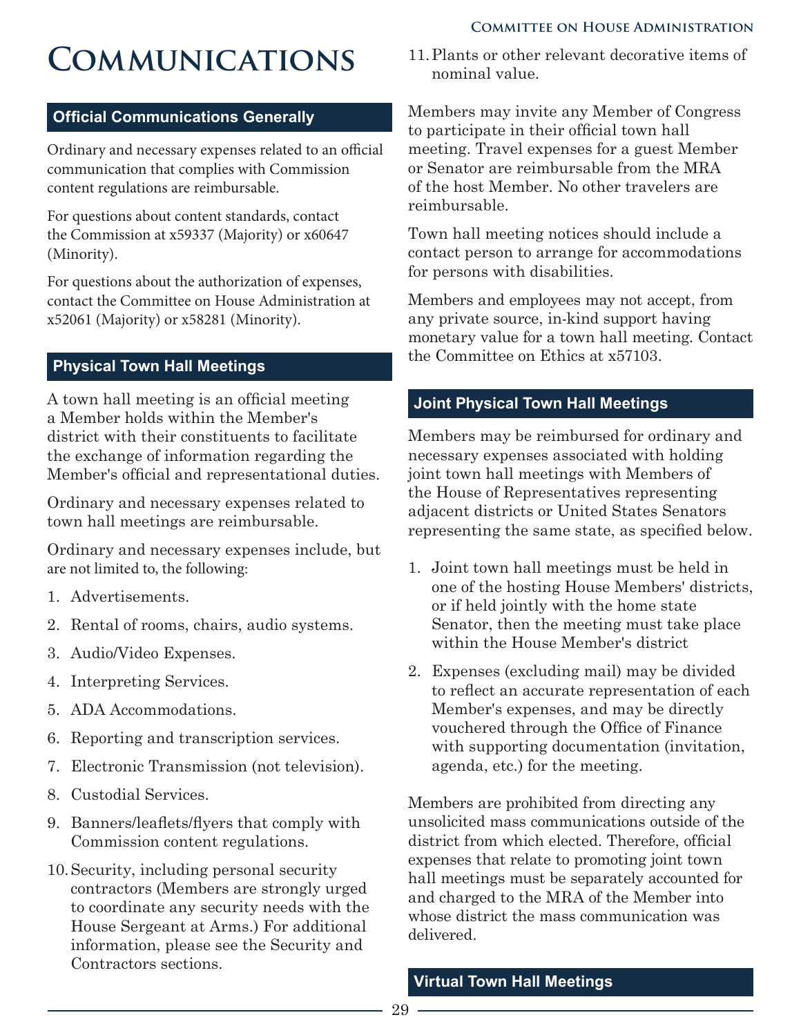# Communications

## Official Communications Generally

Ordinary and necessary expenses related to an official communication that complies with Commission content regulations are reimbursable.

For questions about content standards, contact the Commission at x59337 (Majority) or x60647 (Minority).

For questions about the authorization of expenses, contact the Committee on House Administration at x52061 (Majority) or x58281 (Minority).

## Physical Town Hall Meetings

A town hall meeting is an official meeting a Member holds within the Member's district with their constituents to facilitate the exchange of information regarding the Member's official and representational duties.

Ordinary and necessary expenses related to town hall meetings are reimbursable.

Ordinary and necessary expenses include, but are not limited to, the following:

1. Advertisements.
2. Rental of rooms, chairs, audio systems.
3. Audio/Video Expenses.
4. Interpreting Services.
5. ADA Accommodations.
6. Reporting and transcription services.
7. Electronic Transmission (not television).
8. Custodial Services.
9. Banners/leaflets/flyers that comply with Commission content regulations.
10. Security, including personal security contractors (Members are strongly urged to coordinate any security needs with the House Sergeant at Arms.) For additional information, please see the Security and Contractors sections.
11. Plants or other relevant decorative items of nominal value.

Members may invite any Member of Congress to participate in their official town hall meeting. Travel expenses for a guest Member or Senator are reimbursable from the MRA of the host Member. No other travelers are reimbursable.

Town hall meeting notices should include a contact person to arrange for accommodations for persons with disabilities.

Members and employees may not accept, from any private source, in-kind support having monetary value for a town hall meeting. Contact the Committee on Ethics at x57103.

## Joint Physical Town Hall Meetings

Members may be reimbursed for ordinary and necessary expenses associated with holding joint town hall meetings with Members of the House of Representatives representing adjacent districts or United States Senators representing the same state, as specified below.

1. Joint town hall meetings must be held in one of the hosting House Members' districts, or if held jointly with the home state Senator, then the meeting must take place within the House Member's district
2. Expenses (excluding mail) may be divided to reflect an accurate representation of each Member's expenses, and may be directly vouchered through the Office of Finance with supporting documentation (invitation, agenda, etc.) for the meeting.

Members are prohibited from directing any unsolicited mass communications outside of the district from which elected. Therefore, official expenses that relate to promoting joint town hall meetings must be separately accounted for and charged to the MRA of the Member into whose district the mass communication was delivered.

## Virtual Town Hall Meetings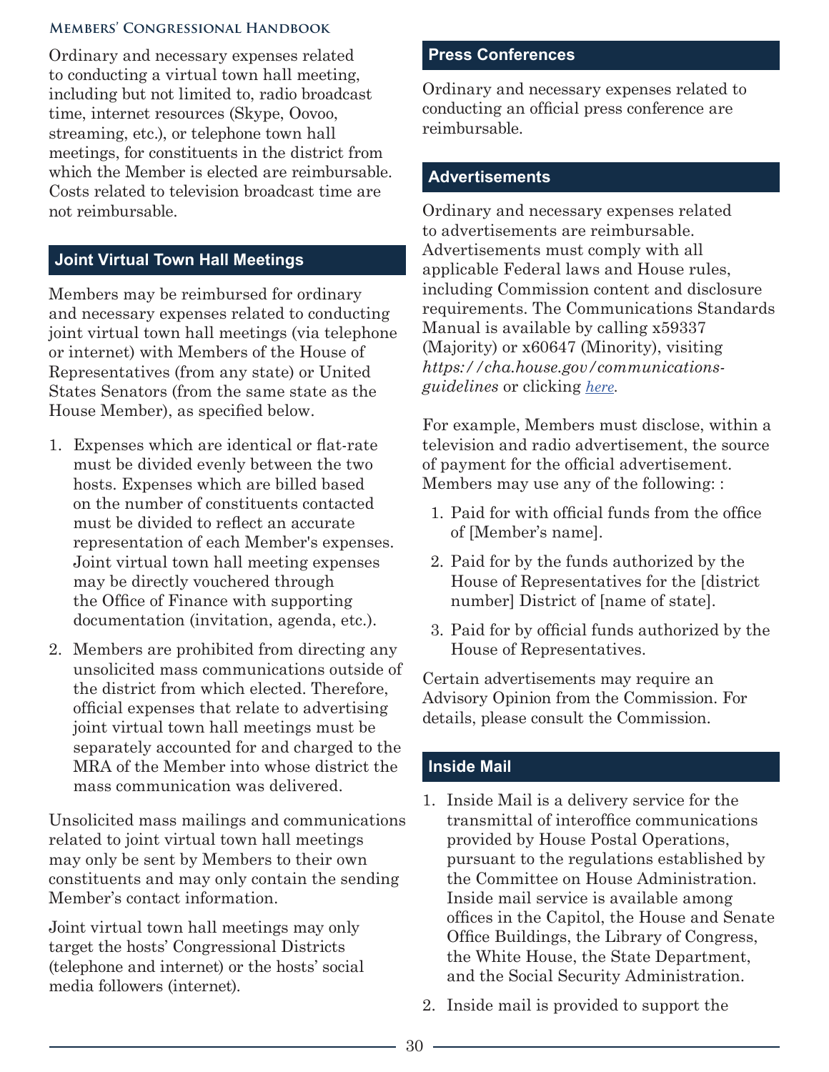Ordinary and necessary expenses related to conducting a virtual town hall meeting, including but not limited to, radio broadcast time, internet resources (Skype, Oovoo, streaming, etc.), or telephone town hall meetings, for constituents in the district from which the Member is elected are reimbursable. Costs related to television broadcast time are not reimbursable.

## Joint Virtual Town Hall Meetings

Members may be reimbursed for ordinary and necessary expenses related to conducting joint virtual town hall meetings (via telephone or internet) with Members of the House of Representatives (from any state) or United States Senators (from the same state as the House Member), as specified below.

1. Expenses which are identical or flat-rate must be divided evenly between the two hosts. Expenses which are billed based on the number of constituents contacted must be divided to reflect an accurate representation of each Member's expenses. Joint virtual town hall meeting expenses may be directly vouchered through the Office of Finance with supporting documentation (invitation, agenda, etc.).
2. Members are prohibited from directing any unsolicited mass communications outside of the district from which elected. Therefore, official expenses that relate to advertising joint virtual town hall meetings must be separately accounted for and charged to the MRA of the Member into whose district the mass communication was delivered.

Unsolicited mass mailings and communications related to joint virtual town hall meetings may only be sent by Members to their own constituents and may only contain the sending Member's contact information.

Joint virtual town hall meetings may only target the hosts' Congressional Districts (telephone and internet) or the hosts' social media followers (internet).

## Press Conferences

Ordinary and necessary expenses related to conducting an official press conference are reimbursable.

## Advertisements

Ordinary and necessary expenses related to advertisements are reimbursable. Advertisements must comply with all applicable Federal laws and House rules, including Commission content and disclosure requirements. The Communications Standards Manual is available by calling x59337 (Majority) or x60647 (Minority), visiting *https://cha.house.gov/communications-guidelines* or clicking *here*.

For example, Members must disclose, within a television and radio advertisement, the source of payment for the official advertisement. Members may use any of the following: :

1. Paid for with official funds from the office of [Member's name].
2. Paid for by the funds authorized by the House of Representatives for the [district number] District of [name of state].
3. Paid for by official funds authorized by the House of Representatives.

Certain advertisements may require an Advisory Opinion from the Commission. For details, please consult the Commission.

## Inside Mail

1. Inside Mail is a delivery service for the transmittal of interoffice communications provided by House Postal Operations, pursuant to the regulations established by the Committee on House Administration. Inside mail service is available among offices in the Capitol, the House and Senate Office Buildings, the Library of Congress, the White House, the State Department, and the Social Security Administration.
2. Inside mail is provided to support the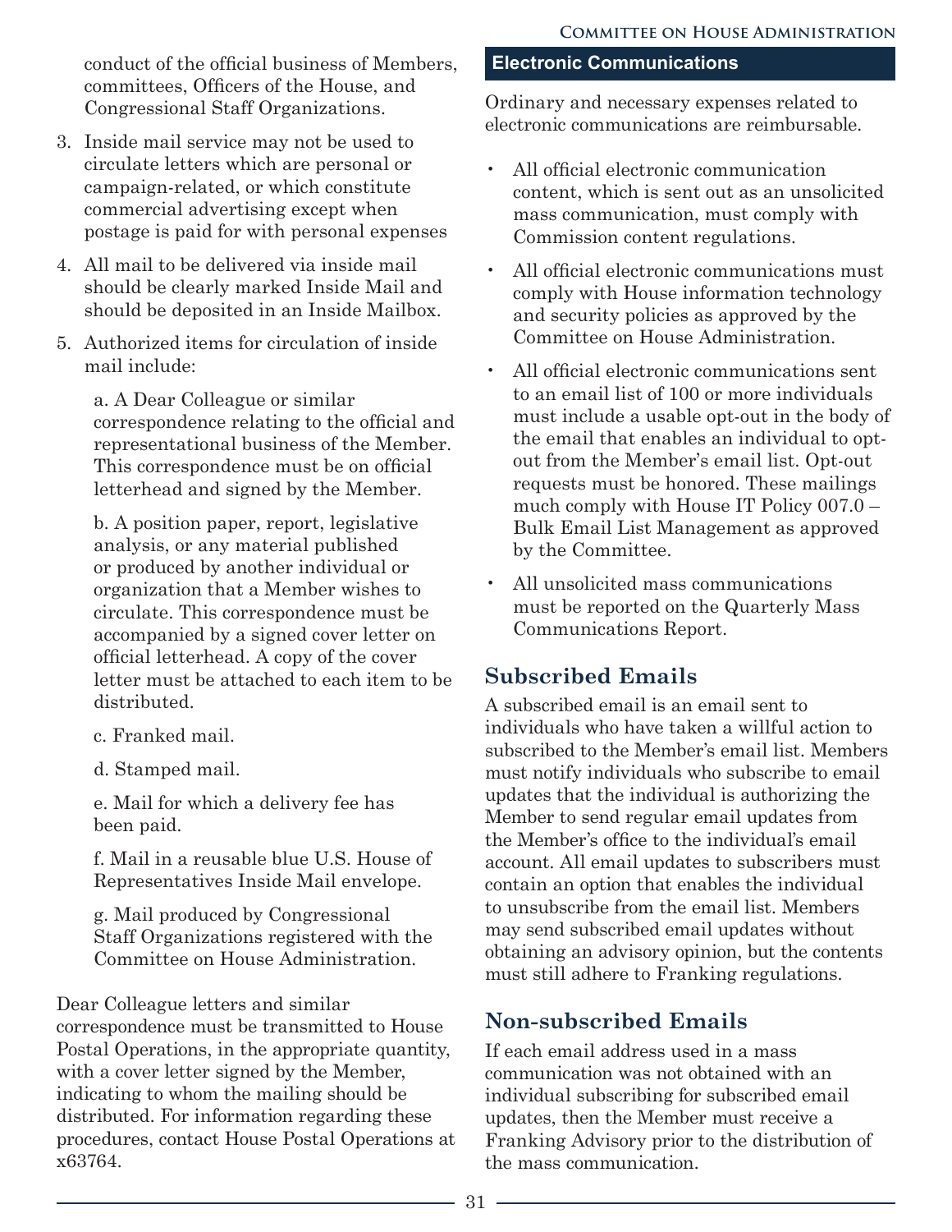conduct of the official business of Members, committees, Officers of the House, and Congressional Staff Organizations.

3. Inside mail service may not be used to circulate letters which are personal or campaign-related, or which constitute commercial advertising except when postage is paid for with personal expenses
4. All mail to be delivered via inside mail should be clearly marked Inside Mail and should be deposited in an Inside Mailbox.
5. Authorized items for circulation of inside mail include:

   a. A Dear Colleague or similar correspondence relating to the official and representational business of the Member. This correspondence must be on official letterhead and signed by the Member.

   b. A position paper, report, legislative analysis, or any material published or produced by another individual or organization that a Member wishes to circulate. This correspondence must be accompanied by a signed cover letter on official letterhead. A copy of the cover letter must be attached to each item to be distributed.

   c. Franked mail.

   d. Stamped mail.

   e. Mail for which a delivery fee has been paid.

   f. Mail in a reusable blue U.S. House of Representatives Inside Mail envelope.

   g. Mail produced by Congressional Staff Organizations registered with the Committee on House Administration.

Dear Colleague letters and similar correspondence must be transmitted to House Postal Operations, in the appropriate quantity, with a cover letter signed by the Member, indicating to whom the mailing should be distributed. For information regarding these procedures, contact House Postal Operations at x63764.

## Electronic Communications

Ordinary and necessary expenses related to electronic communications are reimbursable.

- All official electronic communication content, which is sent out as an unsolicited mass communication, must comply with Commission content regulations.
- All official electronic communications must comply with House information technology and security policies as approved by the Committee on House Administration.
- All official electronic communications sent to an email list of 100 or more individuals must include a usable opt-out in the body of the email that enables an individual to opt-out from the Member's email list. Opt-out requests must be honored. These mailings much comply with House IT Policy 007.0 – Bulk Email List Management as approved by the Committee.
- All unsolicited mass communications must be reported on the Quarterly Mass Communications Report.

## Subscribed Emails

A subscribed email is an email sent to individuals who have taken a willful action to subscribed to the Member's email list. Members must notify individuals who subscribe to email updates that the individual is authorizing the Member to send regular email updates from the Member's office to the individual's email account. All email updates to subscribers must contain an option that enables the individual to unsubscribe from the email list. Members may send subscribed email updates without obtaining an advisory opinion, but the contents must still adhere to Franking regulations.

## Non-subscribed Emails

If each email address used in a mass communication was not obtained with an individual subscribing for subscribed email updates, then the Member must receive a Franking Advisory prior to the distribution of the mass communication.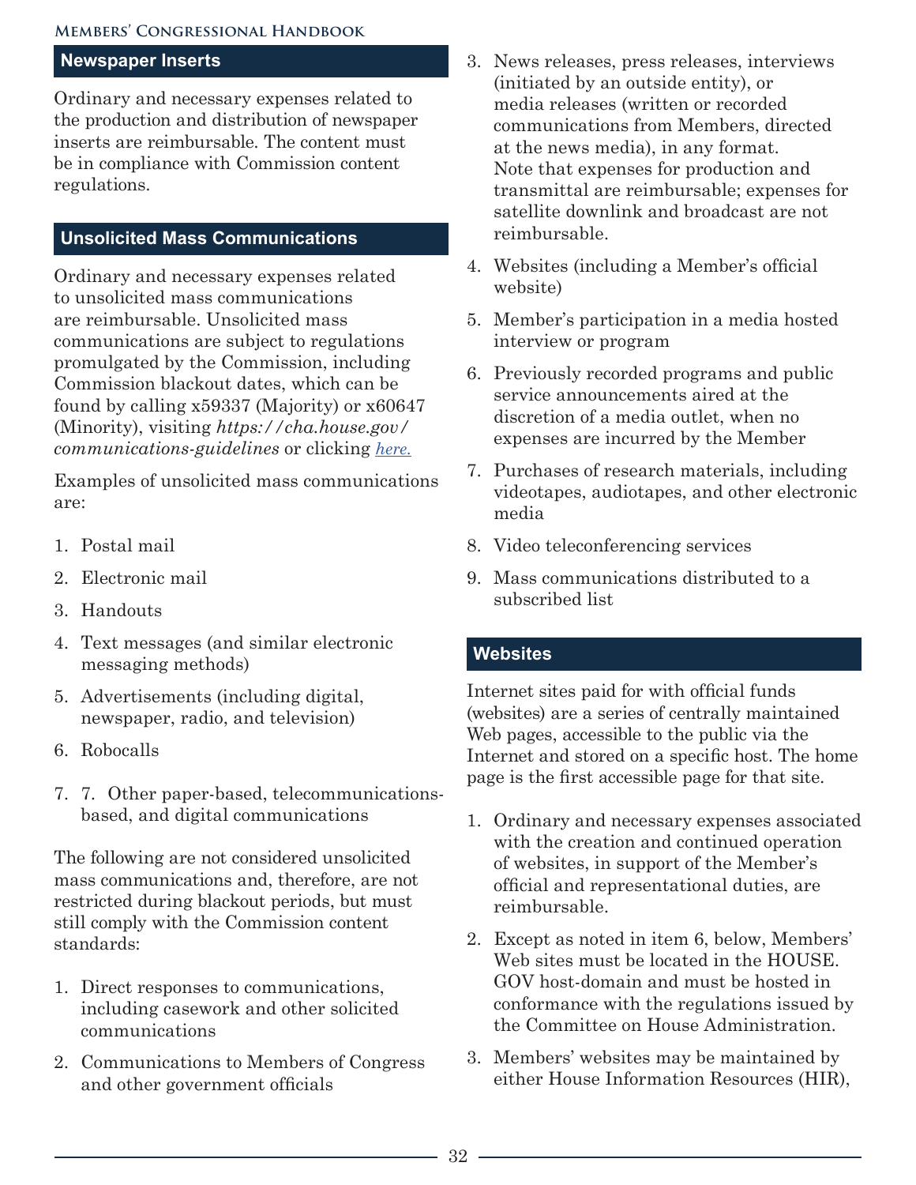## Newspaper Inserts

Ordinary and necessary expenses related to the production and distribution of newspaper inserts are reimbursable. The content must be in compliance with Commission content regulations.

## Unsolicited Mass Communications

Ordinary and necessary expenses related to unsolicited mass communications are reimbursable. Unsolicited mass communications are subject to regulations promulgated by the Commission, including Commission blackout dates, which can be found by calling x59337 (Majority) or x60647 (Minority), visiting *https://cha.house.gov/communications-guidelines* or clicking *here.*

Examples of unsolicited mass communications are:

1. Postal mail
2. Electronic mail
3. Handouts
4. Text messages (and similar electronic messaging methods)
5. Advertisements (including digital, newspaper, radio, and television)
6. Robocalls
7. 7. Other paper-based, telecommunications-based, and digital communications

The following are not considered unsolicited mass communications and, therefore, are not restricted during blackout periods, but must still comply with the Commission content standards:

1. Direct responses to communications, including casework and other solicited communications
2. Communications to Members of Congress and other government officials
3. News releases, press releases, interviews (initiated by an outside entity), or media releases (written or recorded communications from Members, directed at the news media), in any format. Note that expenses for production and transmittal are reimbursable; expenses for satellite downlink and broadcast are not reimbursable.
4. Websites (including a Member's official website)
5. Member's participation in a media hosted interview or program
6. Previously recorded programs and public service announcements aired at the discretion of a media outlet, when no expenses are incurred by the Member
7. Purchases of research materials, including videotapes, audiotapes, and other electronic media
8. Video teleconferencing services
9. Mass communications distributed to a subscribed list

## Websites

Internet sites paid for with official funds (websites) are a series of centrally maintained Web pages, accessible to the public via the Internet and stored on a specific host. The home page is the first accessible page for that site.

1. Ordinary and necessary expenses associated with the creation and continued operation of websites, in support of the Member's official and representational duties, are reimbursable.
2. Except as noted in item 6, below, Members' Web sites must be located in the HOUSE.GOV host-domain and must be hosted in conformance with the regulations issued by the Committee on House Administration.
3. Members' websites may be maintained by either House Information Resources (HIR),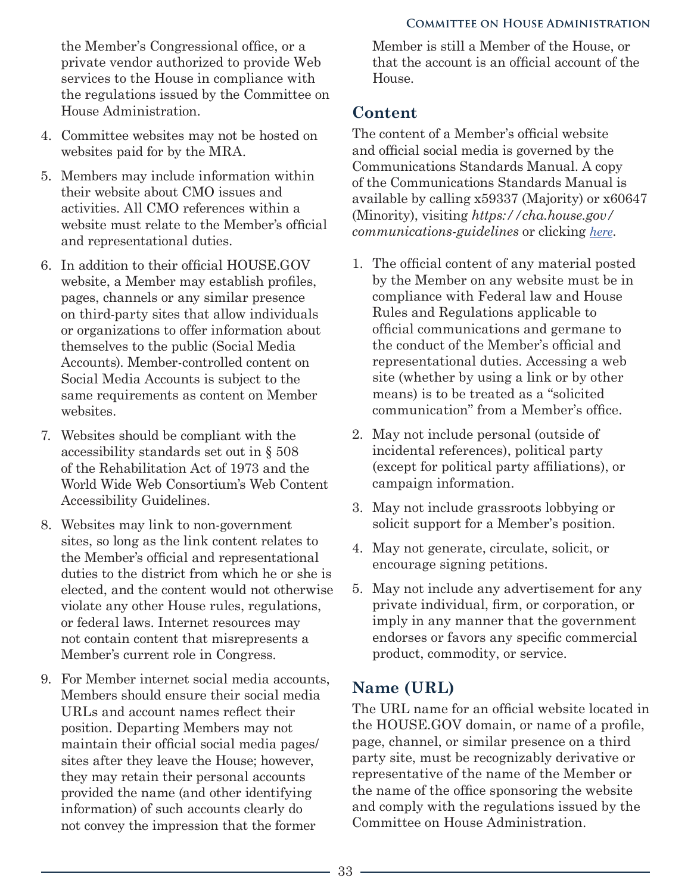the Member's Congressional office, or a private vendor authorized to provide Web services to the House in compliance with the regulations issued by the Committee on House Administration.

4. Committee websites may not be hosted on websites paid for by the MRA.
5. Members may include information within their website about CMO issues and activities. All CMO references within a website must relate to the Member's official and representational duties.
6. In addition to their official HOUSE.GOV website, a Member may establish profiles, pages, channels or any similar presence on third-party sites that allow individuals or organizations to offer information about themselves to the public (Social Media Accounts). Member-controlled content on Social Media Accounts is subject to the same requirements as content on Member websites.
7. Websites should be compliant with the accessibility standards set out in § 508 of the Rehabilitation Act of 1973 and the World Wide Web Consortium's Web Content Accessibility Guidelines.
8. Websites may link to non-government sites, so long as the link content relates to the Member's official and representational duties to the district from which he or she is elected, and the content would not otherwise violate any other House rules, regulations, or federal laws. Internet resources may not contain content that misrepresents a Member's current role in Congress.
9. For Member internet social media accounts, Members should ensure their social media URLs and account names reflect their position. Departing Members may not maintain their official social media pages/sites after they leave the House; however, they may retain their personal accounts provided the name (and other identifying information) of such accounts clearly do not convey the impression that the former Member is still a Member of the House, or that the account is an official account of the House.

## Content

The content of a Member's official website and official social media is governed by the Communications Standards Manual. A copy of the Communications Standards Manual is available by calling x59337 (Majority) or x60647 (Minority), visiting *https://cha.house.gov/communications-guidelines* or clicking *here*.

1. The official content of any material posted by the Member on any website must be in compliance with Federal law and House Rules and Regulations applicable to official communications and germane to the conduct of the Member's official and representational duties. Accessing a web site (whether by using a link or by other means) is to be treated as a "solicited communication" from a Member's office.
2. May not include personal (outside of incidental references), political party (except for political party affiliations), or campaign information.
3. May not include grassroots lobbying or solicit support for a Member's position.
4. May not generate, circulate, solicit, or encourage signing petitions.
5. May not include any advertisement for any private individual, firm, or corporation, or imply in any manner that the government endorses or favors any specific commercial product, commodity, or service.

## Name (URL)

The URL name for an official website located in the HOUSE.GOV domain, or name of a profile, page, channel, or similar presence on a third party site, must be recognizably derivative or representative of the name of the Member or the name of the office sponsoring the website and comply with the regulations issued by the Committee on House Administration.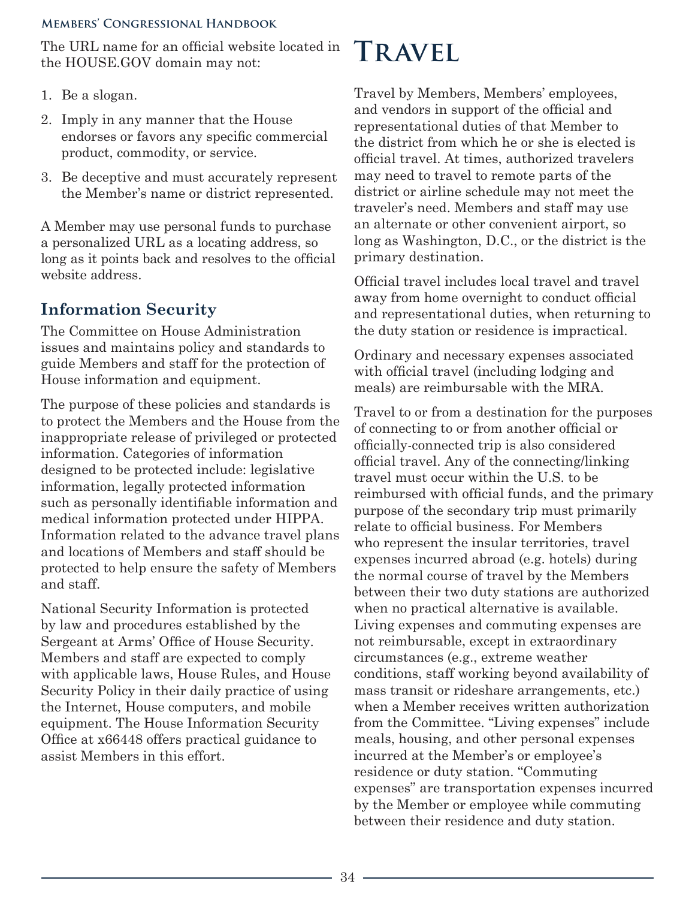The URL name for an official website located in the HOUSE.GOV domain may not:

1. Be a slogan.
2. Imply in any manner that the House endorses or favors any specific commercial product, commodity, or service.
3. Be deceptive and must accurately represent the Member's name or district represented.

A Member may use personal funds to purchase a personalized URL as a locating address, so long as it points back and resolves to the official website address.

## Information Security

The Committee on House Administration issues and maintains policy and standards to guide Members and staff for the protection of House information and equipment.

The purpose of these policies and standards is to protect the Members and the House from the inappropriate release of privileged or protected information. Categories of information designed to be protected include: legislative information, legally protected information such as personally identifiable information and medical information protected under HIPPA. Information related to the advance travel plans and locations of Members and staff should be protected to help ensure the safety of Members and staff.

National Security Information is protected by law and procedures established by the Sergeant at Arms' Office of House Security. Members and staff are expected to comply with applicable laws, House Rules, and House Security Policy in their daily practice of using the Internet, House computers, and mobile equipment. The House Information Security Office at x66448 offers practical guidance to assist Members in this effort.

# Travel

Travel by Members, Members' employees, and vendors in support of the official and representational duties of that Member to the district from which he or she is elected is official travel. At times, authorized travelers may need to travel to remote parts of the district or airline schedule may not meet the traveler's need. Members and staff may use an alternate or other convenient airport, so long as Washington, D.C., or the district is the primary destination.

Official travel includes local travel and travel away from home overnight to conduct official and representational duties, when returning to the duty station or residence is impractical.

Ordinary and necessary expenses associated with official travel (including lodging and meals) are reimbursable with the MRA.

Travel to or from a destination for the purposes of connecting to or from another official or officially-connected trip is also considered official travel. Any of the connecting/linking travel must occur within the U.S. to be reimbursed with official funds, and the primary purpose of the secondary trip must primarily relate to official business. For Members who represent the insular territories, travel expenses incurred abroad (e.g. hotels) during the normal course of travel by the Members between their two duty stations are authorized when no practical alternative is available. Living expenses and commuting expenses are not reimbursable, except in extraordinary circumstances (e.g., extreme weather conditions, staff working beyond availability of mass transit or rideshare arrangements, etc.) when a Member receives written authorization from the Committee. "Living expenses" include meals, housing, and other personal expenses incurred at the Member's or employee's residence or duty station. "Commuting expenses" are transportation expenses incurred by the Member or employee while commuting between their residence and duty station.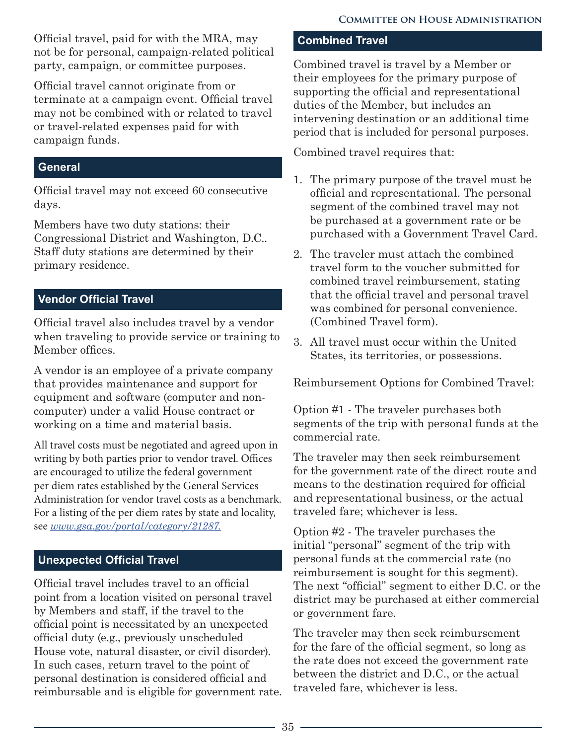Official travel, paid for with the MRA, may not be for personal, campaign-related political party, campaign, or committee purposes.

Official travel cannot originate from or terminate at a campaign event. Official travel may not be combined with or related to travel or travel-related expenses paid for with campaign funds.

## General

Official travel may not exceed 60 consecutive days.

Members have two duty stations: their Congressional District and Washington, D.C.. Staff duty stations are determined by their primary residence.

## Vendor Official Travel

Official travel also includes travel by a vendor when traveling to provide service or training to Member offices.

A vendor is an employee of a private company that provides maintenance and support for equipment and software (computer and non-computer) under a valid House contract or working on a time and material basis.

All travel costs must be negotiated and agreed upon in writing by both parties prior to vendor travel. Offices are encouraged to utilize the federal government per diem rates established by the General Services Administration for vendor travel costs as a benchmark. For a listing of the per diem rates by state and locality, see *www.gsa.gov/portal/category/21287.*

## Unexpected Official Travel

Official travel includes travel to an official point from a location visited on personal travel by Members and staff, if the travel to the official point is necessitated by an unexpected official duty (e.g., previously unscheduled House vote, natural disaster, or civil disorder). In such cases, return travel to the point of personal destination is considered official and reimbursable and is eligible for government rate.

## Combined Travel

Combined travel is travel by a Member or their employees for the primary purpose of supporting the official and representational duties of the Member, but includes an intervening destination or an additional time period that is included for personal purposes.

Combined travel requires that:

1. The primary purpose of the travel must be official and representational. The personal segment of the combined travel may not be purchased at a government rate or be purchased with a Government Travel Card.
2. The traveler must attach the combined travel form to the voucher submitted for combined travel reimbursement, stating that the official travel and personal travel was combined for personal convenience. (Combined Travel form).
3. All travel must occur within the United States, its territories, or possessions.

Reimbursement Options for Combined Travel:

Option #1 - The traveler purchases both segments of the trip with personal funds at the commercial rate.

The traveler may then seek reimbursement for the government rate of the direct route and means to the destination required for official and representational business, or the actual traveled fare; whichever is less.

Option #2 - The traveler purchases the initial "personal" segment of the trip with personal funds at the commercial rate (no reimbursement is sought for this segment). The next "official" segment to either D.C. or the district may be purchased at either commercial or government fare.

The traveler may then seek reimbursement for the fare of the official segment, so long as the rate does not exceed the government rate between the district and D.C., or the actual traveled fare, whichever is less.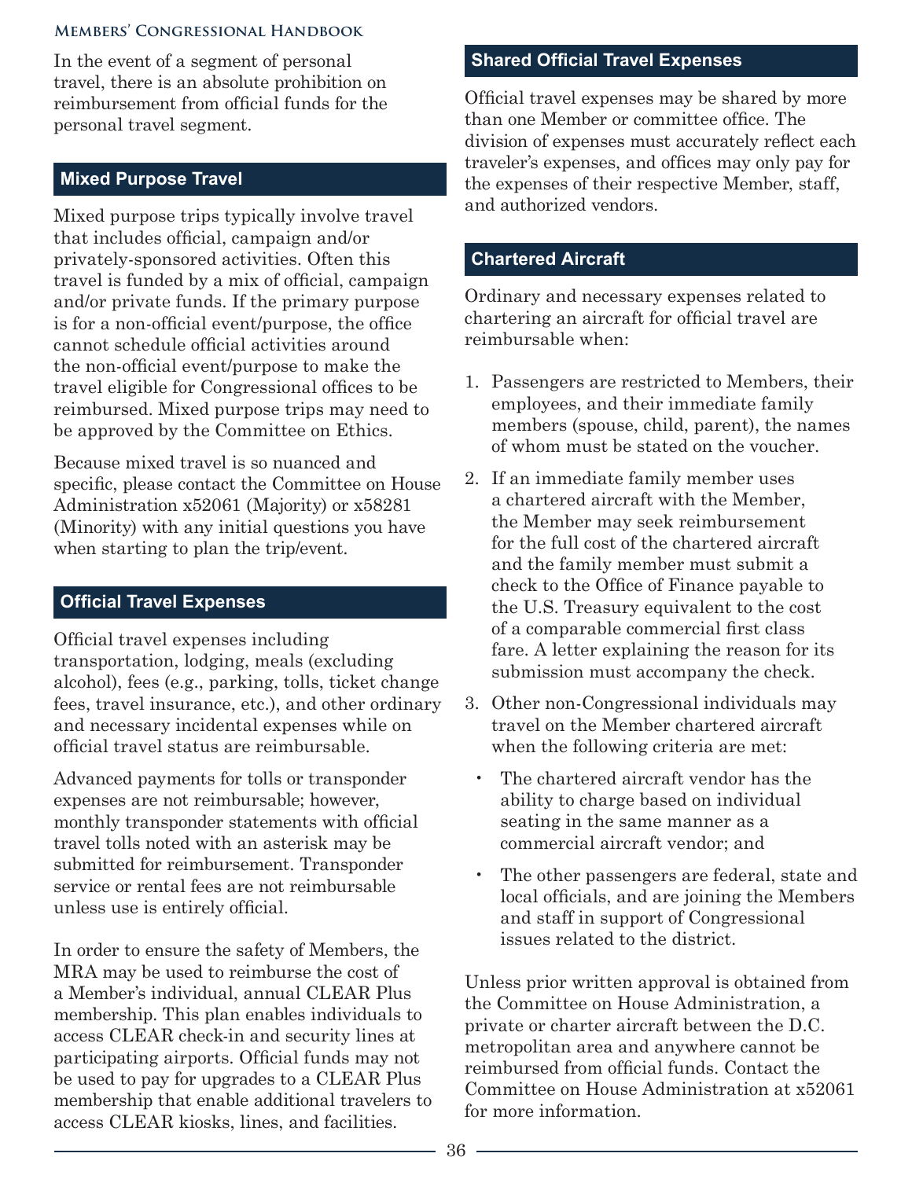In the event of a segment of personal travel, there is an absolute prohibition on reimbursement from official funds for the personal travel segment.

## Mixed Purpose Travel

Mixed purpose trips typically involve travel that includes official, campaign and/or privately-sponsored activities. Often this travel is funded by a mix of official, campaign and/or private funds. If the primary purpose is for a non-official event/purpose, the office cannot schedule official activities around the non-official event/purpose to make the travel eligible for Congressional offices to be reimbursed. Mixed purpose trips may need to be approved by the Committee on Ethics.

Because mixed travel is so nuanced and specific, please contact the Committee on House Administration x52061 (Majority) or x58281 (Minority) with any initial questions you have when starting to plan the trip/event.

## Official Travel Expenses

Official travel expenses including transportation, lodging, meals (excluding alcohol), fees (e.g., parking, tolls, ticket change fees, travel insurance, etc.), and other ordinary and necessary incidental expenses while on official travel status are reimbursable.

Advanced payments for tolls or transponder expenses are not reimbursable; however, monthly transponder statements with official travel tolls noted with an asterisk may be submitted for reimbursement. Transponder service or rental fees are not reimbursable unless use is entirely official.

In order to ensure the safety of Members, the MRA may be used to reimburse the cost of a Member's individual, annual CLEAR Plus membership. This plan enables individuals to access CLEAR check-in and security lines at participating airports. Official funds may not be used to pay for upgrades to a CLEAR Plus membership that enable additional travelers to access CLEAR kiosks, lines, and facilities.

## Shared Official Travel Expenses

Official travel expenses may be shared by more than one Member or committee office. The division of expenses must accurately reflect each traveler's expenses, and offices may only pay for the expenses of their respective Member, staff, and authorized vendors.

## Chartered Aircraft

Ordinary and necessary expenses related to chartering an aircraft for official travel are reimbursable when:

1. Passengers are restricted to Members, their employees, and their immediate family members (spouse, child, parent), the names of whom must be stated on the voucher.
2. If an immediate family member uses a chartered aircraft with the Member, the Member may seek reimbursement for the full cost of the chartered aircraft and the family member must submit a check to the Office of Finance payable to the U.S. Treasury equivalent to the cost of a comparable commercial first class fare. A letter explaining the reason for its submission must accompany the check.
3. Other non-Congressional individuals may travel on the Member chartered aircraft when the following criteria are met:
   - The chartered aircraft vendor has the ability to charge based on individual seating in the same manner as a commercial aircraft vendor; and
   - The other passengers are federal, state and local officials, and are joining the Members and staff in support of Congressional issues related to the district.

Unless prior written approval is obtained from the Committee on House Administration, a private or charter aircraft between the D.C. metropolitan area and anywhere cannot be reimbursed from official funds. Contact the Committee on House Administration at x52061 for more information.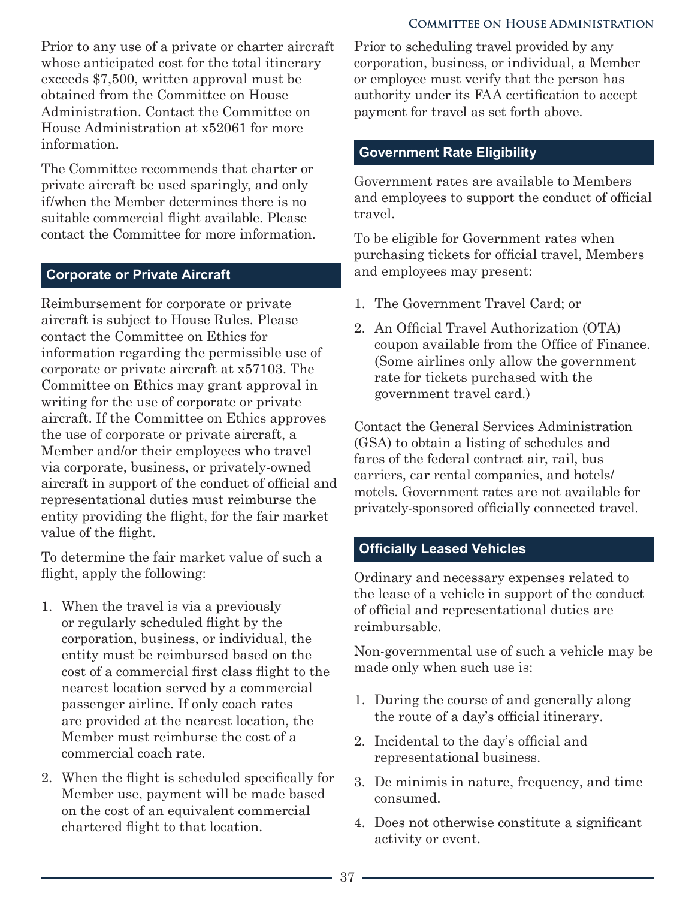Prior to any use of a private or charter aircraft whose anticipated cost for the total itinerary exceeds $7,500, written approval must be obtained from the Committee on House Administration. Contact the Committee on House Administration at x52061 for more information.

The Committee recommends that charter or private aircraft be used sparingly, and only if/when the Member determines there is no suitable commercial flight available. Please contact the Committee for more information.

## Corporate or Private Aircraft

Reimbursement for corporate or private aircraft is subject to House Rules. Please contact the Committee on Ethics for information regarding the permissible use of corporate or private aircraft at x57103. The Committee on Ethics may grant approval in writing for the use of corporate or private aircraft. If the Committee on Ethics approves the use of corporate or private aircraft, a Member and/or their employees who travel via corporate, business, or privately-owned aircraft in support of the conduct of official and representational duties must reimburse the entity providing the flight, for the fair market value of the flight.

To determine the fair market value of such a flight, apply the following:

1. When the travel is via a previously or regularly scheduled flight by the corporation, business, or individual, the entity must be reimbursed based on the cost of a commercial first class flight to the nearest location served by a commercial passenger airline. If only coach rates are provided at the nearest location, the Member must reimburse the cost of a commercial coach rate.
2. When the flight is scheduled specifically for Member use, payment will be made based on the cost of an equivalent commercial chartered flight to that location.

Prior to scheduling travel provided by any corporation, business, or individual, a Member or employee must verify that the person has authority under its FAA certification to accept payment for travel as set forth above.

## Government Rate Eligibility

Government rates are available to Members and employees to support the conduct of official travel.

To be eligible for Government rates when purchasing tickets for official travel, Members and employees may present:

1. The Government Travel Card; or
2. An Official Travel Authorization (OTA) coupon available from the Office of Finance. (Some airlines only allow the government rate for tickets purchased with the government travel card.)

Contact the General Services Administration (GSA) to obtain a listing of schedules and fares of the federal contract air, rail, bus carriers, car rental companies, and hotels/motels. Government rates are not available for privately-sponsored officially connected travel.

## Officially Leased Vehicles

Ordinary and necessary expenses related to the lease of a vehicle in support of the conduct of official and representational duties are reimbursable.

Non-governmental use of such a vehicle may be made only when such use is:

1. During the course of and generally along the route of a day's official itinerary.
2. Incidental to the day's official and representational business.
3. De minimis in nature, frequency, and time consumed.
4. Does not otherwise constitute a significant activity or event.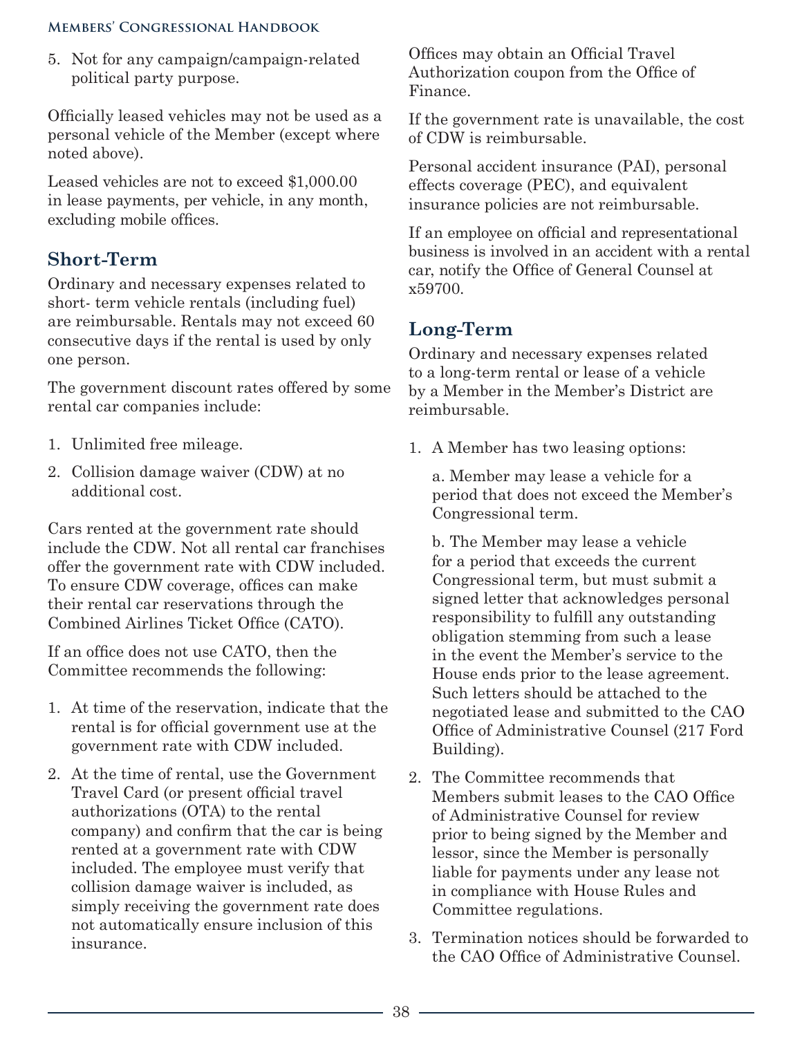5. Not for any campaign/campaign-related political party purpose.

Officially leased vehicles may not be used as a personal vehicle of the Member (except where noted above).

Leased vehicles are not to exceed $1,000.00 in lease payments, per vehicle, in any month, excluding mobile offices.

## Short-Term

Ordinary and necessary expenses related to short- term vehicle rentals (including fuel) are reimbursable. Rentals may not exceed 60 consecutive days if the rental is used by only one person.

The government discount rates offered by some rental car companies include:

1. Unlimited free mileage.
2. Collision damage waiver (CDW) at no additional cost.

Cars rented at the government rate should include the CDW. Not all rental car franchises offer the government rate with CDW included. To ensure CDW coverage, offices can make their rental car reservations through the Combined Airlines Ticket Office (CATO).

If an office does not use CATO, then the Committee recommends the following:

1. At time of the reservation, indicate that the rental is for official government use at the government rate with CDW included.
2. At the time of rental, use the Government Travel Card (or present official travel authorizations (OTA) to the rental company) and confirm that the car is being rented at a government rate with CDW included. The employee must verify that collision damage waiver is included, as simply receiving the government rate does not automatically ensure inclusion of this insurance.

Offices may obtain an Official Travel Authorization coupon from the Office of Finance.

If the government rate is unavailable, the cost of CDW is reimbursable.

Personal accident insurance (PAI), personal effects coverage (PEC), and equivalent insurance policies are not reimbursable.

If an employee on official and representational business is involved in an accident with a rental car, notify the Office of General Counsel at x59700.

## Long-Term

Ordinary and necessary expenses related to a long-term rental or lease of a vehicle by a Member in the Member's District are reimbursable.

1. A Member has two leasing options:

   a. Member may lease a vehicle for a period that does not exceed the Member's Congressional term.

   b. The Member may lease a vehicle for a period that exceeds the current Congressional term, but must submit a signed letter that acknowledges personal responsibility to fulfill any outstanding obligation stemming from such a lease in the event the Member's service to the House ends prior to the lease agreement. Such letters should be attached to the negotiated lease and submitted to the CAO Office of Administrative Counsel (217 Ford Building).

2. The Committee recommends that Members submit leases to the CAO Office of Administrative Counsel for review prior to being signed by the Member and lessor, since the Member is personally liable for payments under any lease not in compliance with House Rules and Committee regulations.
3. Termination notices should be forwarded to the CAO Office of Administrative Counsel.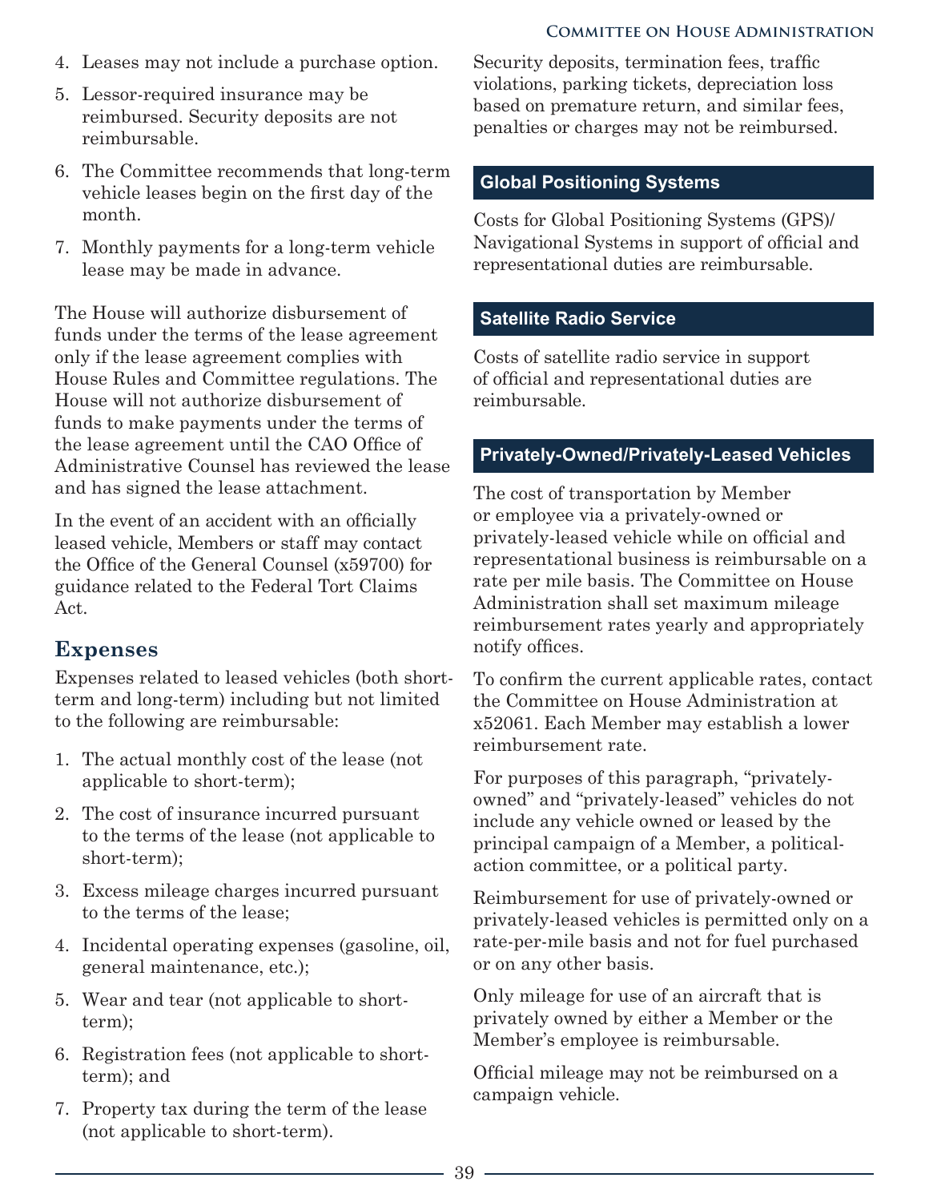4. Leases may not include a purchase option.
5. Lessor-required insurance may be reimbursed. Security deposits are not reimbursable.
6. The Committee recommends that long-term vehicle leases begin on the first day of the month.
7. Monthly payments for a long-term vehicle lease may be made in advance.

The House will authorize disbursement of funds under the terms of the lease agreement only if the lease agreement complies with House Rules and Committee regulations. The House will not authorize disbursement of funds to make payments under the terms of the lease agreement until the CAO Office of Administrative Counsel has reviewed the lease and has signed the lease attachment.

In the event of an accident with an officially leased vehicle, Members or staff may contact the Office of the General Counsel (x59700) for guidance related to the Federal Tort Claims Act.

## Expenses

Expenses related to leased vehicles (both short-term and long-term) including but not limited to the following are reimbursable:

1. The actual monthly cost of the lease (not applicable to short-term);
2. The cost of insurance incurred pursuant to the terms of the lease (not applicable to short-term);
3. Excess mileage charges incurred pursuant to the terms of the lease;
4. Incidental operating expenses (gasoline, oil, general maintenance, etc.);
5. Wear and tear (not applicable to short-term);
6. Registration fees (not applicable to short-term); and
7. Property tax during the term of the lease (not applicable to short-term).

Security deposits, termination fees, traffic violations, parking tickets, depreciation loss based on premature return, and similar fees, penalties or charges may not be reimbursed.

## Global Positioning Systems

Costs for Global Positioning Systems (GPS)/Navigational Systems in support of official and representational duties are reimbursable.

## Satellite Radio Service

Costs of satellite radio service in support of official and representational duties are reimbursable.

## Privately-Owned/Privately-Leased Vehicles

The cost of transportation by Member or employee via a privately-owned or privately-leased vehicle while on official and representational business is reimbursable on a rate per mile basis. The Committee on House Administration shall set maximum mileage reimbursement rates yearly and appropriately notify offices.

To confirm the current applicable rates, contact the Committee on House Administration at x52061. Each Member may establish a lower reimbursement rate.

For purposes of this paragraph, "privately-owned" and "privately-leased" vehicles do not include any vehicle owned or leased by the principal campaign of a Member, a political-action committee, or a political party.

Reimbursement for use of privately-owned or privately-leased vehicles is permitted only on a rate-per-mile basis and not for fuel purchased or on any other basis.

Only mileage for use of an aircraft that is privately owned by either a Member or the Member's employee is reimbursable.

Official mileage may not be reimbursed on a campaign vehicle.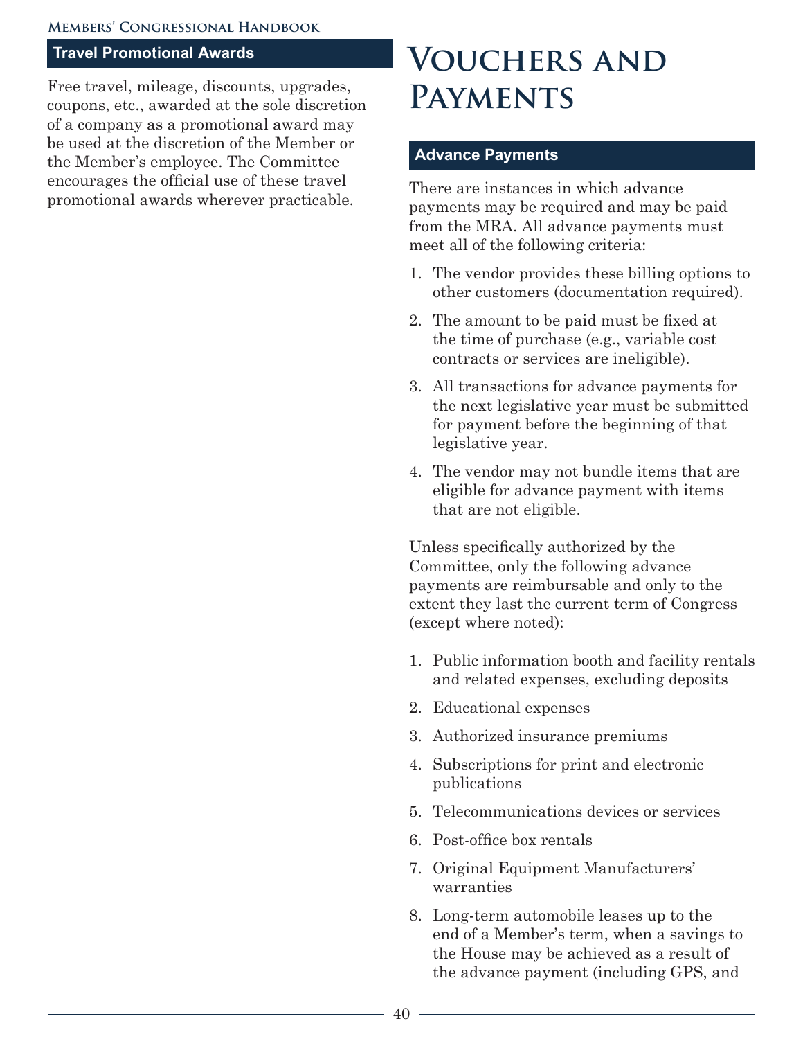### Travel Promotional Awards

Free travel, mileage, discounts, upgrades, coupons, etc., awarded at the sole discretion of a company as a promotional award may be used at the discretion of the Member or the Member's employee. The Committee encourages the official use of these travel promotional awards wherever practicable.

# Vouchers and Payments

### Advance Payments

There are instances in which advance payments may be required and may be paid from the MRA. All advance payments must meet all of the following criteria:

1. The vendor provides these billing options to other customers (documentation required).
2. The amount to be paid must be fixed at the time of purchase (e.g., variable cost contracts or services are ineligible).
3. All transactions for advance payments for the next legislative year must be submitted for payment before the beginning of that legislative year.
4. The vendor may not bundle items that are eligible for advance payment with items that are not eligible.

Unless specifically authorized by the Committee, only the following advance payments are reimbursable and only to the extent they last the current term of Congress (except where noted):

1. Public information booth and facility rentals and related expenses, excluding deposits
2. Educational expenses
3. Authorized insurance premiums
4. Subscriptions for print and electronic publications
5. Telecommunications devices or services
6. Post-office box rentals
7. Original Equipment Manufacturers' warranties
8. Long-term automobile leases up to the end of a Member's term, when a savings to the House may be achieved as a result of the advance payment (including GPS, and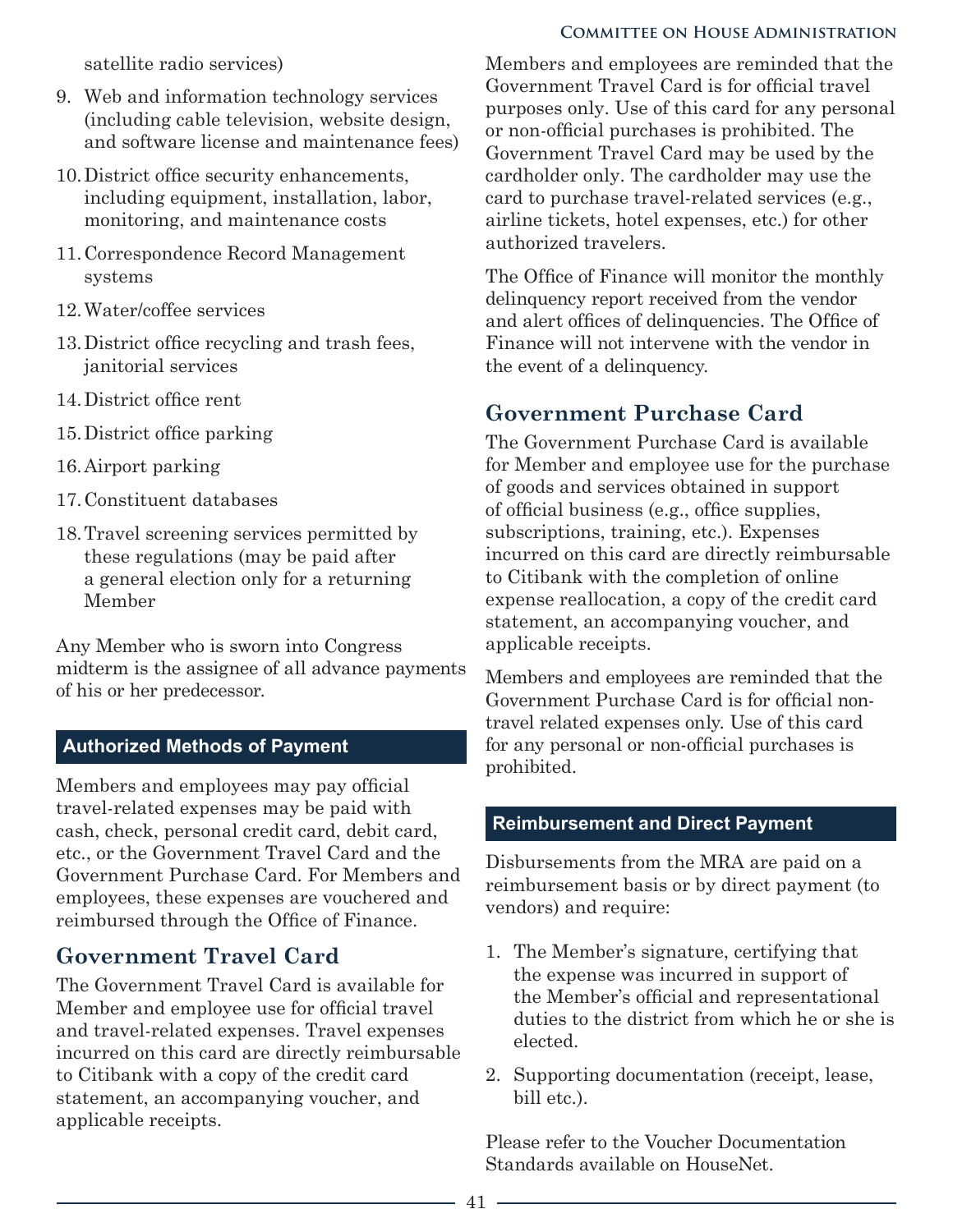satellite radio services)

9. Web and information technology services (including cable television, website design, and software license and maintenance fees)
10. District office security enhancements, including equipment, installation, labor, monitoring, and maintenance costs
11. Correspondence Record Management systems
12. Water/coffee services
13. District office recycling and trash fees, janitorial services
14. District office rent
15. District office parking
16. Airport parking
17. Constituent databases
18. Travel screening services permitted by these regulations (may be paid after a general election only for a returning Member

Any Member who is sworn into Congress midterm is the assignee of all advance payments of his or her predecessor.

### Authorized Methods of Payment

Members and employees may pay official travel-related expenses may be paid with cash, check, personal credit card, debit card, etc., or the Government Travel Card and the Government Purchase Card. For Members and employees, these expenses are vouchered and reimbursed through the Office of Finance.

## Government Travel Card

The Government Travel Card is available for Member and employee use for official travel and travel-related expenses. Travel expenses incurred on this card are directly reimbursable to Citibank with a copy of the credit card statement, an accompanying voucher, and applicable receipts.

Members and employees are reminded that the Government Travel Card is for official travel purposes only. Use of this card for any personal or non-official purchases is prohibited. The Government Travel Card may be used by the cardholder only. The cardholder may use the card to purchase travel-related services (e.g., airline tickets, hotel expenses, etc.) for other authorized travelers.

The Office of Finance will monitor the monthly delinquency report received from the vendor and alert offices of delinquencies. The Office of Finance will not intervene with the vendor in the event of a delinquency.

## Government Purchase Card

The Government Purchase Card is available for Member and employee use for the purchase of goods and services obtained in support of official business (e.g., office supplies, subscriptions, training, etc.). Expenses incurred on this card are directly reimbursable to Citibank with the completion of online expense reallocation, a copy of the credit card statement, an accompanying voucher, and applicable receipts.

Members and employees are reminded that the Government Purchase Card is for official non-travel related expenses only. Use of this card for any personal or non-official purchases is prohibited.

### Reimbursement and Direct Payment

Disbursements from the MRA are paid on a reimbursement basis or by direct payment (to vendors) and require:

1. The Member's signature, certifying that the expense was incurred in support of the Member's official and representational duties to the district from which he or she is elected.
2. Supporting documentation (receipt, lease, bill etc.).

Please refer to the Voucher Documentation Standards available on HouseNet.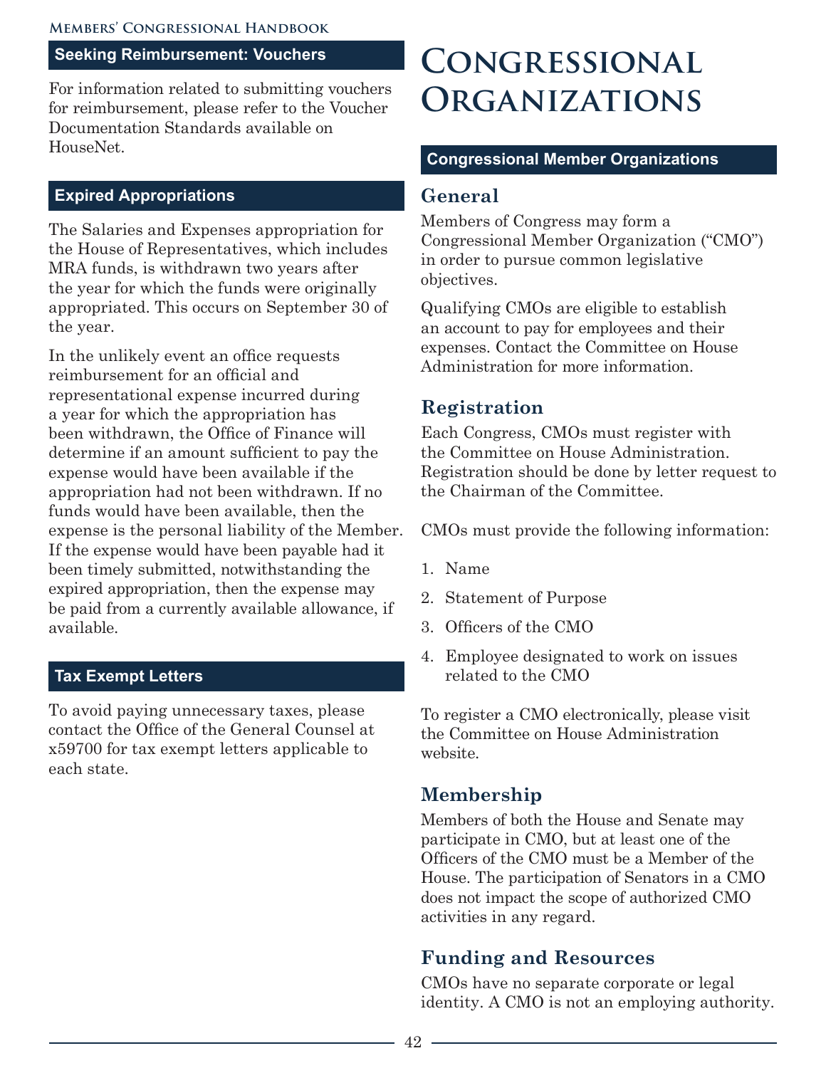## Seeking Reimbursement: Vouchers

For information related to submitting vouchers for reimbursement, please refer to the Voucher Documentation Standards available on HouseNet.

## Expired Appropriations

The Salaries and Expenses appropriation for the House of Representatives, which includes MRA funds, is withdrawn two years after the year for which the funds were originally appropriated. This occurs on September 30 of the year.

In the unlikely event an office requests reimbursement for an official and representational expense incurred during a year for which the appropriation has been withdrawn, the Office of Finance will determine if an amount sufficient to pay the expense would have been available if the appropriation had not been withdrawn. If no funds would have been available, then the expense is the personal liability of the Member. If the expense would have been payable had it been timely submitted, notwithstanding the expired appropriation, then the expense may be paid from a currently available allowance, if available.

## Tax Exempt Letters

To avoid paying unnecessary taxes, please contact the Office of the General Counsel at x59700 for tax exempt letters applicable to each state.

# Congressional Organizations

## Congressional Member Organizations

### General

Members of Congress may form a Congressional Member Organization ("CMO") in order to pursue common legislative objectives.

Qualifying CMOs are eligible to establish an account to pay for employees and their expenses. Contact the Committee on House Administration for more information.

### Registration

Each Congress, CMOs must register with the Committee on House Administration. Registration should be done by letter request to the Chairman of the Committee.

CMOs must provide the following information:

1. Name
2. Statement of Purpose
3. Officers of the CMO
4. Employee designated to work on issues related to the CMO

To register a CMO electronically, please visit the Committee on House Administration website.

### Membership

Members of both the House and Senate may participate in CMO, but at least one of the Officers of the CMO must be a Member of the House. The participation of Senators in a CMO does not impact the scope of authorized CMO activities in any regard.

### Funding and Resources

CMOs have no separate corporate or legal identity. A CMO is not an employing authority.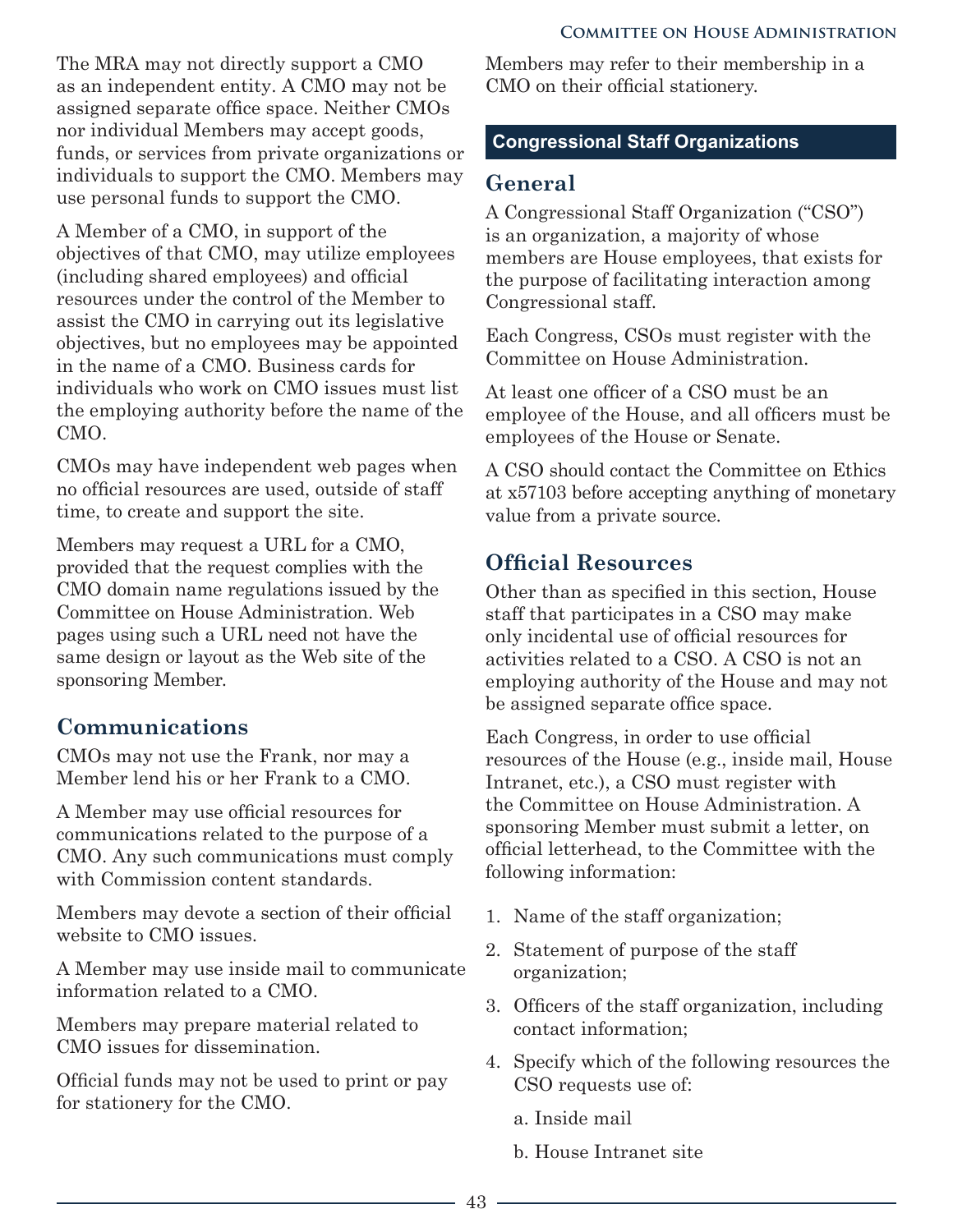The MRA may not directly support a CMO as an independent entity. A CMO may not be assigned separate office space. Neither CMOs nor individual Members may accept goods, funds, or services from private organizations or individuals to support the CMO. Members may use personal funds to support the CMO.

A Member of a CMO, in support of the objectives of that CMO, may utilize employees (including shared employees) and official resources under the control of the Member to assist the CMO in carrying out its legislative objectives, but no employees may be appointed in the name of a CMO. Business cards for individuals who work on CMO issues must list the employing authority before the name of the CMO.

CMOs may have independent web pages when no official resources are used, outside of staff time, to create and support the site.

Members may request a URL for a CMO, provided that the request complies with the CMO domain name regulations issued by the Committee on House Administration. Web pages using such a URL need not have the same design or layout as the Web site of the sponsoring Member.

### Communications

CMOs may not use the Frank, nor may a Member lend his or her Frank to a CMO.

A Member may use official resources for communications related to the purpose of a CMO. Any such communications must comply with Commission content standards.

Members may devote a section of their official website to CMO issues.

A Member may use inside mail to communicate information related to a CMO.

Members may prepare material related to CMO issues for dissemination.

Official funds may not be used to print or pay for stationery for the CMO.

Members may refer to their membership in a CMO on their official stationery.

## Congressional Staff Organizations

### General

A Congressional Staff Organization ("CSO") is an organization, a majority of whose members are House employees, that exists for the purpose of facilitating interaction among Congressional staff.

Each Congress, CSOs must register with the Committee on House Administration.

At least one officer of a CSO must be an employee of the House, and all officers must be employees of the House or Senate.

A CSO should contact the Committee on Ethics at x57103 before accepting anything of monetary value from a private source.

### Official Resources

Other than as specified in this section, House staff that participates in a CSO may make only incidental use of official resources for activities related to a CSO. A CSO is not an employing authority of the House and may not be assigned separate office space.

Each Congress, in order to use official resources of the House (e.g., inside mail, House Intranet, etc.), a CSO must register with the Committee on House Administration. A sponsoring Member must submit a letter, on official letterhead, to the Committee with the following information:

1. Name of the staff organization;
2. Statement of purpose of the staff organization;
3. Officers of the staff organization, including contact information;
4. Specify which of the following resources the CSO requests use of:

   a. Inside mail

   b. House Intranet site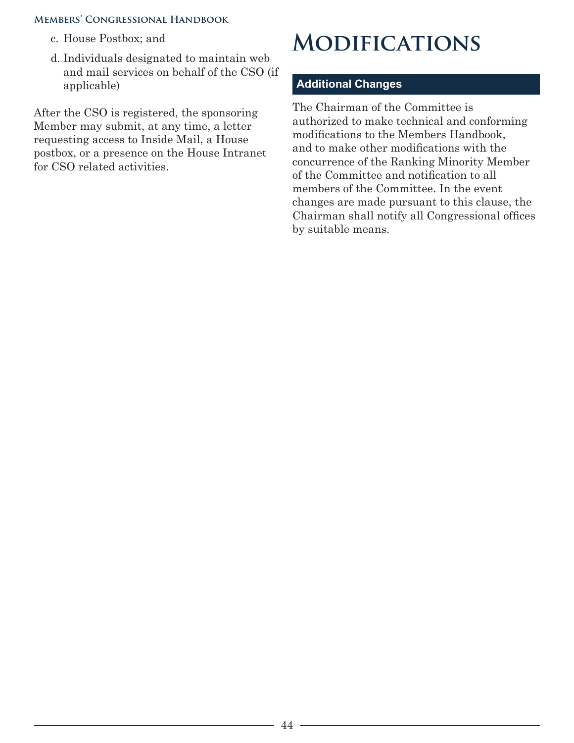c. House Postbox; and

d. Individuals designated to maintain web and mail services on behalf of the CSO (if applicable)

After the CSO is registered, the sponsoring Member may submit, at any time, a letter requesting access to Inside Mail, a House postbox, or a presence on the House Intranet for CSO related activities.

# Modifications

## Additional Changes

The Chairman of the Committee is authorized to make technical and conforming modifications to the Members Handbook, and to make other modifications with the concurrence of the Ranking Minority Member of the Committee and notification to all members of the Committee. In the event changes are made pursuant to this clause, the Chairman shall notify all Congressional offices by suitable means.